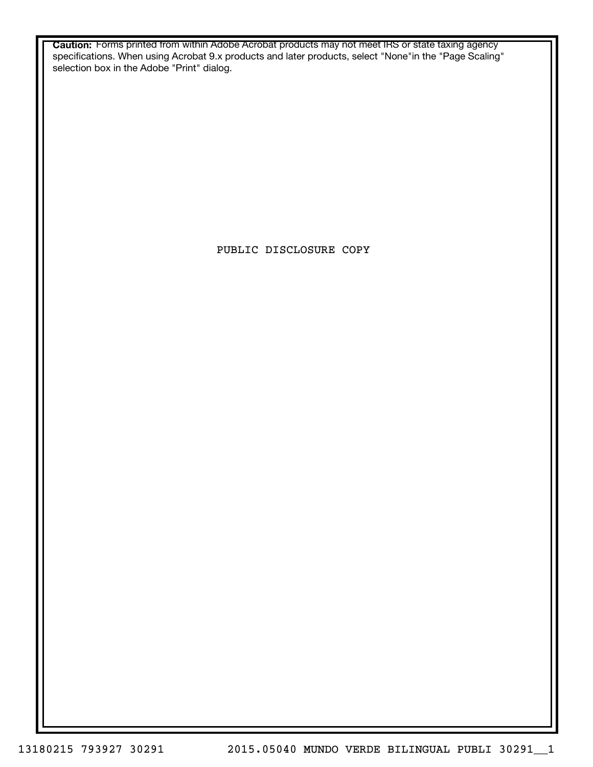**Caution:** Forms printed from within Adobe Acrobat products may not meet IRS or state taxing agency specifications. When using Acrobat 9.x products and later products, select "None"in the "Page Scaling" selection box in the Adobe "Print" dialog.

PUBLIC DISCLOSURE COPY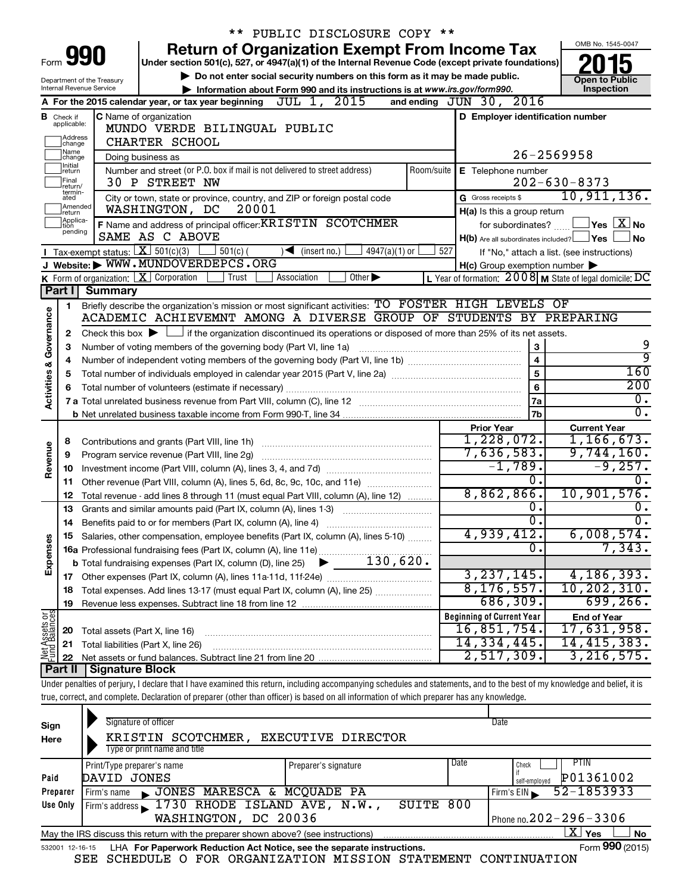\*\* PUBLIC DISCLOSURE COPY \*\*

# Form 990 — Return of Organization Exempt From Income Tax (2015)

Under section 501(c), 527, or 4947(a)(1) of the Internal Revenue Code (except private foundations)

▶ Do not enter social security numbers on this form as it may be made public.

▶ Information about Form 990 and its instructions is at www.irs.gov/form990.

OMB No. 1545-0047 — Open to Public Inspection

Department of the Treasury, Internal Revenue Service

**A** For the 2015 calendar year, or tax year beginning JUL 1, 2015 and ending JUN 30, 2016

**B** Check if applicable: Address change, Name change, Initial return, Final return/terminated, Amended return, Application pending

**C** Name of organization: MUNDO VERDE BILINGUAL PUBLIC CHARTER SCHOOL

Doing business as

Number and street (or P.O. box if mail is not delivered to street address): 30 P STREET NW — Room/suite

City or town, state or province, country, and ZIP or foreign postal code: WASHINGTON, DC 20001

**D** Employer identification number: 26-2569958

**E** Telephone number: 202-630-8373

**G** Gross receipts $ 10,911,136.

**F** Name and address of principal officer: KRISTIN SCOTCHMER, SAME AS C ABOVE

**H(a)** Is this a group return for subordinates? ☐ Yes ☒ No

**H(b)** Are all subordinates included? ☐ Yes ☐ No — If "No," attach a list. (see instructions)

**H(c)** Group exemption number ▶

**I** Tax-exempt status: ☒ 501(c)(3) ☐ 501(c) ( ) ◀ (insert no.) ☐ 4947(a)(1) or ☐ 527

**J** Website: ▶ WWW.MUNDOVERDEPCS.ORG

**K** Form of organization: ☒ Corporation ☐ Trust ☐ Association ☐ Other ▶

**L** Year of formation: 2008 **M** State of legal domicile: DC

## Part I Summary

**Activities & Governance**

1. Briefly describe the organization's mission or most significant activities: TO FOSTER HIGH LEVELS OF ACADEMIC ACHIEVEMNT AMONG A DIVERSE GROUP OF STUDENTS BY PREPARING
2. Check this box ▶ ☐ if the organization discontinued its operations or disposed of more than 25% of its net assets.

| | | Line | |
|---|---|---|---|
| 3 | Number of voting members of the governing body (Part VI, line 1a) | 3 | 9 |
| 4 | Number of independent voting members of the governing body (Part VI, line 1b) | 4 | 9 |
| 5 | Total number of individuals employed in calendar year 2015 (Part V, line 2a) | 5 | 160 |
| 6 | Total number of volunteers (estimate if necessary) | 6 | 200 |
| 7a | Total unrelated business revenue from Part VIII, column (C), line 12 | 7a | 0. |
| 7b | Net unrelated business taxable income from Form 990-T, line 34 | 7b | 0. |

| | | Prior Year | Current Year |
|---|---|---|---|
| **Revenue** | | | |
| 8 | Contributions and grants (Part VIII, line 1h) | 1,228,072. | 1,166,673. |
| 9 | Program service revenue (Part VIII, line 2g) | 7,636,583. | 9,744,160. |
| 10 | Investment income (Part VIII, column (A), lines 3, 4, and 7d) | -1,789. | -9,257. |
| 11 | Other revenue (Part VIII, column (A), lines 5, 6d, 8c, 9c, 10c, and 11e) | 0. | 0. |
| 12 | Total revenue - add lines 8 through 11 (must equal Part VIII, column (A), line 12) | 8,862,866. | 10,901,576. |
| **Expenses** | | | |
| 13 | Grants and similar amounts paid (Part IX, column (A), lines 1-3) | 0. | 0. |
| 14 | Benefits paid to or for members (Part IX, column (A), line 4) | 0. | 0. |
| 15 | Salaries, other compensation, employee benefits (Part IX, column (A), lines 5-10) | 4,939,412. | 6,008,574. |
| 16a | Professional fundraising fees (Part IX, column (A), line 11e) | 0. | 7,343. |
| b | Total fundraising expenses (Part IX, column (D), line 25) ▶ 130,620. | | |
| 17 | Other expenses (Part IX, column (A), lines 11a-11d, 11f-24e) | 3,237,145. | 4,186,393. |
| 18 | Total expenses. Add lines 13-17 (must equal Part IX, column (A), line 25) | 8,176,557. | 10,202,310. |
| 19 | Revenue less expenses. Subtract line 18 from line 12 | 686,309. | 699,266. |

| **Net Assets or Fund Balances** | | Beginning of Current Year | End of Year |
|---|---|---|---|
| 20 | Total assets (Part X, line 16) | 16,851,754. | 17,631,958. |
| 21 | Total liabilities (Part X, line 26) | 14,334,445. | 14,415,383. |
| 22 | Net assets or fund balances. Subtract line 21 from line 20 | 2,517,309. | 3,216,575. |

## Part II Signature Block

Under penalties of perjury, I declare that I have examined this return, including accompanying schedules and statements, and to the best of my knowledge and belief, it is true, correct, and complete. Declaration of preparer (other than officer) is based on all information of which preparer has any knowledge.

**Sign Here**

Signature of officer — Date

KRISTIN SCOTCHMER, EXECUTIVE DIRECTOR

Type or print name and title

**Paid Preparer Use Only**

| Print/Type preparer's name | Preparer's signature | Date | Check ☐ if self-employed | PTIN |
|---|---|---|---|---|
| DAVID JONES | | | | P01361002 |

Firm's name ▶ JONES MARESCA & MCQUADE PA — Firm's EIN ▶ 52-1853933

Firm's address ▶ 1730 RHODE ISLAND AVE, N.W., SUITE 800, WASHINGTON, DC 20036 — Phone no. 202-296-3306

May the IRS discuss this return with the preparer shown above? (see instructions) ☒ Yes ☐ No

532001 12-16-15 LHA For Paperwork Reduction Act Notice, see the separate instructions. Form **990** (2015)

SEE SCHEDULE O FOR ORGANIZATION MISSION STATEMENT CONTINUATION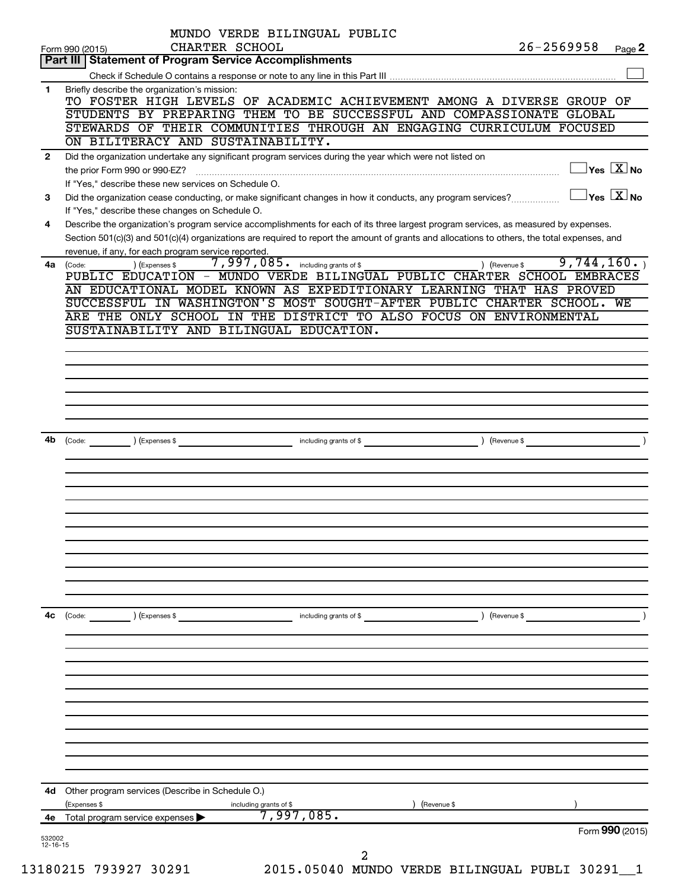MUNDO VERDE BILINGUAL PUBLIC CHARTER SCHOOL 26-2569958

Form 990 (2015) Page **2**

**Part III | Statement of Program Service Accomplishments**

Check if Schedule O contains a response or note to any line in this Part III ☐

**1** Briefly describe the organization's mission:

TO FOSTER HIGH LEVELS OF ACADEMIC ACHIEVEMENT AMONG A DIVERSE GROUP OF STUDENTS BY PREPARING THEM TO BE SUCCESSFUL AND COMPASSIONATE GLOBAL STEWARDS OF THEIR COMMUNITIES THROUGH AN ENGAGING CURRICULUM FOCUSED ON BILITERACY AND SUSTAINABILITY.

**2** Did the organization undertake any significant program services during the year which were not listed on the prior Form 990 or 990-EZ? ☐ Yes ☒ No

If "Yes," describe these new services on Schedule O.

**3** Did the organization cease conducting, or make significant changes in how it conducts, any program services? ☐ Yes ☒ No

If "Yes," describe these changes on Schedule O.

**4** Describe the organization's program service accomplishments for each of its three largest program services, as measured by expenses. Section 501(c)(3) and 501(c)(4) organizations are required to report the amount of grants and allocations to others, the total expenses, and revenue, if any, for each program service reported.

**4a** (Code: ) (Expenses $ 7,997,085. including grants of $ ) (Revenue $ 9,744,160. )

PUBLIC EDUCATION - MUNDO VERDE BILINGUAL PUBLIC CHARTER SCHOOL EMBRACES AN EDUCATIONAL MODEL KNOWN AS EXPEDITIONARY LEARNING THAT HAS PROVED SUCCESSFUL IN WASHINGTON'S MOST SOUGHT-AFTER PUBLIC CHARTER SCHOOL. WE ARE THE ONLY SCHOOL IN THE DISTRICT TO ALSO FOCUS ON ENVIRONMENTAL SUSTAINABILITY AND BILINGUAL EDUCATION.

**4b** (Code: ) (Expenses $ including grants of $ ) (Revenue $ )

**4c** (Code: ) (Expenses $ including grants of $ ) (Revenue $ )

**4d** Other program services (Describe in Schedule O.)

(Expenses $ including grants of $ ) (Revenue $ )

**4e** Total program service expenses ▶ 7,997,085.

Form **990** (2015)

532002 12-16-15

13180215 793927 30291 2015.05040 MUNDO VERDE BILINGUAL PUBLI 30291__1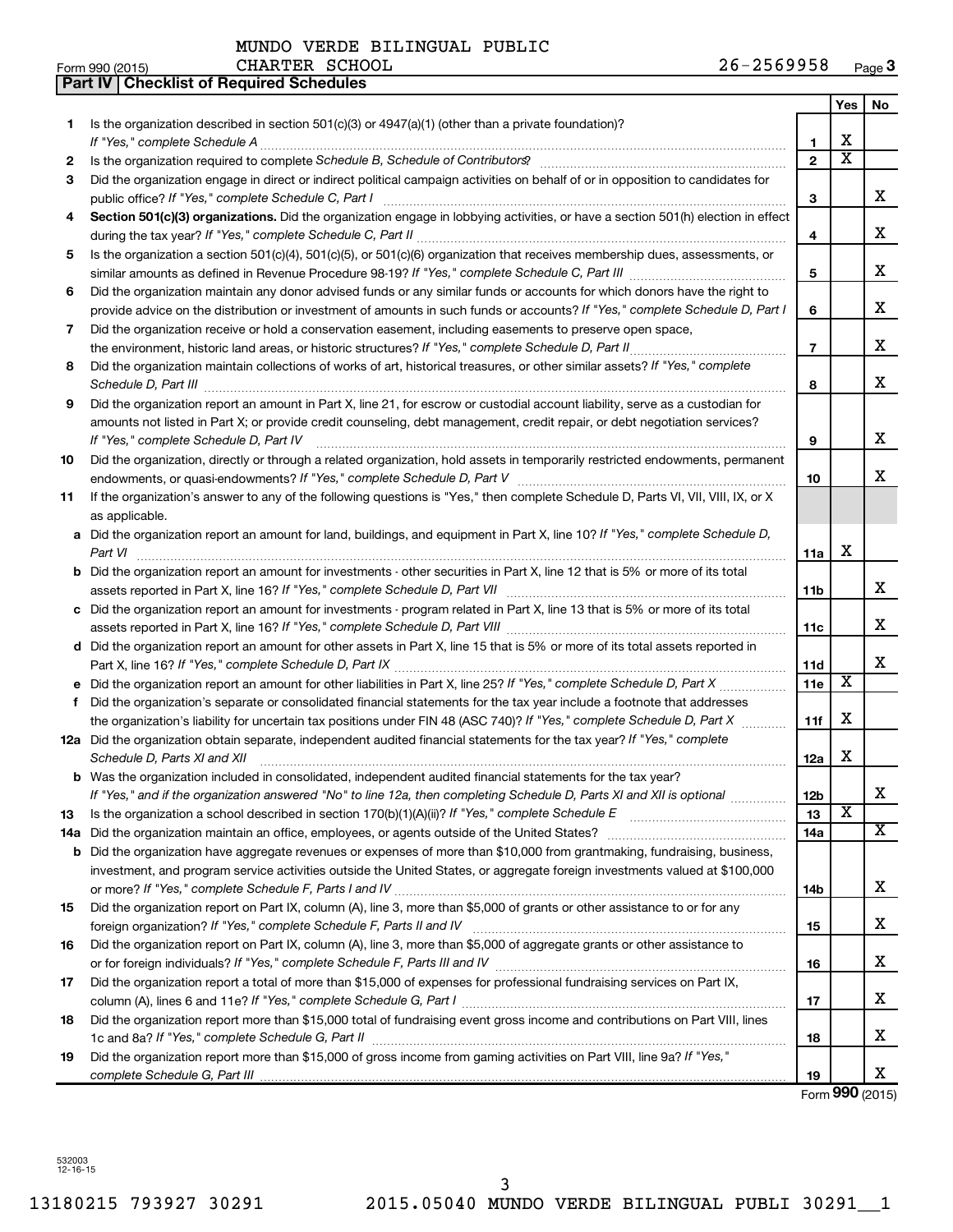MUNDO VERDE BILINGUAL PUBLIC CHARTER SCHOOL 26-2569958

Form 990 (2015)

## Part IV | Checklist of Required Schedules

| | | | Yes | No |
|---|---|---|---|---|
| 1 | Is the organization described in section 501(c)(3) or 4947(a)(1) (other than a private foundation)? *If "Yes," complete Schedule A* | 1 | X | |
| 2 | Is the organization required to complete *Schedule B, Schedule of Contributors*? | 2 | X | |
| 3 | Did the organization engage in direct or indirect political campaign activities on behalf of or in opposition to candidates for public office? *If "Yes," complete Schedule C, Part I* | 3 | | X |
| 4 | **Section 501(c)(3) organizations.** Did the organization engage in lobbying activities, or have a section 501(h) election in effect during the tax year? *If "Yes," complete Schedule C, Part II* | 4 | | X |
| 5 | Is the organization a section 501(c)(4), 501(c)(5), or 501(c)(6) organization that receives membership dues, assessments, or similar amounts as defined in Revenue Procedure 98-19? *If "Yes," complete Schedule C, Part III* | 5 | | X |
| 6 | Did the organization maintain any donor advised funds or any similar funds or accounts for which donors have the right to provide advice on the distribution or investment of amounts in such funds or accounts? *If "Yes," complete Schedule D, Part I* | 6 | | X |
| 7 | Did the organization receive or hold a conservation easement, including easements to preserve open space, the environment, historic land areas, or historic structures? *If "Yes," complete Schedule D, Part II* | 7 | | X |
| 8 | Did the organization maintain collections of works of art, historical treasures, or other similar assets? *If "Yes," complete Schedule D, Part III* | 8 | | X |
| 9 | Did the organization report an amount in Part X, line 21, for escrow or custodial account liability, serve as a custodian for amounts not listed in Part X; or provide credit counseling, debt management, credit repair, or debt negotiation services? *If "Yes," complete Schedule D, Part IV* | 9 | | X |
| 10 | Did the organization, directly or through a related organization, hold assets in temporarily restricted endowments, permanent endowments, or quasi-endowments? *If "Yes," complete Schedule D, Part V* | 10 | | X |
| 11 | If the organization's answer to any of the following questions is "Yes," then complete Schedule D, Parts VI, VII, VIII, IX, or X as applicable. | | | |
| a | Did the organization report an amount for land, buildings, and equipment in Part X, line 10? *If "Yes," complete Schedule D, Part VI* | 11a | X | |
| b | Did the organization report an amount for investments - other securities in Part X, line 12 that is 5% or more of its total assets reported in Part X, line 16? *If "Yes," complete Schedule D, Part VII* | 11b | | X |
| c | Did the organization report an amount for investments - program related in Part X, line 13 that is 5% or more of its total assets reported in Part X, line 16? *If "Yes," complete Schedule D, Part VIII* | 11c | | X |
| d | Did the organization report an amount for other assets in Part X, line 15 that is 5% or more of its total assets reported in Part X, line 16? *If "Yes," complete Schedule D, Part IX* | 11d | | X |
| e | Did the organization report an amount for other liabilities in Part X, line 25? *If "Yes," complete Schedule D, Part X* | 11e | X | |
| f | Did the organization's separate or consolidated financial statements for the tax year include a footnote that addresses the organization's liability for uncertain tax positions under FIN 48 (ASC 740)? *If "Yes," complete Schedule D, Part X* | 11f | X | |
| 12a | Did the organization obtain separate, independent audited financial statements for the tax year? *If "Yes," complete Schedule D, Parts XI and XII* | 12a | X | |
| b | Was the organization included in consolidated, independent audited financial statements for the tax year? *If "Yes," and if the organization answered "No" to line 12a, then completing Schedule D, Parts XI and XII is optional* | 12b | | X |
| 13 | Is the organization a school described in section 170(b)(1)(A)(ii)? *If "Yes," complete Schedule E* | 13 | X | |
| 14a | Did the organization maintain an office, employees, or agents outside of the United States? | 14a | | X |
| b | Did the organization have aggregate revenues or expenses of more than $10,000 from grantmaking, fundraising, business, investment, and program service activities outside the United States, or aggregate foreign investments valued at $100,000 or more? *If "Yes," complete Schedule F, Parts I and IV* | 14b | | X |
| 15 | Did the organization report on Part IX, column (A), line 3, more than $5,000 of grants or other assistance to or for any foreign organization? *If "Yes," complete Schedule F, Parts II and IV* | 15 | | X |
| 16 | Did the organization report on Part IX, column (A), line 3, more than $5,000 of aggregate grants or other assistance to or for foreign individuals? *If "Yes," complete Schedule F, Parts III and IV* | 16 | | X |
| 17 | Did the organization report a total of more than $15,000 of expenses for professional fundraising services on Part IX, column (A), lines 6 and 11e? *If "Yes," complete Schedule G, Part I* | 17 | | X |
| 18 | Did the organization report more than $15,000 total of fundraising event gross income and contributions on Part VIII, lines 1c and 8a? *If "Yes," complete Schedule G, Part II* | 18 | | X |
| 19 | Did the organization report more than $15,000 of gross income from gaming activities on Part VIII, line 9a? *If "Yes," complete Schedule G, Part III* | 19 | | X |

Form **990** (2015)

532003 12-16-15

13180215 793927 30291 2015.05040 MUNDO VERDE BILINGUAL PUBLI 30291__1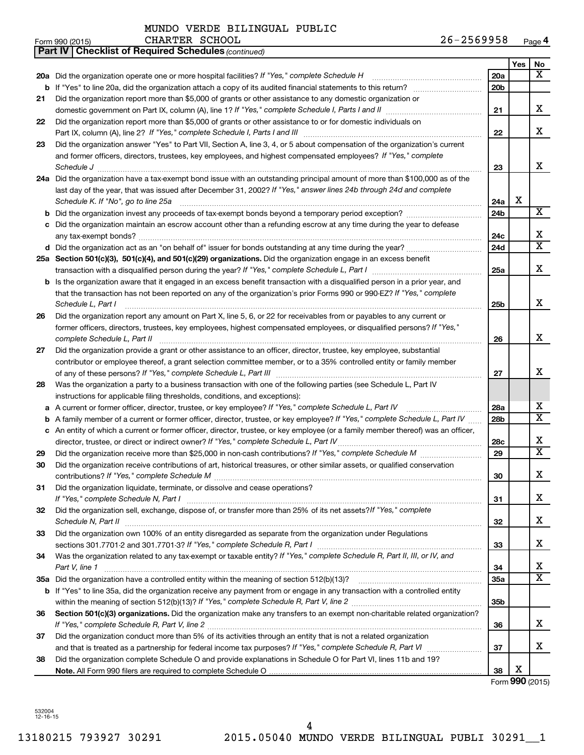MUNDO VERDE BILINGUAL PUBLIC CHARTER SCHOOL 26-2569958

Form 990 (2015) Page 4

**Part IV Checklist of Required Schedules** *(continued)*

| | | | Yes | No |
|---|---|---|---|---|
| **20a** | Did the organization operate one or more hospital facilities? *If "Yes," complete Schedule H* | **20a** | | X |
| **b** | If "Yes" to line 20a, did the organization attach a copy of its audited financial statements to this return? | **20b** | | |
| **21** | Did the organization report more than $5,000 of grants or other assistance to any domestic organization or domestic government on Part IX, column (A), line 1? *If "Yes," complete Schedule I, Parts I and II* | **21** | | X |
| **22** | Did the organization report more than $5,000 of grants or other assistance to or for domestic individuals on Part IX, column (A), line 2? *If "Yes," complete Schedule I, Parts I and III* | **22** | | X |
| **23** | Did the organization answer "Yes" to Part VII, Section A, line 3, 4, or 5 about compensation of the organization's current and former officers, directors, trustees, key employees, and highest compensated employees? *If "Yes," complete Schedule J* | **23** | | X |
| **24a** | Did the organization have a tax-exempt bond issue with an outstanding principal amount of more than $100,000 as of the last day of the year, that was issued after December 31, 2002? *If "Yes," answer lines 24b through 24d and complete Schedule K. If "No", go to line 25a* | **24a** | X | |
| **b** | Did the organization invest any proceeds of tax-exempt bonds beyond a temporary period exception? | **24b** | | X |
| **c** | Did the organization maintain an escrow account other than a refunding escrow at any time during the year to defease any tax-exempt bonds? | **24c** | | X |
| **d** | Did the organization act as an "on behalf of" issuer for bonds outstanding at any time during the year? | **24d** | | X |
| **25a** | **Section 501(c)(3), 501(c)(4), and 501(c)(29) organizations.** Did the organization engage in an excess benefit transaction with a disqualified person during the year? *If "Yes," complete Schedule L, Part I* | **25a** | | X |
| **b** | Is the organization aware that it engaged in an excess benefit transaction with a disqualified person in a prior year, and that the transaction has not been reported on any of the organization's prior Forms 990 or 990-EZ? *If "Yes," complete Schedule L, Part I* | **25b** | | X |
| **26** | Did the organization report any amount on Part X, line 5, 6, or 22 for receivables from or payables to any current or former officers, directors, trustees, key employees, highest compensated employees, or disqualified persons? *If "Yes," complete Schedule L, Part II* | **26** | | X |
| **27** | Did the organization provide a grant or other assistance to an officer, director, trustee, key employee, substantial contributor or employee thereof, a grant selection committee member, or to a 35% controlled entity or family member of any of these persons? *If "Yes," complete Schedule L, Part III* | **27** | | X |
| **28** | Was the organization a party to a business transaction with one of the following parties (see Schedule L, Part IV instructions for applicable filing thresholds, conditions, and exceptions): | | | |
| **a** | A current or former officer, director, trustee, or key employee? *If "Yes," complete Schedule L, Part IV* | **28a** | | X |
| **b** | A family member of a current or former officer, director, trustee, or key employee? *If "Yes," complete Schedule L, Part IV* | **28b** | | X |
| **c** | An entity of which a current or former officer, director, trustee, or key employee (or a family member thereof) was an officer, director, trustee, or direct or indirect owner? *If "Yes," complete Schedule L, Part IV* | **28c** | | X |
| **29** | Did the organization receive more than $25,000 in non-cash contributions? *If "Yes," complete Schedule M* | **29** | | X |
| **30** | Did the organization receive contributions of art, historical treasures, or other similar assets, or qualified conservation contributions? *If "Yes," complete Schedule M* | **30** | | X |
| **31** | Did the organization liquidate, terminate, or dissolve and cease operations? *If "Yes," complete Schedule N, Part I* | **31** | | X |
| **32** | Did the organization sell, exchange, dispose of, or transfer more than 25% of its net assets? *If "Yes," complete Schedule N, Part II* | **32** | | X |
| **33** | Did the organization own 100% of an entity disregarded as separate from the organization under Regulations sections 301.7701-2 and 301.7701-3? *If "Yes," complete Schedule R, Part I* | **33** | | X |
| **34** | Was the organization related to any tax-exempt or taxable entity? *If "Yes," complete Schedule R, Part II, III, or IV, and Part V, line 1* | **34** | | X |
| **35a** | Did the organization have a controlled entity within the meaning of section 512(b)(13)? | **35a** | | X |
| **b** | If "Yes" to line 35a, did the organization receive any payment from or engage in any transaction with a controlled entity within the meaning of section 512(b)(13)? *If "Yes," complete Schedule R, Part V, line 2* | **35b** | | |
| **36** | **Section 501(c)(3) organizations.** Did the organization make any transfers to an exempt non-charitable related organization? *If "Yes," complete Schedule R, Part V, line 2* | **36** | | X |
| **37** | Did the organization conduct more than 5% of its activities through an entity that is not a related organization and that is treated as a partnership for federal income tax purposes? *If "Yes," complete Schedule R, Part VI* | **37** | | X |
| **38** | Did the organization complete Schedule O and provide explanations in Schedule O for Part VI, lines 11b and 19? **Note.** All Form 990 filers are required to complete Schedule O | **38** | X | |

Form **990** (2015)

532004 12-16-15

13180215 793927 30291 2015.05040 MUNDO VERDE BILINGUAL PUBLI 30291__1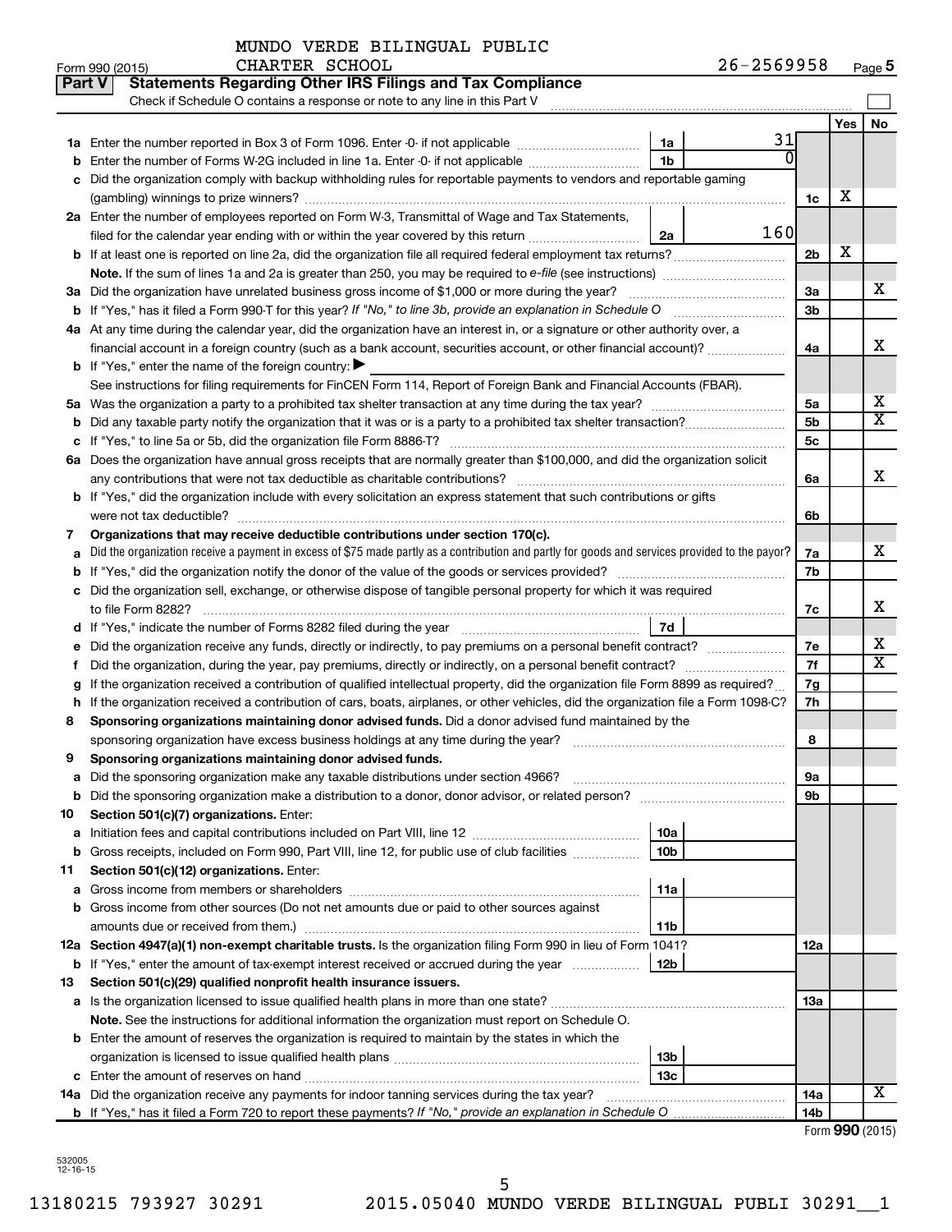MUNDO VERDE BILINGUAL PUBLIC CHARTER SCHOOL

Form 990 (2015) 26-2569958 Page 5

**Part V Statements Regarding Other IRS Filings and Tax Compliance**

Check if Schedule O contains a response or note to any line in this Part V

| | | | | | Yes | No |
|---|---|---|---|---|---|---|
| **1a** | Enter the number reported in Box 3 of Form 1096. Enter -0- if not applicable | 1a | 31 | | | |
| **b** | Enter the number of Forms W-2G included in line 1a. Enter -0- if not applicable | 1b | 0 | | | |
| **c** | Did the organization comply with backup withholding rules for reportable payments to vendors and reportable gaming (gambling) winnings to prize winners? | | | 1c | X | |
| **2a** | Enter the number of employees reported on Form W-3, Transmittal of Wage and Tax Statements, filed for the calendar year ending with or within the year covered by this return | 2a | 160 | | | |
| **b** | If at least one is reported on line 2a, did the organization file all required federal employment tax returns? | | | 2b | X | |
| | **Note.** If the sum of lines 1a and 2a is greater than 250, you may be required to *e-file* (see instructions) | | | | | |
| **3a** | Did the organization have unrelated business gross income of $1,000 or more during the year? | | | 3a | | X |
| **b** | If "Yes," has it filed a Form 990-T for this year? *If "No," to line 3b, provide an explanation in Schedule O* | | | 3b | | |
| **4a** | At any time during the calendar year, did the organization have an interest in, or a signature or other authority over, a financial account in a foreign country (such as a bank account, securities account, or other financial account)? | | | 4a | | X |
| **b** | If "Yes," enter the name of the foreign country: ▶ | | | | | |
| | See instructions for filing requirements for FinCEN Form 114, Report of Foreign Bank and Financial Accounts (FBAR). | | | | | |
| **5a** | Was the organization a party to a prohibited tax shelter transaction at any time during the tax year? | | | 5a | | X |
| **b** | Did any taxable party notify the organization that it was or is a party to a prohibited tax shelter transaction? | | | 5b | | X |
| **c** | If "Yes," to line 5a or 5b, did the organization file Form 8886-T? | | | 5c | | |
| **6a** | Does the organization have annual gross receipts that are normally greater than $100,000, and did the organization solicit any contributions that were not tax deductible as charitable contributions? | | | 6a | | X |
| **b** | If "Yes," did the organization include with every solicitation an express statement that such contributions or gifts were not tax deductible? | | | 6b | | |
| **7** | **Organizations that may receive deductible contributions under section 170(c).** | | | | | |
| **a** | Did the organization receive a payment in excess of $75 made partly as a contribution and partly for goods and services provided to the payor? | | | 7a | | X |
| **b** | If "Yes," did the organization notify the donor of the value of the goods or services provided? | | | 7b | | |
| **c** | Did the organization sell, exchange, or otherwise dispose of tangible personal property for which it was required to file Form 8282? | | | 7c | | X |
| **d** | If "Yes," indicate the number of Forms 8282 filed during the year | 7d | | | | |
| **e** | Did the organization receive any funds, directly or indirectly, to pay premiums on a personal benefit contract? | | | 7e | | X |
| **f** | Did the organization, during the year, pay premiums, directly or indirectly, on a personal benefit contract? | | | 7f | | X |
| **g** | If the organization received a contribution of qualified intellectual property, did the organization file Form 8899 as required? | | | 7g | | |
| **h** | If the organization received a contribution of cars, boats, airplanes, or other vehicles, did the organization file a Form 1098-C? | | | 7h | | |
| **8** | **Sponsoring organizations maintaining donor advised funds.** Did a donor advised fund maintained by the sponsoring organization have excess business holdings at any time during the year? | | | 8 | | |
| **9** | **Sponsoring organizations maintaining donor advised funds.** | | | | | |
| **a** | Did the sponsoring organization make any taxable distributions under section 4966? | | | 9a | | |
| **b** | Did the sponsoring organization make a distribution to a donor, donor advisor, or related person? | | | 9b | | |
| **10** | **Section 501(c)(7) organizations.** Enter: | | | | | |
| **a** | Initiation fees and capital contributions included on Part VIII, line 12 | 10a | | | | |
| **b** | Gross receipts, included on Form 990, Part VIII, line 12, for public use of club facilities | 10b | | | | |
| **11** | **Section 501(c)(12) organizations.** Enter: | | | | | |
| **a** | Gross income from members or shareholders | 11a | | | | |
| **b** | Gross income from other sources (Do not net amounts due or paid to other sources against amounts due or received from them.) | 11b | | | | |
| **12a** | **Section 4947(a)(1) non-exempt charitable trusts.** Is the organization filing Form 990 in lieu of Form 1041? | | | 12a | | |
| **b** | If "Yes," enter the amount of tax-exempt interest received or accrued during the year | 12b | | | | |
| **13** | **Section 501(c)(29) qualified nonprofit health insurance issuers.** | | | | | |
| **a** | Is the organization licensed to issue qualified health plans in more than one state? | | | 13a | | |
| | **Note.** See the instructions for additional information the organization must report on Schedule O. | | | | | |
| **b** | Enter the amount of reserves the organization is required to maintain by the states in which the organization is licensed to issue qualified health plans | 13b | | | | |
| **c** | Enter the amount of reserves on hand | 13c | | | | |
| **14a** | Did the organization receive any payments for indoor tanning services during the tax year? | | | 14a | | X |
| **b** | If "Yes," has it filed a Form 720 to report these payments? *If "No," provide an explanation in Schedule O* | | | 14b | | |

Form **990** (2015)

532005 12-16-15

13180215 793927 30291 2015.05040 MUNDO VERDE BILINGUAL PUBLI 30291__1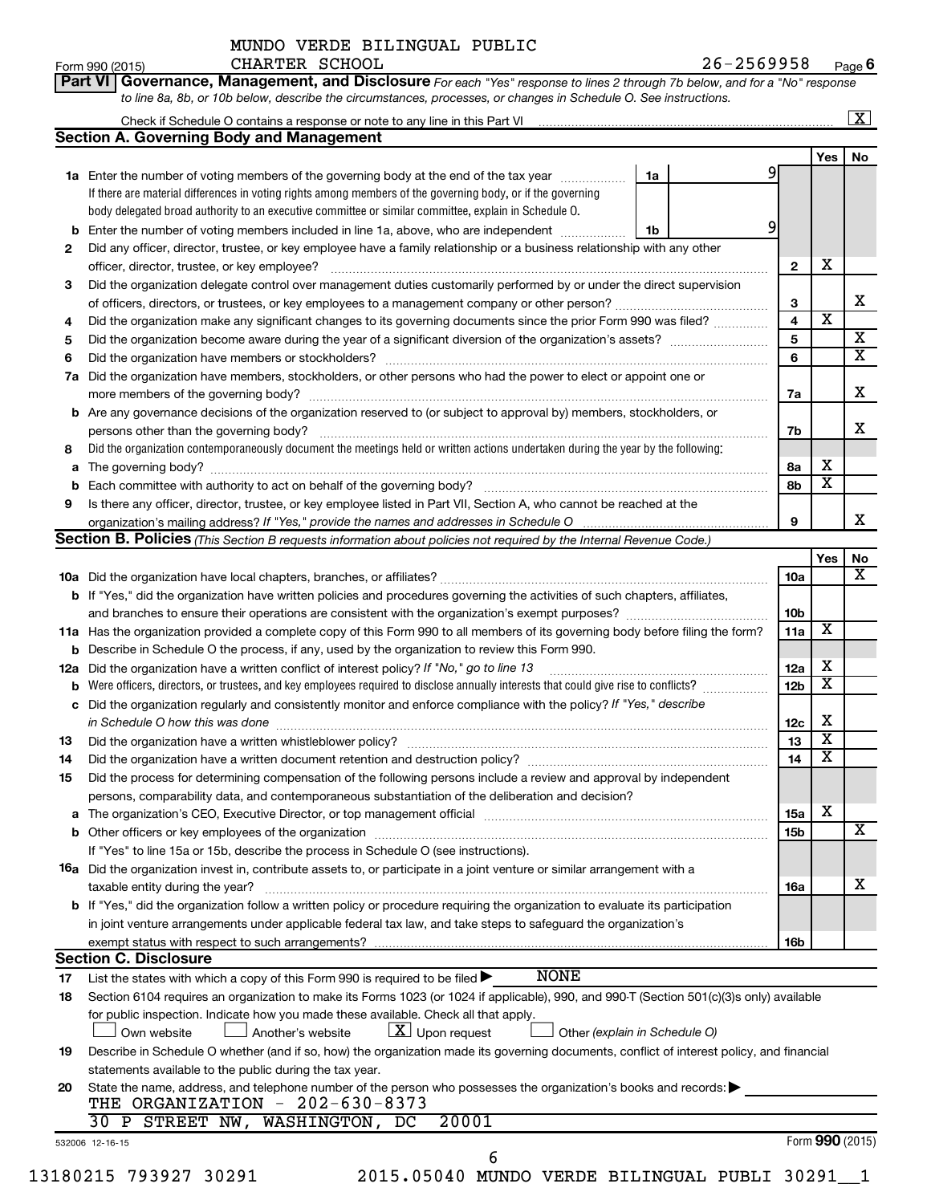MUNDO VERDE BILINGUAL PUBLIC CHARTER SCHOOL

Form 990 (2015) 26-2569958 Page 6

**Part VI Governance, Management, and Disclosure** *For each "Yes" response to lines 2 through 7b below, and for a "No" response to line 8a, 8b, or 10b below, describe the circumstances, processes, or changes in Schedule O. See instructions.*

Check if Schedule O contains a response or note to any line in this Part VI [X]

**Section A. Governing Body and Management**

| | | | | Yes | No |
|---|---|---|---|---|---|
| 1a | Enter the number of voting members of the governing body at the end of the tax year. If there are material differences in voting rights among members of the governing body, or if the governing body delegated broad authority to an executive committee or similar committee, explain in Schedule O. | 1a | 9 | | |
| b | Enter the number of voting members included in line 1a, above, who are independent | 1b | 9 | | |
| 2 | Did any officer, director, trustee, or key employee have a family relationship or a business relationship with any other officer, director, trustee, or key employee? | | 2 | X | |
| 3 | Did the organization delegate control over management duties customarily performed by or under the direct supervision of officers, directors, or trustees, or key employees to a management company or other person? | | 3 | | X |
| 4 | Did the organization make any significant changes to its governing documents since the prior Form 990 was filed? | | 4 | X | |
| 5 | Did the organization become aware during the year of a significant diversion of the organization's assets? | | 5 | | X |
| 6 | Did the organization have members or stockholders? | | 6 | | X |
| 7a | Did the organization have members, stockholders, or other persons who had the power to elect or appoint one or more members of the governing body? | | 7a | | X |
| b | Are any governance decisions of the organization reserved to (or subject to approval by) members, stockholders, or persons other than the governing body? | | 7b | | X |
| 8 | Did the organization contemporaneously document the meetings held or written actions undertaken during the year by the following: | | | | |
| a | The governing body? | | 8a | X | |
| b | Each committee with authority to act on behalf of the governing body? | | 8b | X | |
| 9 | Is there any officer, director, trustee, or key employee listed in Part VII, Section A, who cannot be reached at the organization's mailing address? *If "Yes," provide the names and addresses in Schedule O* | | 9 | | X |

**Section B. Policies** *(This Section B requests information about policies not required by the Internal Revenue Code.)*

| | | | Yes | No |
|---|---|---|---|---|
| 10a | Did the organization have local chapters, branches, or affiliates? | 10a | | X |
| b | If "Yes," did the organization have written policies and procedures governing the activities of such chapters, affiliates, and branches to ensure their operations are consistent with the organization's exempt purposes? | 10b | | |
| 11a | Has the organization provided a complete copy of this Form 990 to all members of its governing body before filing the form? | 11a | X | |
| b | Describe in Schedule O the process, if any, used by the organization to review this Form 990. | | | |
| 12a | Did the organization have a written conflict of interest policy? *If "No," go to line 13* | 12a | X | |
| b | Were officers, directors, or trustees, and key employees required to disclose annually interests that could give rise to conflicts? | 12b | X | |
| c | Did the organization regularly and consistently monitor and enforce compliance with the policy? *If "Yes," describe in Schedule O how this was done* | 12c | X | |
| 13 | Did the organization have a written whistleblower policy? | 13 | X | |
| 14 | Did the organization have a written document retention and destruction policy? | 14 | X | |
| 15 | Did the process for determining compensation of the following persons include a review and approval by independent persons, comparability data, and contemporaneous substantiation of the deliberation and decision? | | | |
| a | The organization's CEO, Executive Director, or top management official | 15a | X | |
| b | Other officers or key employees of the organization | 15b | | X |
| | If "Yes" to line 15a or 15b, describe the process in Schedule O (see instructions). | | | |
| 16a | Did the organization invest in, contribute assets to, or participate in a joint venture or similar arrangement with a taxable entity during the year? | 16a | | X |
| b | If "Yes," did the organization follow a written policy or procedure requiring the organization to evaluate its participation in joint venture arrangements under applicable federal tax law, and take steps to safeguard the organization's exempt status with respect to such arrangements? | 16b | | |

**Section C. Disclosure**

17 List the states with which a copy of this Form 990 is required to be filed ▶ NONE

18 Section 6104 requires an organization to make its Forms 1023 (or 1024 if applicable), 990, and 990-T (Section 501(c)(3)s only) available for public inspection. Indicate how you made these available. Check all that apply.

[ ] Own website [ ] Another's website [X] Upon request [ ] Other *(explain in Schedule O)*

19 Describe in Schedule O whether (and if so, how) the organization made its governing documents, conflict of interest policy, and financial statements available to the public during the tax year.

20 State the name, address, and telephone number of the person who possesses the organization's books and records: ▶
THE ORGANIZATION - 202-630-8373
30 P STREET NW, WASHINGTON, DC 20001

532006 12-16-15 Form **990** (2015)

13180215 793927 30291 2015.05040 MUNDO VERDE BILINGUAL PUBLI 30291__1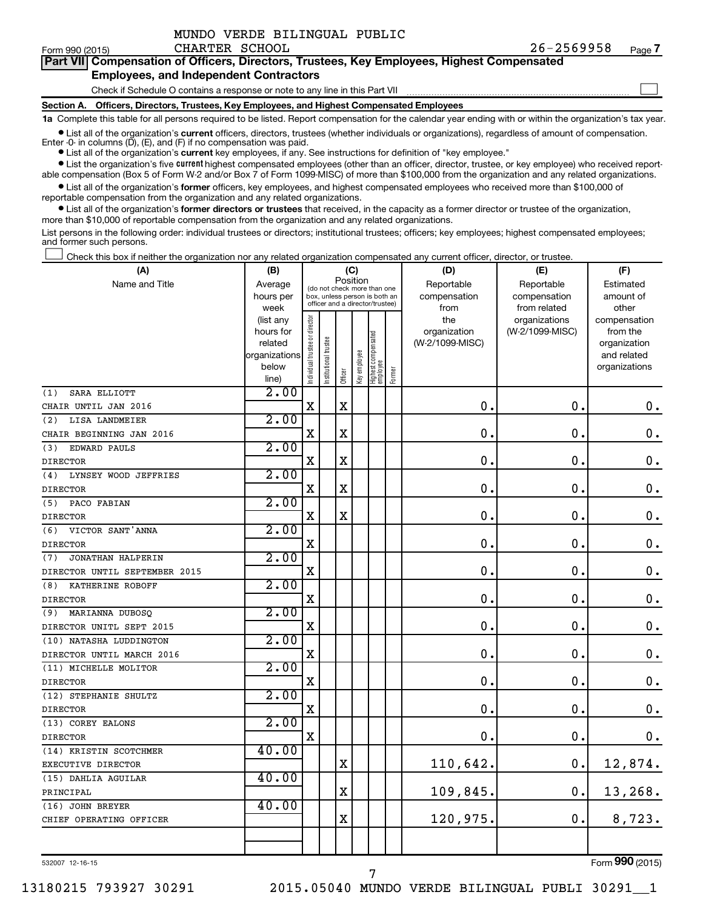MUNDO VERDE BILINGUAL PUBLIC CHARTER SCHOOL

Form 990 (2015) 26-2569958 Page 7

**Part VII Compensation of Officers, Directors, Trustees, Key Employees, Highest Compensated Employees, and Independent Contractors**

Check if Schedule O contains a response or note to any line in this Part VII ☐

**Section A. Officers, Directors, Trustees, Key Employees, and Highest Compensated Employees**

**1a** Complete this table for all persons required to be listed. Report compensation for the calendar year ending with or within the organization's tax year.

- List all of the organization's **current** officers, directors, trustees (whether individuals or organizations), regardless of amount of compensation. Enter -0- in columns (D), (E), and (F) if no compensation was paid.
- List all of the organization's **current** key employees, if any. See instructions for definition of "key employee."
- List the organization's five **current** highest compensated employees (other than an officer, director, trustee, or key employee) who received reportable compensation (Box 5 of Form W-2 and/or Box 7 of Form 1099-MISC) of more than $100,000 from the organization and any related organizations.
- List all of the organization's **former** officers, key employees, and highest compensated employees who received more than $100,000 of reportable compensation from the organization and any related organizations.
- List all of the organization's **former directors or trustees** that received, in the capacity as a former director or trustee of the organization, more than $10,000 of reportable compensation from the organization and any related organizations.

List persons in the following order: individual trustees or directors; institutional trustees; officers; key employees; highest compensated employees; and former such persons.

☐ Check this box if neither the organization nor any related organization compensated any current officer, director, or trustee.

| (A) Name and Title | (B) Average hours per week (list any hours for related organizations below line) | (C) Position: Individual trustee or director | Institutional trustee | Officer | Key employee | Highest compensated employee | Former | (D) Reportable compensation from the organization (W-2/1099-MISC) | (E) Reportable compensation from related organizations (W-2/1099-MISC) | (F) Estimated amount of other compensation from the organization and related organizations |
|---|---|---|---|---|---|---|---|---|---|---|
| (1) SARA ELLIOTT<br>CHAIR UNTIL JAN 2016 | 2.00 | X | | X | | | | 0. | 0. | 0. |
| (2) LISA LANDMEIER<br>CHAIR BEGINNING JAN 2016 | 2.00 | X | | X | | | | 0. | 0. | 0. |
| (3) EDWARD PAULS<br>DIRECTOR | 2.00 | X | | X | | | | 0. | 0. | 0. |
| (4) LYNSEY WOOD JEFFRIES<br>DIRECTOR | 2.00 | X | | X | | | | 0. | 0. | 0. |
| (5) PACO FABIAN<br>DIRECTOR | 2.00 | X | | X | | | | 0. | 0. | 0. |
| (6) VICTOR SANT'ANNA<br>DIRECTOR | 2.00 | X | | | | | | 0. | 0. | 0. |
| (7) JONATHAN HALPERIN<br>DIRECTOR UNTIL SEPTEMBER 2015 | 2.00 | X | | | | | | 0. | 0. | 0. |
| (8) KATHERINE ROBOFF<br>DIRECTOR | 2.00 | X | | | | | | 0. | 0. | 0. |
| (9) MARIANNA DUBOSQ<br>DIRECTOR UNITL SEPT 2015 | 2.00 | X | | | | | | 0. | 0. | 0. |
| (10) NATASHA LUDDINGTON<br>DIRECTOR UNTIL MARCH 2016 | 2.00 | X | | | | | | 0. | 0. | 0. |
| (11) MICHELLE MOLITOR<br>DIRECTOR | 2.00 | X | | | | | | 0. | 0. | 0. |
| (12) STEPHANIE SHULTZ<br>DIRECTOR | 2.00 | X | | | | | | 0. | 0. | 0. |
| (13) COREY EALONS<br>DIRECTOR | 2.00 | X | | | | | | 0. | 0. | 0. |
| (14) KRISTIN SCOTCHMER<br>EXECUTIVE DIRECTOR | 40.00 | | | X | | | | 110,642. | 0. | 12,874. |
| (15) DAHLIA AGUILAR<br>PRINCIPAL | 40.00 | | | X | | | | 109,845. | 0. | 13,268. |
| (16) JOHN BREYER<br>CHIEF OPERATING OFFICER | 40.00 | | | X | | | | 120,975. | 0. | 8,723. |

532007 12-16-15

Form 990 (2015)

13180215 793927 30291 2015.05040 MUNDO VERDE BILINGUAL PUBLI 30291__1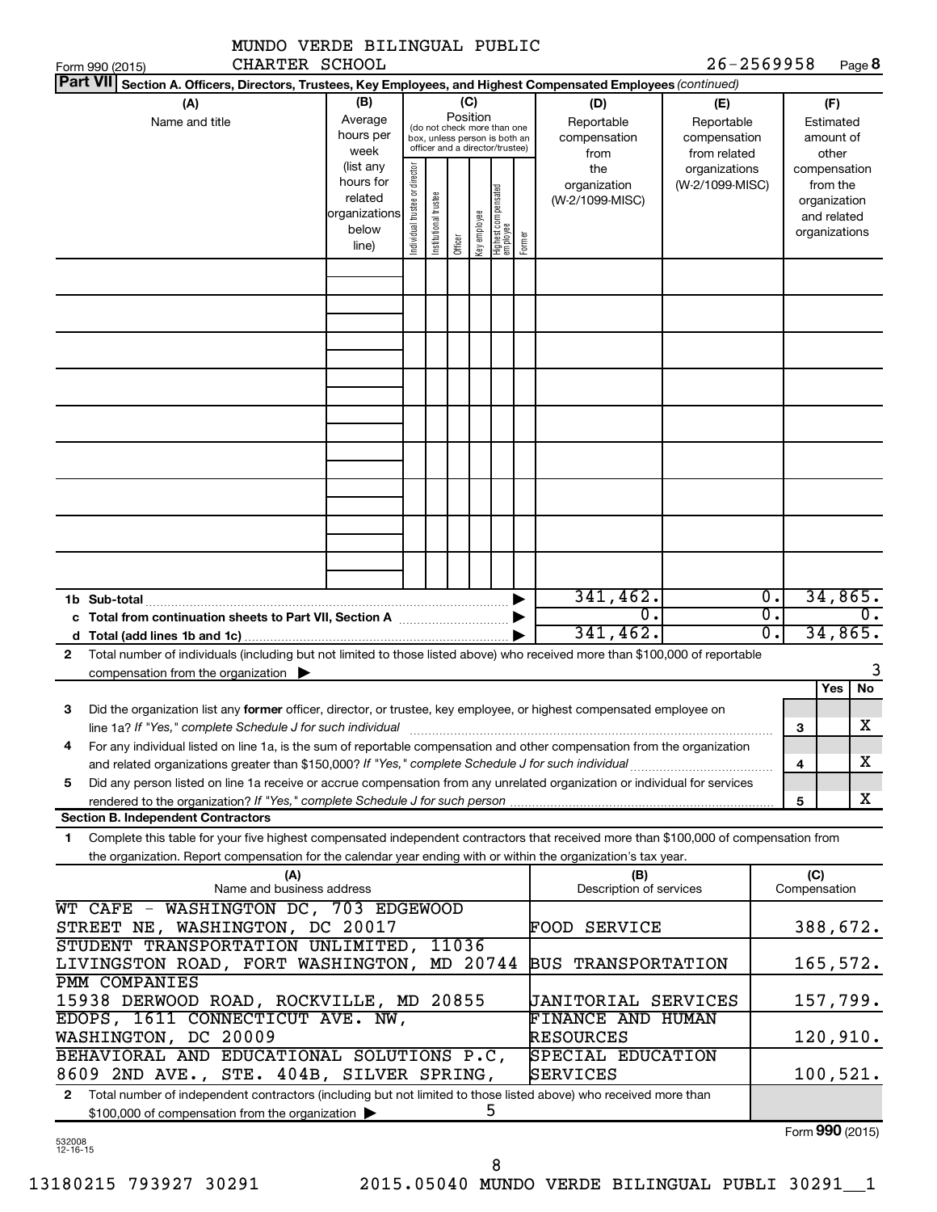MUNDO VERDE BILINGUAL PUBLIC CHARTER SCHOOL

Form 990 (2015) 26-2569958 Page **8**

**Part VII** Section A. Officers, Directors, Trustees, Key Employees, and Highest Compensated Employees *(continued)*

| (A) Name and title | (B) Average hours per week (list any hours for related organizations below line) | (C) Position: Individual trustee or director | Institutional trustee | Officer | Key employee | Highest compensated employee | Former | (D) Reportable compensation from the organization (W-2/1099-MISC) | (E) Reportable compensation from related organizations (W-2/1099-MISC) | (F) Estimated amount of other compensation from the organization and related organizations |
|---|---|---|---|---|---|---|---|---|---|---|
| | | | | | | | | | | |
| **1b Sub-total** | | | | | | | | 341,462. | 0. | 34,865. |
| **c Total from continuation sheets to Part VII, Section A** | | | | | | | | 0. | 0. | 0. |
| **d Total (add lines 1b and 1c)** | | | | | | | | 341,462. | 0. | 34,865. |

**2** Total number of individuals (including but not limited to those listed above) who received more than $100,000 of reportable compensation from the organization ▶ 3

| | | Yes | No |
|---|---|---|---|
| **3** Did the organization list any **former** officer, director, or trustee, key employee, or highest compensated employee on line 1a? *If "Yes," complete Schedule J for such individual* | 3 | | X |
| **4** For any individual listed on line 1a, is the sum of reportable compensation and other compensation from the organization and related organizations greater than $150,000? *If "Yes," complete Schedule J for such individual* | 4 | | X |
| **5** Did any person listed on line 1a receive or accrue compensation from any unrelated organization or individual for services rendered to the organization? *If "Yes," complete Schedule J for such person* | 5 | | X |

**Section B. Independent Contractors**

**1** Complete this table for your five highest compensated independent contractors that received more than $100,000 of compensation from the organization. Report compensation for the calendar year ending with or within the organization's tax year.

| (A) Name and business address | (B) Description of services | (C) Compensation |
|---|---|---|
| WT CAFE - WASHINGTON DC, 703 EDGEWOOD STREET NE, WASHINGTON, DC 20017 | FOOD SERVICE | 388,672. |
| STUDENT TRANSPORTATION UNLIMITED, 11036 LIVINGSTON ROAD, FORT WASHINGTON, MD 20744 | BUS TRANSPORTATION | 165,572. |
| PMM COMPANIES 15938 DERWOOD ROAD, ROCKVILLE, MD 20855 | JANITORIAL SERVICES | 157,799. |
| EDOPS, 1611 CONNECTICUT AVE. NW, WASHINGTON, DC 20009 | FINANCE AND HUMAN RESOURCES | 120,910. |
| BEHAVIORAL AND EDUCATIONAL SOLUTIONS P.C, 8609 2ND AVE., STE. 404B, SILVER SPRING, | SPECIAL EDUCATION SERVICES | 100,521. |

**2** Total number of independent contractors (including but not limited to those listed above) who received more than $100,000 of compensation from the organization ▶ 5

Form **990** (2015)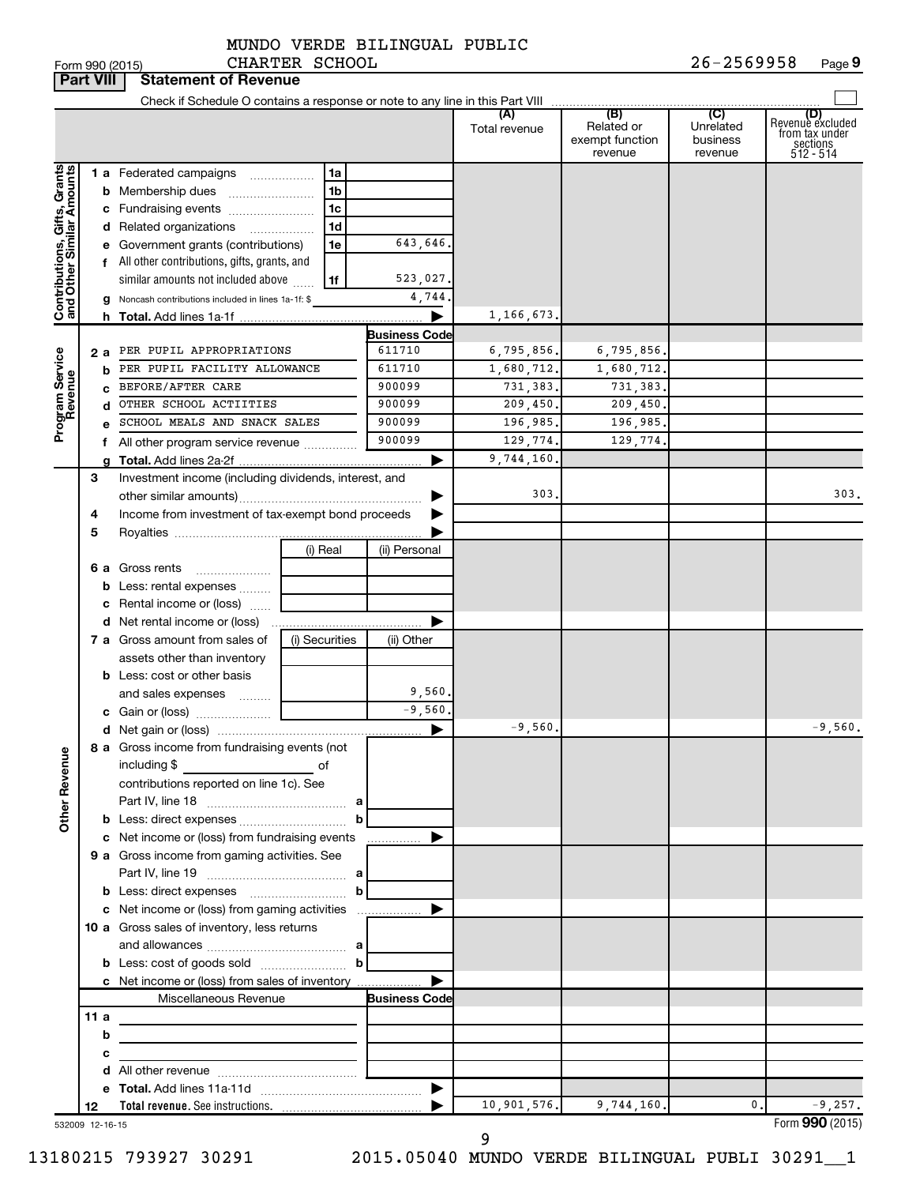MUNDO VERDE BILINGUAL PUBLIC CHARTER SCHOOL

Form 990 (2015) 26-2569958 Page **9**

**Part VIII Statement of Revenue**

Check if Schedule O contains a response or note to any line in this Part VIII

| | | | (A) Total revenue | (B) Related or exempt function revenue | (C) Unrelated business revenue | (D) Revenue excluded from tax under sections 512 - 514 |
|---|---|---|---|---|---|---|
| **Contributions, Gifts, Grants and Other Similar Amounts** | 1 a Federated campaigns | 1a | | | | |
| | b Membership dues | 1b | | | | |
| | c Fundraising events | 1c | | | | |
| | d Related organizations | 1d | | | | |
| | e Government grants (contributions) | 1e 643,646. | | | | |
| | f All other contributions, gifts, grants, and similar amounts not included above | 1f 523,027. | | | | |
| | g Noncash contributions included in lines 1a-1f: $ 4,744. | | | | | |
| | h **Total.** Add lines 1a-1f | ▶ | 1,166,673. | | | |
| **Program Service Revenue** | | **Business Code** | | | | |
| | 2 a PER PUPIL APPROPRIATIONS | 611710 | 6,795,856. | 6,795,856. | | |
| | b PER PUPIL FACILITY ALLOWANCE | 611710 | 1,680,712. | 1,680,712. | | |
| | c BEFORE/AFTER CARE | 900099 | 731,383. | 731,383. | | |
| | d OTHER SCHOOL ACTITIES | 900099 | 209,450. | 209,450. | | |
| | e SCHOOL MEALS AND SNACK SALES | 900099 | 196,985. | 196,985. | | |
| | f All other program service revenue | 900099 | 129,774. | 129,774. | | |
| | g **Total.** Add lines 2a-2f | ▶ | 9,744,160. | | | |
| | 3 Investment income (including dividends, interest, and other similar amounts) | ▶ | 303. | | | 303. |
| | 4 Income from investment of tax-exempt bond proceeds | ▶ | | | | |
| | 5 Royalties | ▶ | | | | |
| | | (i) Real / (ii) Personal | | | | |
| | 6 a Gross rents | | | | | |
| | b Less: rental expenses | | | | | |
| | c Rental income or (loss) | | | | | |
| | d Net rental income or (loss) | ▶ | | | | |
| | 7 a Gross amount from sales of assets other than inventory | (i) Securities / (ii) Other | | | | |
| | b Less: cost or other basis and sales expenses | (ii) 9,560. | | | | |
| | c Gain or (loss) | (ii) -9,560. | | | | |
| | d Net gain or (loss) | ▶ | -9,560. | | | -9,560. |
| **Other Revenue** | 8 a Gross income from fundraising events (not including $ of contributions reported on line 1c). See Part IV, line 18 | a | | | | |
| | b Less: direct expenses | b | | | | |
| | c Net income or (loss) from fundraising events | ▶ | | | | |
| | 9 a Gross income from gaming activities. See Part IV, line 19 | a | | | | |
| | b Less: direct expenses | b | | | | |
| | c Net income or (loss) from gaming activities | ▶ | | | | |
| | 10 a Gross sales of inventory, less returns and allowances | a | | | | |
| | b Less: cost of goods sold | b | | | | |
| | c Net income or (loss) from sales of inventory | ▶ | | | | |
| | Miscellaneous Revenue | **Business Code** | | | | |
| | 11 a | | | | | |
| | b | | | | | |
| | c | | | | | |
| | d All other revenue | | | | | |
| | e **Total.** Add lines 11a-11d | ▶ | | | | |
| | 12 **Total revenue.** See instructions. | ▶ | 10,901,576. | 9,744,160. | 0. | -9,257. |

532009 12-16-15

Form **990** (2015)

13180215 793927 30291 2015.05040 MUNDO VERDE BILINGUAL PUBLI 30291__1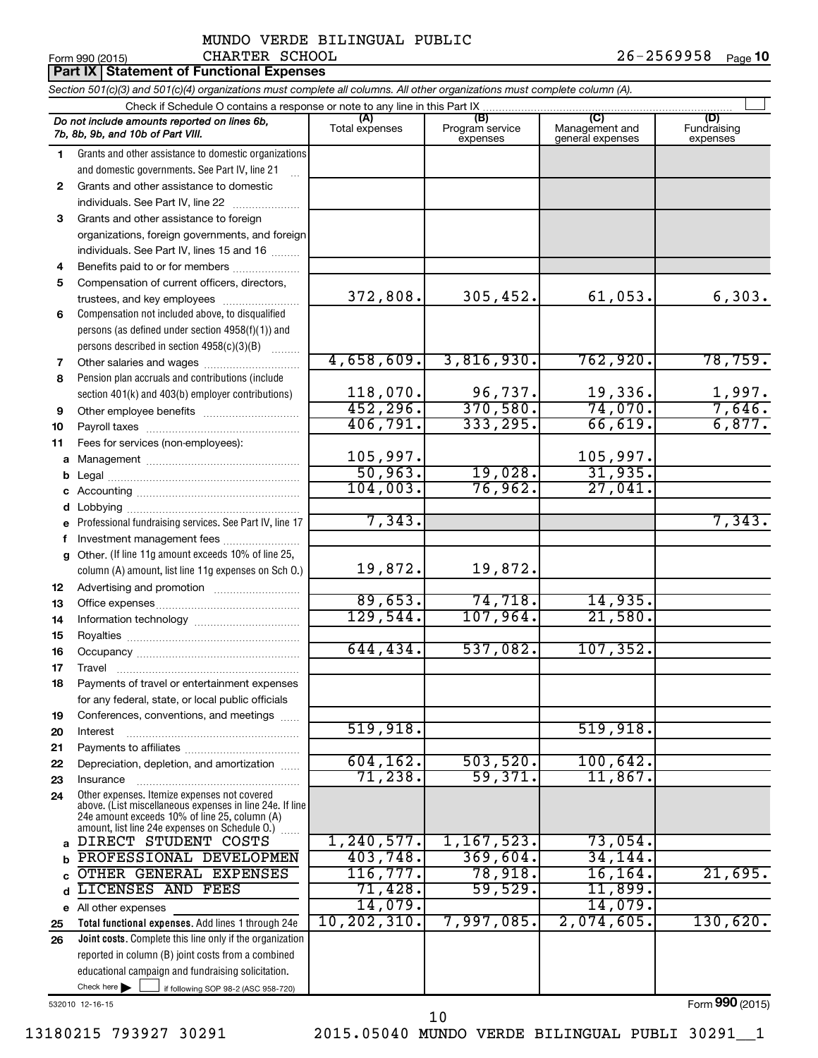MUNDO VERDE BILINGUAL PUBLIC CHARTER SCHOOL

Form 990 (2015) 26-2569958 Page **10**

**Part IX | Statement of Functional Expenses**

*Section 501(c)(3) and 501(c)(4) organizations must complete all columns. All other organizations must complete column (A).*

Check if Schedule O contains a response or note to any line in this Part IX

| *Do not include amounts reported on lines 6b, 7b, 8b, 9b, and 10b of Part VIII.* | (A) Total expenses | (B) Program service expenses | (C) Management and general expenses | (D) Fundraising expenses |
|---|---|---|---|---|
| 1 Grants and other assistance to domestic organizations and domestic governments. See Part IV, line 21 | | | | |
| 2 Grants and other assistance to domestic individuals. See Part IV, line 22 | | | | |
| 3 Grants and other assistance to foreign organizations, foreign governments, and foreign individuals. See Part IV, lines 15 and 16 | | | | |
| 4 Benefits paid to or for members | | | | |
| 5 Compensation of current officers, directors, trustees, and key employees | 372,808. | 305,452. | 61,053. | 6,303. |
| 6 Compensation not included above, to disqualified persons (as defined under section 4958(f)(1)) and persons described in section 4958(c)(3)(B) | | | | |
| 7 Other salaries and wages | 4,658,609. | 3,816,930. | 762,920. | 78,759. |
| 8 Pension plan accruals and contributions (include section 401(k) and 403(b) employer contributions) | 118,070. | 96,737. | 19,336. | 1,997. |
| 9 Other employee benefits | 452,296. | 370,580. | 74,070. | 7,646. |
| 10 Payroll taxes | 406,791. | 333,295. | 66,619. | 6,877. |
| 11 Fees for services (non-employees): | | | | |
| a Management | 105,997. | | 105,997. | |
| b Legal | 50,963. | 19,028. | 31,935. | |
| c Accounting | 104,003. | 76,962. | 27,041. | |
| d Lobbying | | | | |
| e Professional fundraising services. See Part IV, line 17 | 7,343. | | | 7,343. |
| f Investment management fees | | | | |
| g Other. (If line 11g amount exceeds 10% of line 25, column (A) amount, list line 11g expenses on Sch O.) | 19,872. | 19,872. | | |
| 12 Advertising and promotion | | | | |
| 13 Office expenses | 89,653. | 74,718. | 14,935. | |
| 14 Information technology | 129,544. | 107,964. | 21,580. | |
| 15 Royalties | | | | |
| 16 Occupancy | 644,434. | 537,082. | 107,352. | |
| 17 Travel | | | | |
| 18 Payments of travel or entertainment expenses for any federal, state, or local public officials | | | | |
| 19 Conferences, conventions, and meetings | | | | |
| 20 Interest | 519,918. | | 519,918. | |
| 21 Payments to affiliates | | | | |
| 22 Depreciation, depletion, and amortization | 604,162. | 503,520. | 100,642. | |
| 23 Insurance | 71,238. | 59,371. | 11,867. | |
| 24 Other expenses. Itemize expenses not covered above. (List miscellaneous expenses in line 24e. If line 24e amount exceeds 10% of line 25, column (A) amount, list line 24e expenses on Schedule O.) | | | | |
| a DIRECT STUDENT COSTS | 1,240,577. | 1,167,523. | 73,054. | |
| b PROFESSIONAL DEVELOPMEN | 403,748. | 369,604. | 34,144. | |
| c OTHER GENERAL EXPENSES | 116,777. | 78,918. | 16,164. | 21,695. |
| d LICENSES AND FEES | 71,428. | 59,529. | 11,899. | |
| e All other expenses | 14,079. | | 14,079. | |
| 25 **Total functional expenses.** Add lines 1 through 24e | 10,202,310. | 7,997,085. | 2,074,605. | 130,620. |
| 26 **Joint costs.** Complete this line only if the organization reported in column (B) joint costs from a combined educational campaign and fundraising solicitation. Check here ☐ if following SOP 98-2 (ASC 958-720) | | | | |

532010 12-16-15

Form **990** (2015)

13180215 793927 30291 2015.05040 MUNDO VERDE BILINGUAL PUBLI 30291__1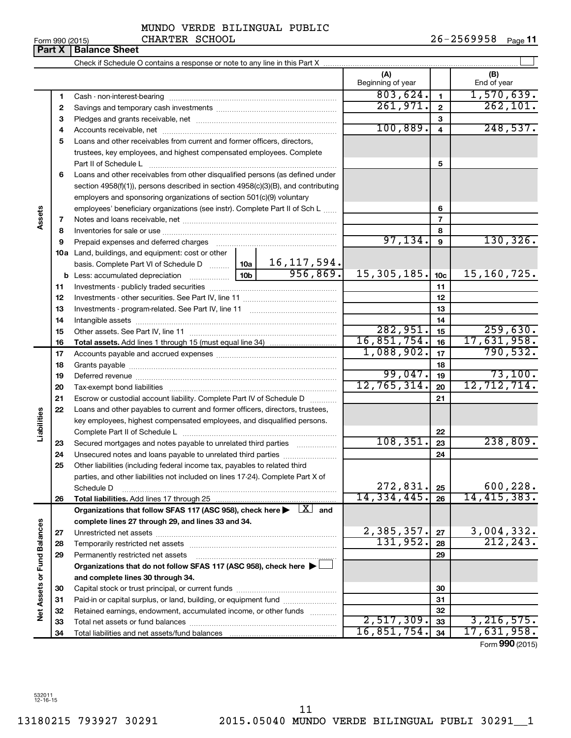MUNDO VERDE BILINGUAL PUBLIC CHARTER SCHOOL

Form 990 (2015) 26-2569958 Page 11

## Part X Balance Sheet

Check if Schedule O contains a response or note to any line in this Part X

| | | | | (A) Beginning of year | | (B) End of year |
|---|---|---|---|---|---|---|
| **Assets** | 1 | Cash - non-interest-bearing | | 803,624. | 1 | 1,570,639. |
| | 2 | Savings and temporary cash investments | | 261,971. | 2 | 262,101. |
| | 3 | Pledges and grants receivable, net | | | 3 | |
| | 4 | Accounts receivable, net | | 100,889. | 4 | 248,537. |
| | 5 | Loans and other receivables from current and former officers, directors, trustees, key employees, and highest compensated employees. Complete Part II of Schedule L | | | 5 | |
| | 6 | Loans and other receivables from other disqualified persons (as defined under section 4958(f)(1)), persons described in section 4958(c)(3)(B), and contributing employers and sponsoring organizations of section 501(c)(9) voluntary employees' beneficiary organizations (see instr). Complete Part II of Sch L | | | 6 | |
| | 7 | Notes and loans receivable, net | | | 7 | |
| | 8 | Inventories for sale or use | | | 8 | |
| | 9 | Prepaid expenses and deferred charges | | 97,134. | 9 | 130,326. |
| | 10a | Land, buildings, and equipment: cost or other basis. Complete Part VI of Schedule D | 10a 16,117,594. | | | |
| | b | Less: accumulated depreciation | 10b 956,869. | 15,305,185. | 10c | 15,160,725. |
| | 11 | Investments - publicly traded securities | | | 11 | |
| | 12 | Investments - other securities. See Part IV, line 11 | | | 12 | |
| | 13 | Investments - program-related. See Part IV, line 11 | | | 13 | |
| | 14 | Intangible assets | | | 14 | |
| | 15 | Other assets. See Part IV, line 11 | | 282,951. | 15 | 259,630. |
| | 16 | **Total assets.** Add lines 1 through 15 (must equal line 34) | | 16,851,754. | 16 | 17,631,958. |
| **Liabilities** | 17 | Accounts payable and accrued expenses | | 1,088,902. | 17 | 790,532. |
| | 18 | Grants payable | | | 18 | |
| | 19 | Deferred revenue | | 99,047. | 19 | 73,100. |
| | 20 | Tax-exempt bond liabilities | | 12,765,314. | 20 | 12,712,714. |
| | 21 | Escrow or custodial account liability. Complete Part IV of Schedule D | | | 21 | |
| | 22 | Loans and other payables to current and former officers, directors, trustees, key employees, highest compensated employees, and disqualified persons. Complete Part II of Schedule L | | | 22 | |
| | 23 | Secured mortgages and notes payable to unrelated third parties | | 108,351. | 23 | 238,809. |
| | 24 | Unsecured notes and loans payable to unrelated third parties | | | 24 | |
| | 25 | Other liabilities (including federal income tax, payables to related third parties, and other liabilities not included on lines 17-24). Complete Part X of Schedule D | | 272,831. | 25 | 600,228. |
| | 26 | **Total liabilities.** Add lines 17 through 25 | | 14,334,445. | 26 | 14,415,383. |
| **Net Assets or Fund Balances** | | **Organizations that follow SFAS 117 (ASC 958), check here ▶ [X] and complete lines 27 through 29, and lines 33 and 34.** | | | | |
| | 27 | Unrestricted net assets | | 2,385,357. | 27 | 3,004,332. |
| | 28 | Temporarily restricted net assets | | 131,952. | 28 | 212,243. |
| | 29 | Permanently restricted net assets | | | 29 | |
| | | **Organizations that do not follow SFAS 117 (ASC 958), check here ▶ [ ] and complete lines 30 through 34.** | | | | |
| | 30 | Capital stock or trust principal, or current funds | | | 30 | |
| | 31 | Paid-in or capital surplus, or land, building, or equipment fund | | | 31 | |
| | 32 | Retained earnings, endowment, accumulated income, or other funds | | | 32 | |
| | 33 | Total net assets or fund balances | | 2,517,309. | 33 | 3,216,575. |
| | 34 | Total liabilities and net assets/fund balances | | 16,851,754. | 34 | 17,631,958. |

Form **990** (2015)

532011 12-16-15

13180215 793927 30291 2015.05040 MUNDO VERDE BILINGUAL PUBLI 30291__1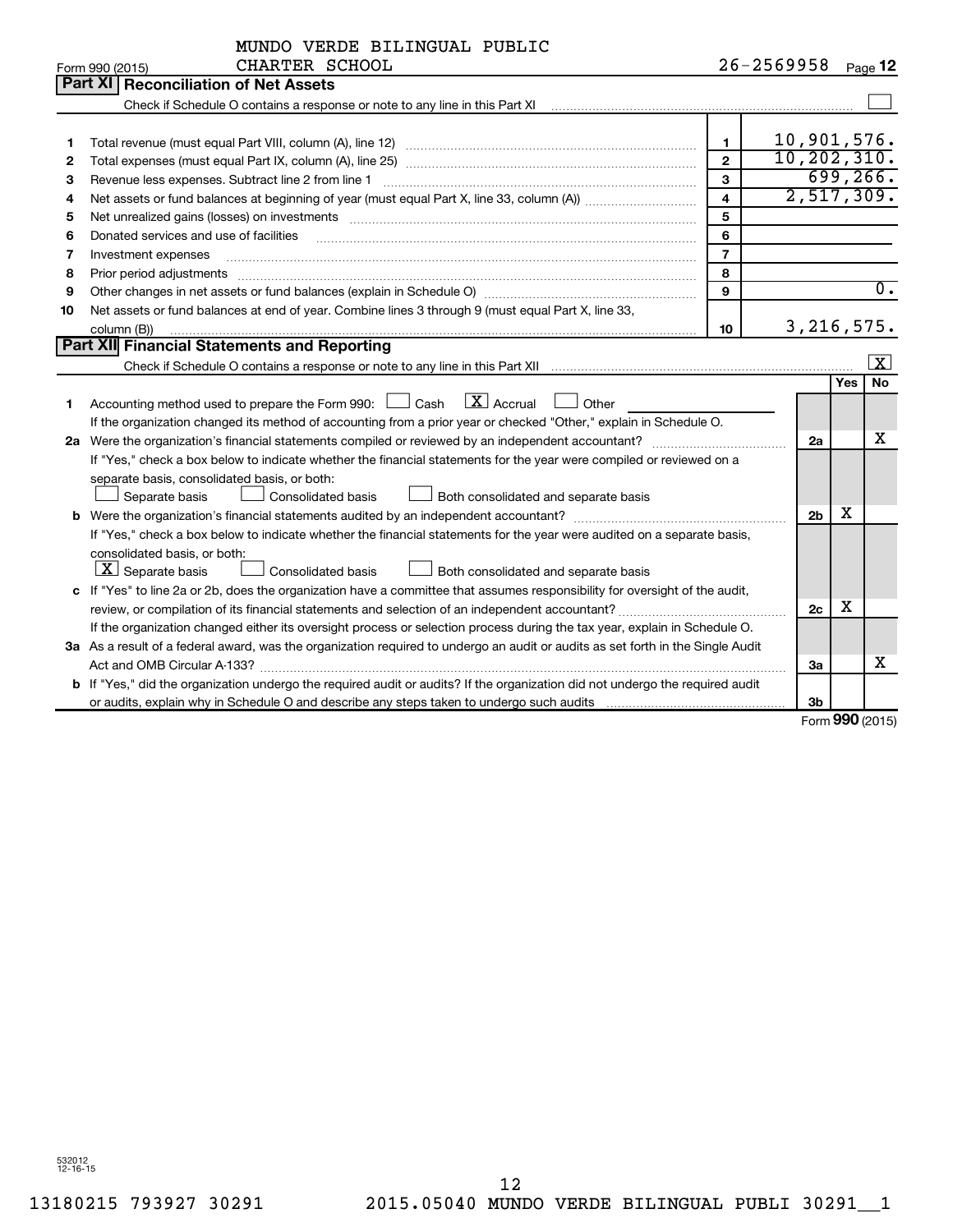MUNDO VERDE BILINGUAL PUBLIC CHARTER SCHOOL

Form 990 (2015) 26-2569958 Page 12

## Part XI Reconciliation of Net Assets

Check if Schedule O contains a response or note to any line in this Part XI ☐

| | | | |
|---|---|---|---|
| 1 | Total revenue (must equal Part VIII, column (A), line 12) | 1 | 10,901,576. |
| 2 | Total expenses (must equal Part IX, column (A), line 25) | 2 | 10,202,310. |
| 3 | Revenue less expenses. Subtract line 2 from line 1 | 3 | 699,266. |
| 4 | Net assets or fund balances at beginning of year (must equal Part X, line 33, column (A)) | 4 | 2,517,309. |
| 5 | Net unrealized gains (losses) on investments | 5 | |
| 6 | Donated services and use of facilities | 6 | |
| 7 | Investment expenses | 7 | |
| 8 | Prior period adjustments | 8 | |
| 9 | Other changes in net assets or fund balances (explain in Schedule O) | 9 | 0. |
| 10 | Net assets or fund balances at end of year. Combine lines 3 through 9 (must equal Part X, line 33, column (B)) | 10 | 3,216,575. |

## Part XII Financial Statements and Reporting

Check if Schedule O contains a response or note to any line in this Part XII ☒

| | | | Yes | No |
|---|---|---|---|---|
| 1 | Accounting method used to prepare the Form 990: ☐ Cash ☒ Accrual ☐ Other<br>If the organization changed its method of accounting from a prior year or checked "Other," explain in Schedule O. | | | |
| 2a | Were the organization's financial statements compiled or reviewed by an independent accountant?<br>If "Yes," check a box below to indicate whether the financial statements for the year were compiled or reviewed on a separate basis, consolidated basis, or both:<br>☐ Separate basis ☐ Consolidated basis ☐ Both consolidated and separate basis | 2a | | X |
| b | Were the organization's financial statements audited by an independent accountant?<br>If "Yes," check a box below to indicate whether the financial statements for the year were audited on a separate basis, consolidated basis, or both:<br>☒ Separate basis ☐ Consolidated basis ☐ Both consolidated and separate basis | 2b | X | |
| c | If "Yes" to line 2a or 2b, does the organization have a committee that assumes responsibility for oversight of the audit, review, or compilation of its financial statements and selection of an independent accountant?<br>If the organization changed either its oversight process or selection process during the tax year, explain in Schedule O. | 2c | X | |
| 3a | As a result of a federal award, was the organization required to undergo an audit or audits as set forth in the Single Audit Act and OMB Circular A-133? | 3a | | X |
| b | If "Yes," did the organization undergo the required audit or audits? If the organization did not undergo the required audit or audits, explain why in Schedule O and describe any steps taken to undergo such audits | 3b | | |

Form **990** (2015)

532012 12-16-15

13180215 793927 30291 2015.05040 MUNDO VERDE BILINGUAL PUBLI 30291__1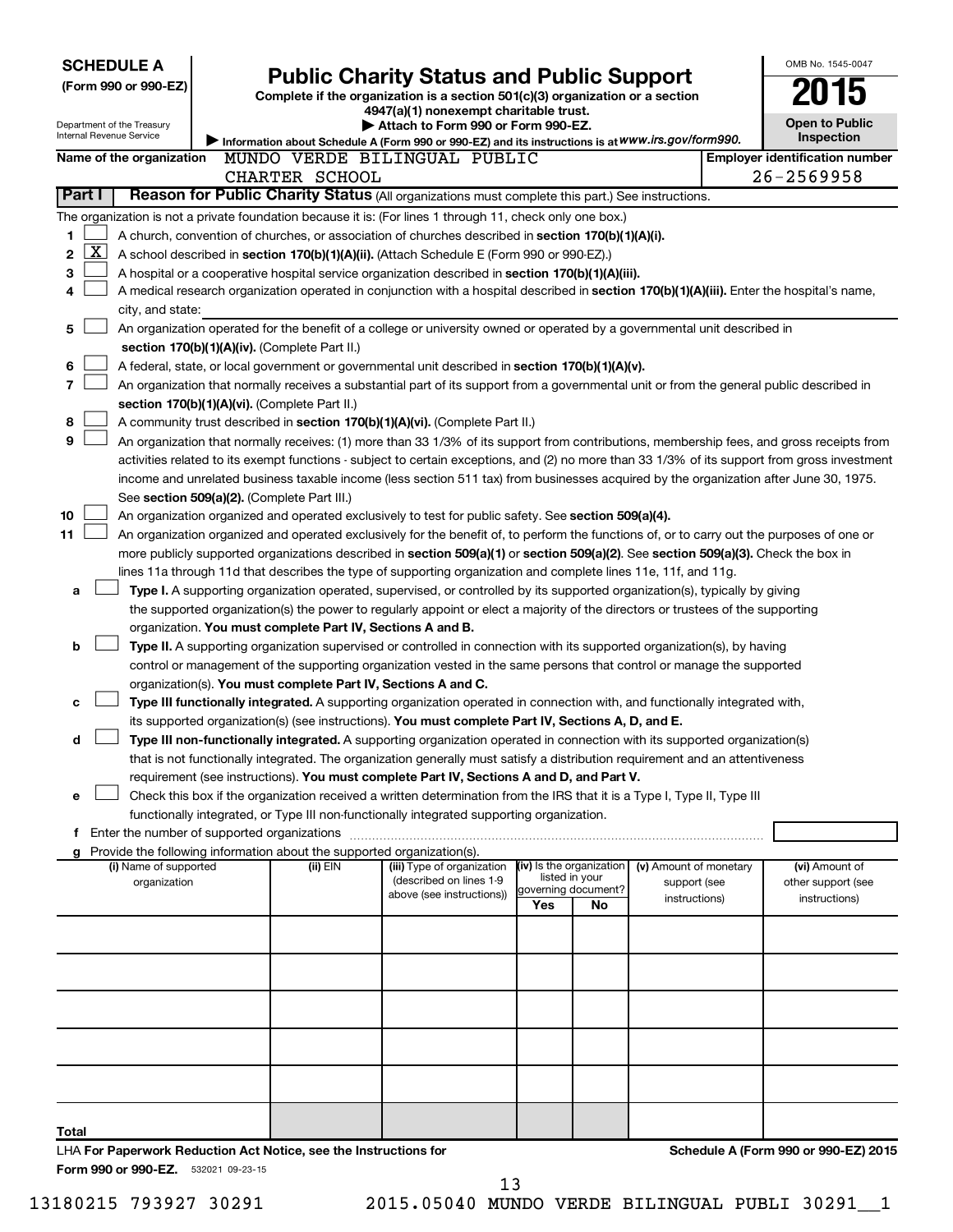**SCHEDULE A**
**(Form 990 or 990-EZ)**

Department of the Treasury
Internal Revenue Service

# Public Charity Status and Public Support

**Complete if the organization is a section 501(c)(3) organization or a section 4947(a)(1) nonexempt charitable trust.**

**▶ Attach to Form 990 or Form 990-EZ.**

**▶ Information about Schedule A (Form 990 or 990-EZ) and its instructions is at *www.irs.gov/form990*.**

OMB No. 1545-0047

**2015**

**Open to Public Inspection**

**Name of the organization** MUNDO VERDE BILINGUAL PUBLIC CHARTER SCHOOL

**Employer identification number** 26-2569958

## Part I — Reason for Public Charity Status (All organizations must complete this part.) See instructions.

The organization is not a private foundation because it is: (For lines 1 through 11, check only one box.)

1. [ ] A church, convention of churches, or association of churches described in **section 170(b)(1)(A)(i).**
2. [X] A school described in **section 170(b)(1)(A)(ii).** (Attach Schedule E (Form 990 or 990-EZ).)
3. [ ] A hospital or a cooperative hospital service organization described in **section 170(b)(1)(A)(iii).**
4. [ ] A medical research organization operated in conjunction with a hospital described in **section 170(b)(1)(A)(iii).** Enter the hospital's name, city, and state:
5. [ ] An organization operated for the benefit of a college or university owned or operated by a governmental unit described in **section 170(b)(1)(A)(iv).** (Complete Part II.)
6. [ ] A federal, state, or local government or governmental unit described in **section 170(b)(1)(A)(v).**
7. [ ] An organization that normally receives a substantial part of its support from a governmental unit or from the general public described in **section 170(b)(1)(A)(vi).** (Complete Part II.)
8. [ ] A community trust described in **section 170(b)(1)(A)(vi).** (Complete Part II.)
9. [ ] An organization that normally receives: (1) more than 33 1/3% of its support from contributions, membership fees, and gross receipts from activities related to its exempt functions - subject to certain exceptions, and (2) no more than 33 1/3% of its support from gross investment income and unrelated business taxable income (less section 511 tax) from businesses acquired by the organization after June 30, 1975. See **section 509(a)(2).** (Complete Part III.)
10. [ ] An organization organized and operated exclusively to test for public safety. See **section 509(a)(4).**
11. [ ] An organization organized and operated exclusively for the benefit of, to perform the functions of, or to carry out the purposes of one or more publicly supported organizations described in **section 509(a)(1)** or **section 509(a)(2).** See **section 509(a)(3).** Check the box in lines 11a through 11d that describes the type of supporting organization and complete lines 11e, 11f, and 11g.
   - **a** [ ] **Type I.** A supporting organization operated, supervised, or controlled by its supported organization(s), typically by giving the supported organization(s) the power to regularly appoint or elect a majority of the directors or trustees of the supporting organization. **You must complete Part IV, Sections A and B.**
   - **b** [ ] **Type II.** A supporting organization supervised or controlled in connection with its supported organization(s), by having control or management of the supporting organization vested in the same persons that control or manage the supported organization(s). **You must complete Part IV, Sections A and C.**
   - **c** [ ] **Type III functionally integrated.** A supporting organization operated in connection with, and functionally integrated with, its supported organization(s) (see instructions). **You must complete Part IV, Sections A, D, and E.**
   - **d** [ ] **Type III non-functionally integrated.** A supporting organization operated in connection with its supported organization(s) that is not functionally integrated. The organization generally must satisfy a distribution requirement and an attentiveness requirement (see instructions). **You must complete Part IV, Sections A and D, and Part V.**
   - **e** [ ] Check this box if the organization received a written determination from the IRS that it is a Type I, Type II, Type III functionally integrated, or Type III non-functionally integrated supporting organization.
   - **f** Enter the number of supported organizations
   - **g** Provide the following information about the supported organization(s).

| (i) Name of supported organization | (ii) EIN | (iii) Type of organization (described on lines 1-9 above (see instructions)) | (iv) Is the organization listed in your governing document? | | (v) Amount of monetary support (see instructions) | (vi) Amount of other support (see instructions) |
|---|---|---|---|---|---|---|
| | | | Yes | No | | |
| | | | | | | |
| | | | | | | |
| | | | | | | |
| | | | | | | |
| | | | | | | |
| **Total** | | | | | | |

LHA **For Paperwork Reduction Act Notice, see the Instructions for Form 990 or 990-EZ.** 532021 09-23-15

**Schedule A (Form 990 or 990-EZ) 2015**

13180215 793927 30291 2015.05040 MUNDO VERDE BILINGUAL PUBLI 30291__1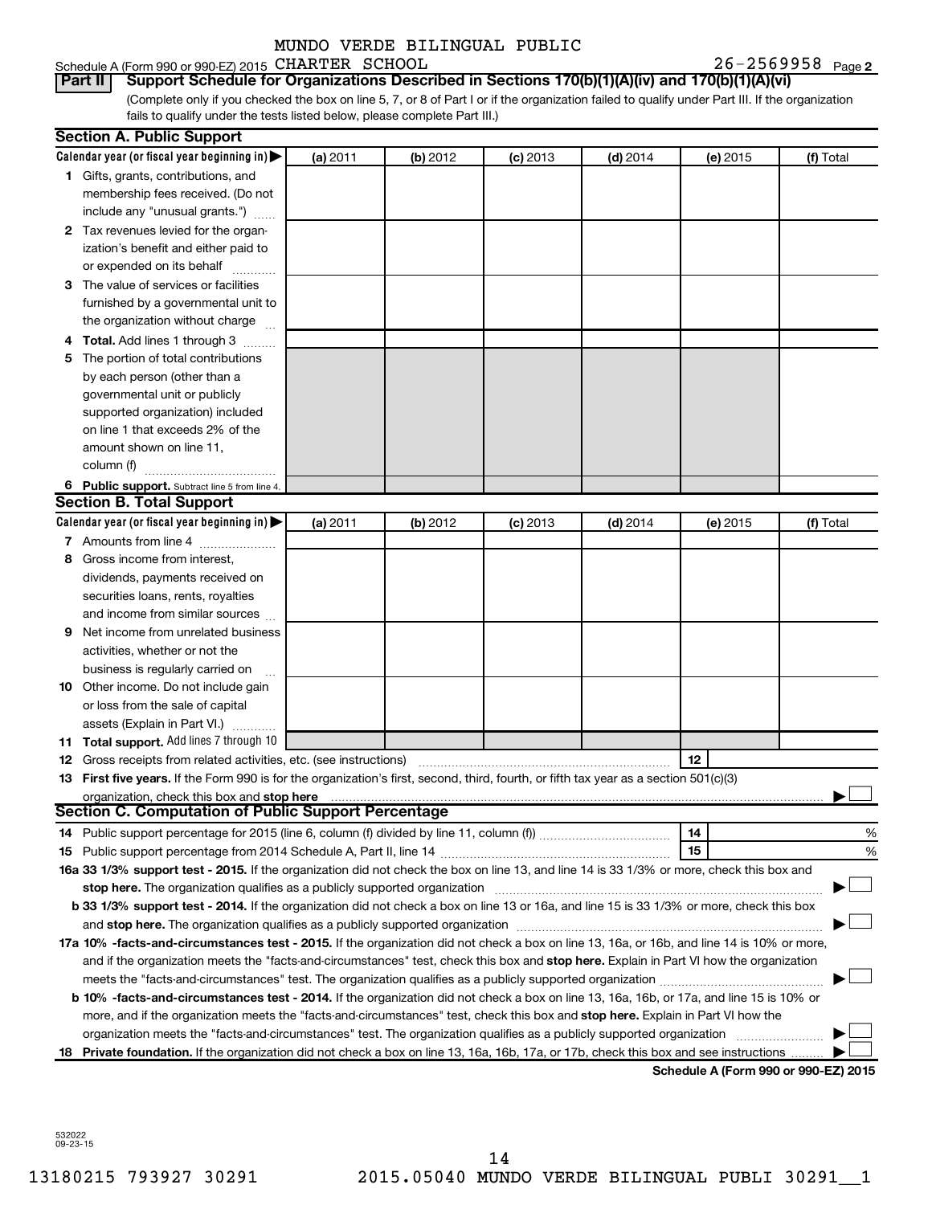MUNDO VERDE BILINGUAL PUBLIC

Schedule A (Form 990 or 990-EZ) 2015 CHARTER SCHOOL 26-2569958 Page 2

**Part II Support Schedule for Organizations Described in Sections 170(b)(1)(A)(iv) and 170(b)(1)(A)(vi)**

(Complete only if you checked the box on line 5, 7, or 8 of Part I or if the organization failed to qualify under Part III. If the organization fails to qualify under the tests listed below, please complete Part III.)

## Section A. Public Support

| Calendar year (or fiscal year beginning in) ▶ | (a) 2011 | (b) 2012 | (c) 2013 | (d) 2014 | (e) 2015 | (f) Total |
|---|---|---|---|---|---|---|
| **1** Gifts, grants, contributions, and membership fees received. (Do not include any "unusual grants.") | | | | | | |
| **2** Tax revenues levied for the organization's benefit and either paid to or expended on its behalf | | | | | | |
| **3** The value of services or facilities furnished by a governmental unit to the organization without charge | | | | | | |
| **4 Total.** Add lines 1 through 3 | | | | | | |
| **5** The portion of total contributions by each person (other than a governmental unit or publicly supported organization) included on line 1 that exceeds 2% of the amount shown on line 11, column (f) | | | | | | |
| **6 Public support.** Subtract line 5 from line 4. | | | | | | |

## Section B. Total Support

| Calendar year (or fiscal year beginning in) ▶ | (a) 2011 | (b) 2012 | (c) 2013 | (d) 2014 | (e) 2015 | (f) Total |
|---|---|---|---|---|---|---|
| **7** Amounts from line 4 | | | | | | |
| **8** Gross income from interest, dividends, payments received on securities loans, rents, royalties and income from similar sources | | | | | | |
| **9** Net income from unrelated business activities, whether or not the business is regularly carried on | | | | | | |
| **10** Other income. Do not include gain or loss from the sale of capital assets (Explain in Part VI.) | | | | | | |
| **11 Total support.** Add lines 7 through 10 | | | | | | |

**12** Gross receipts from related activities, etc. (see instructions) | **12** |

**13 First five years.** If the Form 990 is for the organization's first, second, third, fourth, or fifth tax year as a section 501(c)(3) organization, check this box and **stop here** ▶ ☐

## Section C. Computation of Public Support Percentage

**14** Public support percentage for 2015 (line 6, column (f) divided by line 11, column (f)) | **14** | %

**15** Public support percentage from 2014 Schedule A, Part II, line 14 | **15** | %

**16a 33 1/3% support test - 2015.** If the organization did not check the box on line 13, and line 14 is 33 1/3% or more, check this box and **stop here.** The organization qualifies as a publicly supported organization ▶ ☐

**b 33 1/3% support test - 2014.** If the organization did not check a box on line 13 or 16a, and line 15 is 33 1/3% or more, check this box and **stop here.** The organization qualifies as a publicly supported organization ▶ ☐

**17a 10% -facts-and-circumstances test - 2015.** If the organization did not check a box on line 13, 16a, or 16b, and line 14 is 10% or more, and if the organization meets the "facts-and-circumstances" test, check this box and **stop here.** Explain in Part VI how the organization meets the "facts-and-circumstances" test. The organization qualifies as a publicly supported organization ▶ ☐

**b 10% -facts-and-circumstances test - 2014.** If the organization did not check a box on line 13, 16a, 16b, or 17a, and line 15 is 10% or more, and if the organization meets the "facts-and-circumstances" test, check this box and **stop here.** Explain in Part VI how the organization meets the "facts-and-circumstances" test. The organization qualifies as a publicly supported organization ▶ ☐

**18 Private foundation.** If the organization did not check a box on line 13, 16a, 16b, 17a, or 17b, check this box and see instructions ▶ ☐

**Schedule A (Form 990 or 990-EZ) 2015**

532022 09-23-15

13180215 793927 30291 2015.05040 MUNDO VERDE BILINGUAL PUBLI 30291__1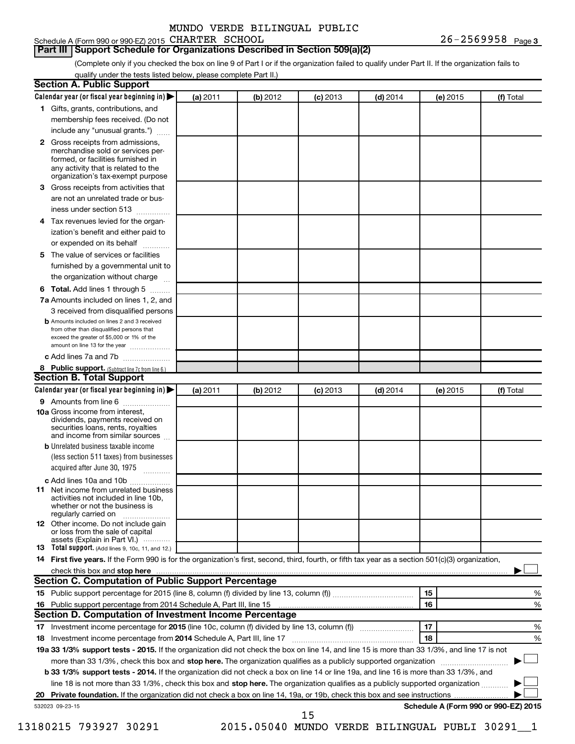MUNDO VERDE BILINGUAL PUBLIC

Schedule A (Form 990 or 990-EZ) 2015 CHARTER SCHOOL 26-2569958 Page 3

## Part III Support Schedule for Organizations Described in Section 509(a)(2)

(Complete only if you checked the box on line 9 of Part I or if the organization failed to qualify under Part II. If the organization fails to qualify under the tests listed below, please complete Part II.)

### Section A. Public Support

| Calendar year (or fiscal year beginning in) ▶ | (a) 2011 | (b) 2012 | (c) 2013 | (d) 2014 | (e) 2015 | (f) Total |
|---|---|---|---|---|---|---|
| **1** Gifts, grants, contributions, and membership fees received. (Do not include any "unusual grants.") | | | | | | |
| **2** Gross receipts from admissions, merchandise sold or services performed, or facilities furnished in any activity that is related to the organization's tax-exempt purpose | | | | | | |
| **3** Gross receipts from activities that are not an unrelated trade or business under section 513 | | | | | | |
| **4** Tax revenues levied for the organization's benefit and either paid to or expended on its behalf | | | | | | |
| **5** The value of services or facilities furnished by a governmental unit to the organization without charge | | | | | | |
| **6 Total.** Add lines 1 through 5 | | | | | | |
| **7a** Amounts included on lines 1, 2, and 3 received from disqualified persons | | | | | | |
| **b** Amounts included on lines 2 and 3 received from other than disqualified persons that exceed the greater of $5,000 or 1% of the amount on line 13 for the year | | | | | | |
| **c** Add lines 7a and 7b | | | | | | |
| **8 Public support.** (Subtract line 7c from line 6.) | | | | | | |

### Section B. Total Support

| Calendar year (or fiscal year beginning in) ▶ | (a) 2011 | (b) 2012 | (c) 2013 | (d) 2014 | (e) 2015 | (f) Total |
|---|---|---|---|---|---|---|
| **9** Amounts from line 6 | | | | | | |
| **10a** Gross income from interest, dividends, payments received on securities loans, rents, royalties and income from similar sources | | | | | | |
| **b** Unrelated business taxable income (less section 511 taxes) from businesses acquired after June 30, 1975 | | | | | | |
| **c** Add lines 10a and 10b | | | | | | |
| **11** Net income from unrelated business activities not included in line 10b, whether or not the business is regularly carried on | | | | | | |
| **12** Other income. Do not include gain or loss from the sale of capital assets (Explain in Part VI.) | | | | | | |
| **13 Total support.** (Add lines 9, 10c, 11, and 12.) | | | | | | |

**14 First five years.** If the Form 990 is for the organization's first, second, third, fourth, or fifth tax year as a section 501(c)(3) organization, check this box and **stop here** ▶ ☐

### Section C. Computation of Public Support Percentage

| | | | |
|---|---|---|---|
| **15** Public support percentage for 2015 (line 8, column (f) divided by line 13, column (f)) | 15 | | % |
| **16** Public support percentage from 2014 Schedule A, Part III, line 15 | 16 | | % |

### Section D. Computation of Investment Income Percentage

| | | | |
|---|---|---|---|
| **17** Investment income percentage for **2015** (line 10c, column (f) divided by line 13, column (f)) | 17 | | % |
| **18** Investment income percentage from **2014** Schedule A, Part III, line 17 | 18 | | % |

**19a 33 1/3% support tests - 2015.** If the organization did not check the box on line 14, and line 15 is more than 33 1/3%, and line 17 is not more than 33 1/3%, check this box and **stop here.** The organization qualifies as a publicly supported organization ▶ ☐

**b 33 1/3% support tests - 2014.** If the organization did not check a box on line 14 or line 19a, and line 16 is more than 33 1/3%, and line 18 is not more than 33 1/3%, check this box and **stop here.** The organization qualifies as a publicly supported organization ▶ ☐

**20 Private foundation.** If the organization did not check a box on line 14, 19a, or 19b, check this box and see instructions ▶ ☐

532023 09-23-15 **Schedule A (Form 990 or 990-EZ) 2015**

13180215 793927 30291 2015.05040 MUNDO VERDE BILINGUAL PUBLI 30291__1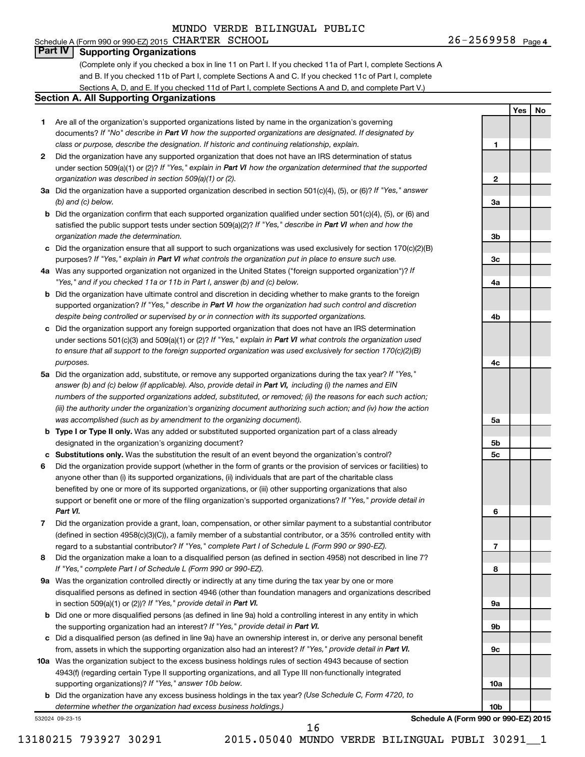MUNDO VERDE BILINGUAL PUBLIC

Schedule A (Form 990 or 990-EZ) 2015 CHARTER SCHOOL 26-2569958 Page 4

## Part IV Supporting Organizations

(Complete only if you checked a box in line 11 on Part I. If you checked 11a of Part I, complete Sections A and B. If you checked 11b of Part I, complete Sections A and C. If you checked 11c of Part I, complete Sections A, D, and E. If you checked 11d of Part I, complete Sections A and D, and complete Part V.)

### Section A. All Supporting Organizations

| | | | Yes | No |
|---|---|---|---|---|
| 1 | Are all of the organization's supported organizations listed by name in the organization's governing documents? *If "No" describe in **Part VI** how the supported organizations are designated. If designated by class or purpose, describe the designation. If historic and continuing relationship, explain.* | 1 | | |
| 2 | Did the organization have any supported organization that does not have an IRS determination of status under section 509(a)(1) or (2)? *If "Yes," explain in **Part VI** how the organization determined that the supported organization was described in section 509(a)(1) or (2).* | 2 | | |
| 3a | Did the organization have a supported organization described in section 501(c)(4), (5), or (6)? *If "Yes," answer (b) and (c) below.* | 3a | | |
| b | Did the organization confirm that each supported organization qualified under section 501(c)(4), (5), or (6) and satisfied the public support tests under section 509(a)(2)? *If "Yes," describe in **Part VI** when and how the organization made the determination.* | 3b | | |
| c | Did the organization ensure that all support to such organizations was used exclusively for section 170(c)(2)(B) purposes? *If "Yes," explain in **Part VI** what controls the organization put in place to ensure such use.* | 3c | | |
| 4a | Was any supported organization not organized in the United States ("foreign supported organization")? *If "Yes," and if you checked 11a or 11b in Part I, answer (b) and (c) below.* | 4a | | |
| b | Did the organization have ultimate control and discretion in deciding whether to make grants to the foreign supported organization? *If "Yes," describe in **Part VI** how the organization had such control and discretion despite being controlled or supervised by or in connection with its supported organizations.* | 4b | | |
| c | Did the organization support any foreign supported organization that does not have an IRS determination under sections 501(c)(3) and 509(a)(1) or (2)? *If "Yes," explain in **Part VI** what controls the organization used to ensure that all support to the foreign supported organization was used exclusively for section 170(c)(2)(B) purposes.* | 4c | | |
| 5a | Did the organization add, substitute, or remove any supported organizations during the tax year? *If "Yes," answer (b) and (c) below (if applicable). Also, provide detail in **Part VI,** including (i) the names and EIN numbers of the supported organizations added, substituted, or removed; (ii) the reasons for each such action; (iii) the authority under the organization's organizing document authorizing such action; and (iv) how the action was accomplished (such as by amendment to the organizing document).* | 5a | | |
| b | **Type I or Type II only.** Was any added or substituted supported organization part of a class already designated in the organization's organizing document? | 5b | | |
| c | **Substitutions only.** Was the substitution the result of an event beyond the organization's control? | 5c | | |
| 6 | Did the organization provide support (whether in the form of grants or the provision of services or facilities) to anyone other than (i) its supported organizations, (ii) individuals that are part of the charitable class benefited by one or more of its supported organizations, or (iii) other supporting organizations that also support or benefit one or more of the filing organization's supported organizations? *If "Yes," provide detail in **Part VI.*** | 6 | | |
| 7 | Did the organization provide a grant, loan, compensation, or other similar payment to a substantial contributor (defined in section 4958(c)(3)(C)), a family member of a substantial contributor, or a 35% controlled entity with regard to a substantial contributor? *If "Yes," complete Part I of Schedule L (Form 990 or 990-EZ).* | 7 | | |
| 8 | Did the organization make a loan to a disqualified person (as defined in section 4958) not described in line 7? *If "Yes," complete Part I of Schedule L (Form 990 or 990-EZ).* | 8 | | |
| 9a | Was the organization controlled directly or indirectly at any time during the tax year by one or more disqualified persons as defined in section 4946 (other than foundation managers and organizations described in section 509(a)(1) or (2))? *If "Yes," provide detail in **Part VI.*** | 9a | | |
| b | Did one or more disqualified persons (as defined in line 9a) hold a controlling interest in any entity in which the supporting organization had an interest? *If "Yes," provide detail in **Part VI.*** | 9b | | |
| c | Did a disqualified person (as defined in line 9a) have an ownership interest in, or derive any personal benefit from, assets in which the supporting organization also had an interest? *If "Yes," provide detail in **Part VI.*** | 9c | | |
| 10a | Was the organization subject to the excess business holdings rules of section 4943 because of section 4943(f) (regarding certain Type II supporting organizations, and all Type III non-functionally integrated supporting organizations)? *If "Yes," answer 10b below.* | 10a | | |
| b | Did the organization have any excess business holdings in the tax year? *(Use Schedule C, Form 4720, to determine whether the organization had excess business holdings.)* | 10b | | |

532024 09-23-15 **Schedule A (Form 990 or 990-EZ) 2015**

13180215 793927 30291 2015.05040 MUNDO VERDE BILINGUAL PUBLI 30291__1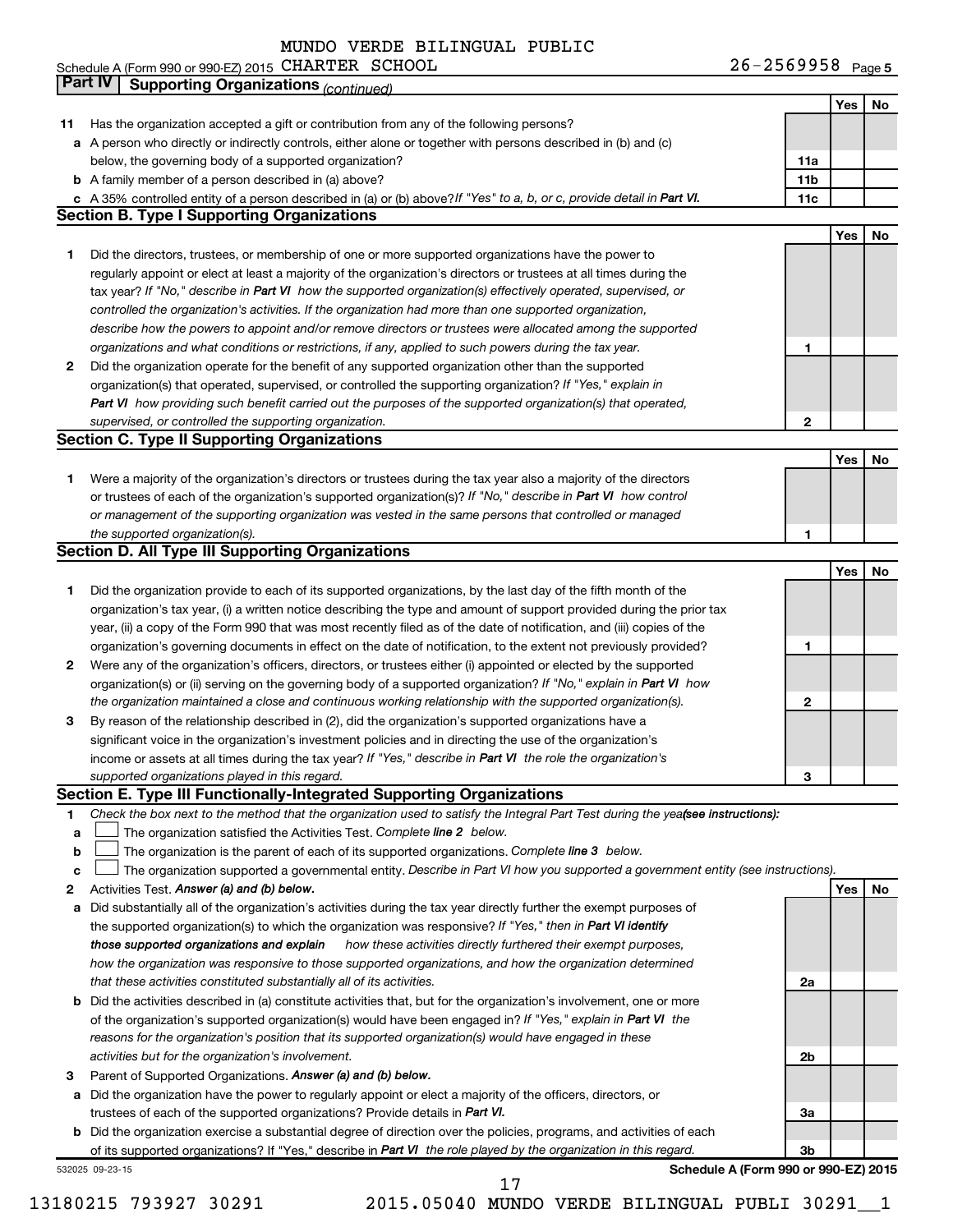MUNDO VERDE BILINGUAL PUBLIC

Schedule A (Form 990 or 990-EZ) 2015 CHARTER SCHOOL 26-2569958 Page 5

**Part IV Supporting Organizations** *(continued)*

| | | | Yes | No |
|---|---|---|---|---|
| **11** | Has the organization accepted a gift or contribution from any of the following persons? | | | |
| **a** | A person who directly or indirectly controls, either alone or together with persons described in (b) and (c) below, the governing body of a supported organization? | **11a** | | |
| **b** | A family member of a person described in (a) above? | **11b** | | |
| **c** | A 35% controlled entity of a person described in (a) or (b) above? *If "Yes" to a, b, or c, provide detail in* ***Part VI.*** | **11c** | | |

**Section B. Type I Supporting Organizations**

| | | | Yes | No |
|---|---|---|---|---|
| **1** | Did the directors, trustees, or membership of one or more supported organizations have the power to regularly appoint or elect at least a majority of the organization's directors or trustees at all times during the tax year? *If "No," describe in* ***Part VI*** *how the supported organization(s) effectively operated, supervised, or controlled the organization's activities. If the organization had more than one supported organization, describe how the powers to appoint and/or remove directors or trustees were allocated among the supported organizations and what conditions or restrictions, if any, applied to such powers during the tax year.* | **1** | | |
| **2** | Did the organization operate for the benefit of any supported organization other than the supported organization(s) that operated, supervised, or controlled the supporting organization? *If "Yes," explain in* ***Part VI*** *how providing such benefit carried out the purposes of the supported organization(s) that operated, supervised, or controlled the supporting organization.* | **2** | | |

**Section C. Type II Supporting Organizations**

| | | | Yes | No |
|---|---|---|---|---|
| **1** | Were a majority of the organization's directors or trustees during the tax year also a majority of the directors or trustees of each of the organization's supported organization(s)? *If "No," describe in* ***Part VI*** *how control or management of the supporting organization was vested in the same persons that controlled or managed the supported organization(s).* | **1** | | |

**Section D. All Type III Supporting Organizations**

| | | | Yes | No |
|---|---|---|---|---|
| **1** | Did the organization provide to each of its supported organizations, by the last day of the fifth month of the organization's tax year, (i) a written notice describing the type and amount of support provided during the prior tax year, (ii) a copy of the Form 990 that was most recently filed as of the date of notification, and (iii) copies of the organization's governing documents in effect on the date of notification, to the extent not previously provided? | **1** | | |
| **2** | Were any of the organization's officers, directors, or trustees either (i) appointed or elected by the supported organization(s) or (ii) serving on the governing body of a supported organization? *If "No," explain in* ***Part VI*** *how the organization maintained a close and continuous working relationship with the supported organization(s).* | **2** | | |
| **3** | By reason of the relationship described in (2), did the organization's supported organizations have a significant voice in the organization's investment policies and in directing the use of the organization's income or assets at all times during the tax year? *If "Yes," describe in* ***Part VI*** *the role the organization's supported organizations played in this regard.* | **3** | | |

**Section E. Type III Functionally-Integrated Supporting Organizations**

**1** *Check the box next to the method that the organization used to satisfy the Integral Part Test during the year* ***(see instructions):***

- **a** ☐ The organization satisfied the Activities Test. *Complete* ***line 2*** *below.*
- **b** ☐ The organization is the parent of each of its supported organizations. *Complete* ***line 3*** *below.*
- **c** ☐ The organization supported a governmental entity. *Describe in Part VI how you supported a government entity (see instructions).*

| | | | Yes | No |
|---|---|---|---|---|
| **2** | Activities Test. ***Answer (a) and (b) below.*** | | | |
| **a** | Did substantially all of the organization's activities during the tax year directly further the exempt purposes of the supported organization(s) to which the organization was responsive? *If "Yes," then in* ***Part VI identify those supported organizations and explain*** *how these activities directly furthered their exempt purposes, how the organization was responsive to those supported organizations, and how the organization determined that these activities constituted substantially all of its activities.* | **2a** | | |
| **b** | Did the activities described in (a) constitute activities that, but for the organization's involvement, one or more of the organization's supported organization(s) would have been engaged in? *If "Yes," explain in* ***Part VI*** *the reasons for the organization's position that its supported organization(s) would have engaged in these activities but for the organization's involvement.* | **2b** | | |
| **3** | Parent of Supported Organizations. ***Answer (a) and (b) below.*** | | | |
| **a** | Did the organization have the power to regularly appoint or elect a majority of the officers, directors, or trustees of each of the supported organizations? Provide details in ***Part VI.*** | **3a** | | |
| **b** | Did the organization exercise a substantial degree of direction over the policies, programs, and activities of each of its supported organizations? If "Yes," describe in ***Part VI*** *the role played by the organization in this regard.* | **3b** | | |

532025 09-23-15 **Schedule A (Form 990 or 990-EZ) 2015**

13180215 793927 30291 2015.05040 MUNDO VERDE BILINGUAL PUBLI 30291__1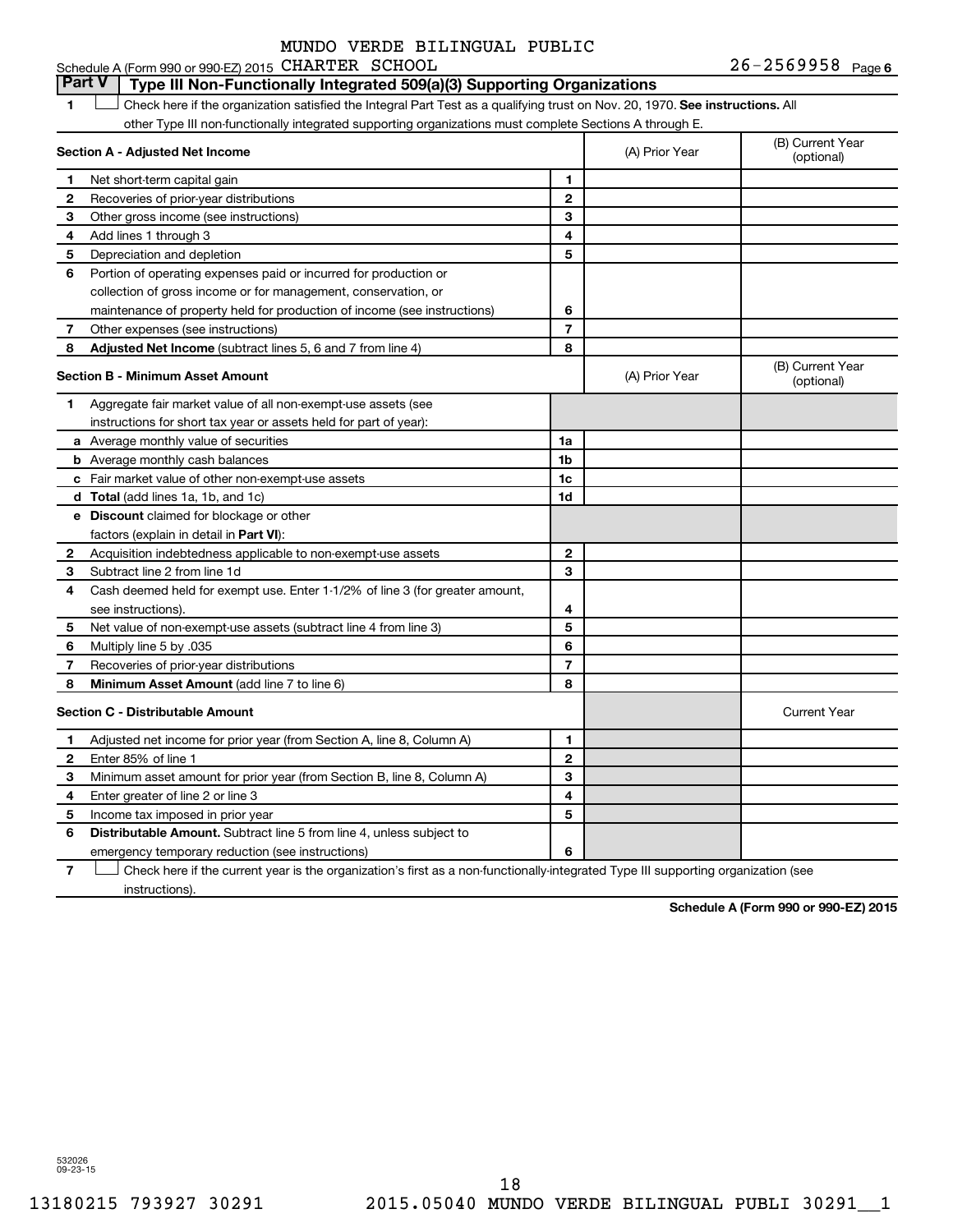MUNDO VERDE BILINGUAL PUBLIC

Schedule A (Form 990 or 990-EZ) 2015 CHARTER SCHOOL 26-2569958 Page 6

## Part V | Type III Non-Functionally Integrated 509(a)(3) Supporting Organizations

1 ☐ Check here if the organization satisfied the Integral Part Test as a qualifying trust on Nov. 20, 1970. **See instructions.** All other Type III non-functionally integrated supporting organizations must complete Sections A through E.

| **Section A - Adjusted Net Income** | | | (A) Prior Year | (B) Current Year (optional) |
|---|---|---|---|---|
| 1 | Net short-term capital gain | 1 | | |
| 2 | Recoveries of prior-year distributions | 2 | | |
| 3 | Other gross income (see instructions) | 3 | | |
| 4 | Add lines 1 through 3 | 4 | | |
| 5 | Depreciation and depletion | 5 | | |
| 6 | Portion of operating expenses paid or incurred for production or collection of gross income or for management, conservation, or maintenance of property held for production of income (see instructions) | 6 | | |
| 7 | Other expenses (see instructions) | 7 | | |
| 8 | **Adjusted Net Income** (subtract lines 5, 6 and 7 from line 4) | 8 | | |

| **Section B - Minimum Asset Amount** | | | (A) Prior Year | (B) Current Year (optional) |
|---|---|---|---|---|
| 1 | Aggregate fair market value of all non-exempt-use assets (see instructions for short tax year or assets held for part of year): | | | |
| a | Average monthly value of securities | 1a | | |
| b | Average monthly cash balances | 1b | | |
| c | Fair market value of other non-exempt-use assets | 1c | | |
| d | **Total** (add lines 1a, 1b, and 1c) | 1d | | |
| e | **Discount** claimed for blockage or other factors (explain in detail in **Part VI**): | | | |
| 2 | Acquisition indebtedness applicable to non-exempt-use assets | 2 | | |
| 3 | Subtract line 2 from line 1d | 3 | | |
| 4 | Cash deemed held for exempt use. Enter 1-1/2% of line 3 (for greater amount, see instructions). | 4 | | |
| 5 | Net value of non-exempt-use assets (subtract line 4 from line 3) | 5 | | |
| 6 | Multiply line 5 by .035 | 6 | | |
| 7 | Recoveries of prior-year distributions | 7 | | |
| 8 | **Minimum Asset Amount** (add line 7 to line 6) | 8 | | |

| **Section C - Distributable Amount** | | | | Current Year |
|---|---|---|---|---|
| 1 | Adjusted net income for prior year (from Section A, line 8, Column A) | 1 | | |
| 2 | Enter 85% of line 1 | 2 | | |
| 3 | Minimum asset amount for prior year (from Section B, line 8, Column A) | 3 | | |
| 4 | Enter greater of line 2 or line 3 | 4 | | |
| 5 | Income tax imposed in prior year | 5 | | |
| 6 | **Distributable Amount.** Subtract line 5 from line 4, unless subject to emergency temporary reduction (see instructions) | 6 | | |

7 ☐ Check here if the current year is the organization's first as a non-functionally-integrated Type III supporting organization (see instructions).

**Schedule A (Form 990 or 990-EZ) 2015**

532026
09-23-15

13180215 793927 30291 2015.05040 MUNDO VERDE BILINGUAL PUBLI 30291__1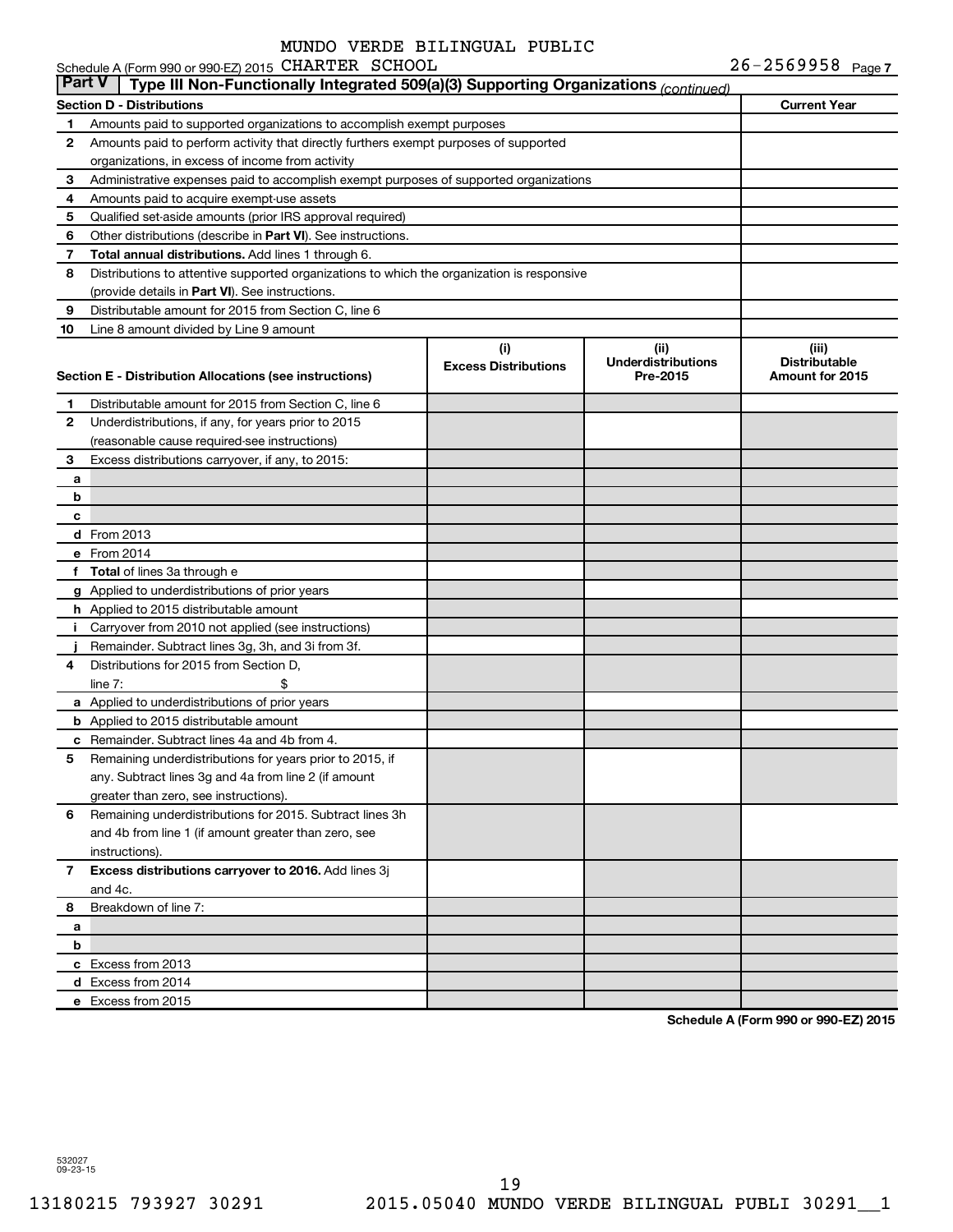MUNDO VERDE BILINGUAL PUBLIC

Schedule A (Form 990 or 990-EZ) 2015 CHARTER SCHOOL 26-2569958 Page 7

**Part V** | **Type III Non-Functionally Integrated 509(a)(3) Supporting Organizations** *(continued)*

| **Section D - Distributions** | | **Current Year** |
|---|---|---|
| 1 | Amounts paid to supported organizations to accomplish exempt purposes | |
| 2 | Amounts paid to perform activity that directly furthers exempt purposes of supported organizations, in excess of income from activity | |
| 3 | Administrative expenses paid to accomplish exempt purposes of supported organizations | |
| 4 | Amounts paid to acquire exempt-use assets | |
| 5 | Qualified set-aside amounts (prior IRS approval required) | |
| 6 | Other distributions (describe in **Part VI**). See instructions. | |
| 7 | **Total annual distributions.** Add lines 1 through 6. | |
| 8 | Distributions to attentive supported organizations to which the organization is responsive (provide details in **Part VI**). See instructions. | |
| 9 | Distributable amount for 2015 from Section C, line 6 | |
| 10 | Line 8 amount divided by Line 9 amount | |

| **Section E - Distribution Allocations (see instructions)** | | (i) Excess Distributions | (ii) Underdistributions Pre-2015 | (iii) Distributable Amount for 2015 |
|---|---|---|---|---|
| 1 | Distributable amount for 2015 from Section C, line 6 | | | |
| 2 | Underdistributions, if any, for years prior to 2015 (reasonable cause required-see instructions) | | | |
| 3 | Excess distributions carryover, if any, to 2015: | | | |
| a | | | | |
| b | | | | |
| c | | | | |
| d | From 2013 | | | |
| e | From 2014 | | | |
| f | **Total** of lines 3a through e | | | |
| g | Applied to underdistributions of prior years | | | |
| h | Applied to 2015 distributable amount | | | |
| i | Carryover from 2010 not applied (see instructions) | | | |
| j | Remainder. Subtract lines 3g, 3h, and 3i from 3f. | | | |
| 4 | Distributions for 2015 from Section D, line 7: $ | | | |
| a | Applied to underdistributions of prior years | | | |
| b | Applied to 2015 distributable amount | | | |
| c | Remainder. Subtract lines 4a and 4b from 4. | | | |
| 5 | Remaining underdistributions for years prior to 2015, if any. Subtract lines 3g and 4a from line 2 (if amount greater than zero, see instructions). | | | |
| 6 | Remaining underdistributions for 2015. Subtract lines 3h and 4b from line 1 (if amount greater than zero, see instructions). | | | |
| 7 | **Excess distributions carryover to 2016.** Add lines 3j and 4c. | | | |
| 8 | Breakdown of line 7: | | | |
| a | | | | |
| b | | | | |
| c | Excess from 2013 | | | |
| d | Excess from 2014 | | | |
| e | Excess from 2015 | | | |

**Schedule A (Form 990 or 990-EZ) 2015**

532027 09-23-15

13180215 793927 30291 2015.05040 MUNDO VERDE BILINGUAL PUBLI 30291__1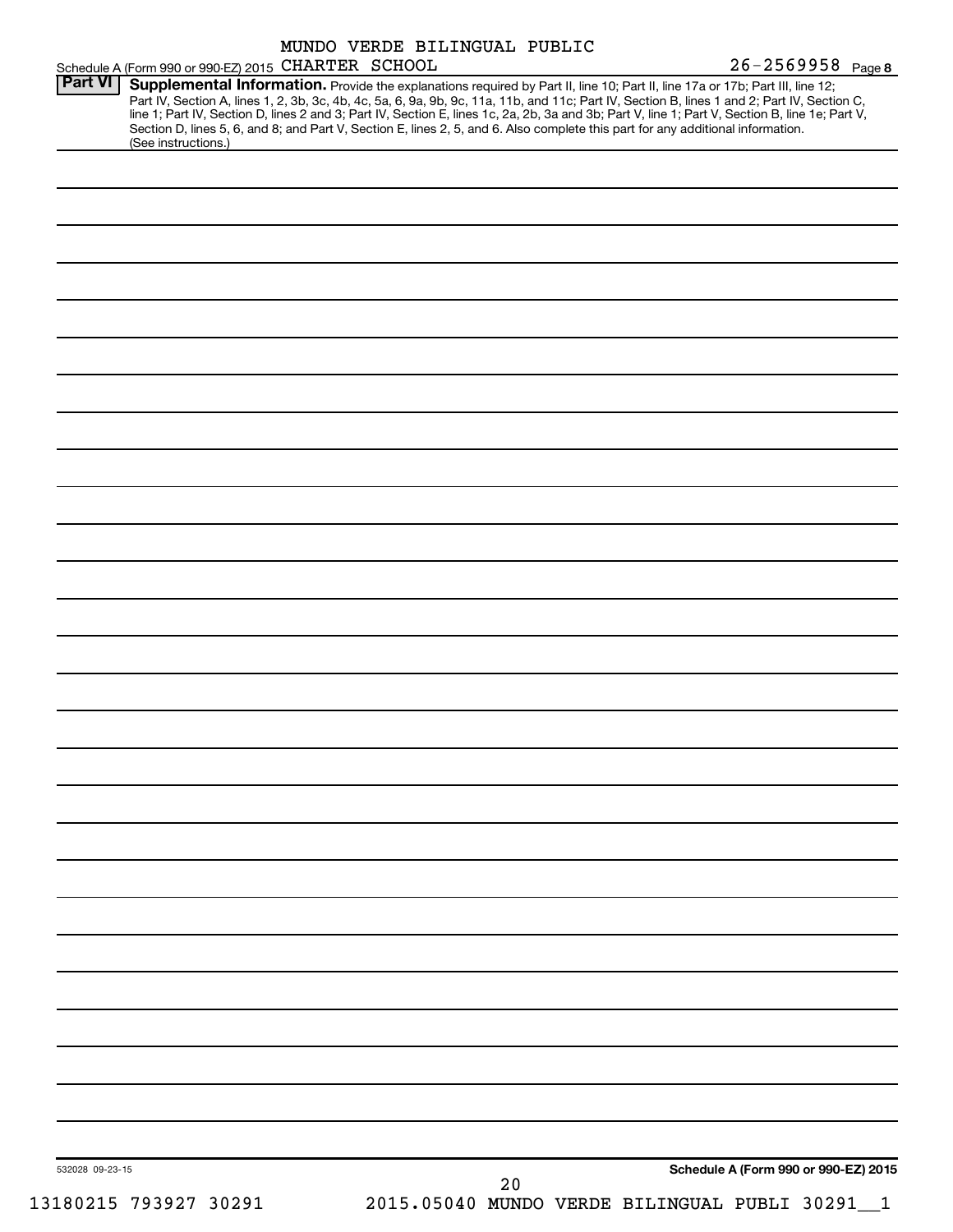Schedule A (Form 990 or 990-EZ) 2015 MUNDO VERDE BILINGUAL PUBLIC CHARTER SCHOOL 26-2569958 Page 8

**Part VI** **Supplemental Information.** Provide the explanations required by Part II, line 10; Part II, line 17a or 17b; Part III, line 12; Part IV, Section A, lines 1, 2, 3b, 3c, 4b, 4c, 5a, 6, 9a, 9b, 9c, 11a, 11b, and 11c; Part IV, Section B, lines 1 and 2; Part IV, Section C, line 1; Part IV, Section D, lines 2 and 3; Part IV, Section E, lines 1c, 2a, 2b, 3a and 3b; Part V, line 1; Part V, Section B, line 1e; Part V, Section D, lines 5, 6, and 8; and Part V, Section E, lines 2, 5, and 6. Also complete this part for any additional information. (See instructions.)

532028 09-23-15

**Schedule A (Form 990 or 990-EZ) 2015**

13180215 793927 30291 2015.05040 MUNDO VERDE BILINGUAL PUBLI 30291__1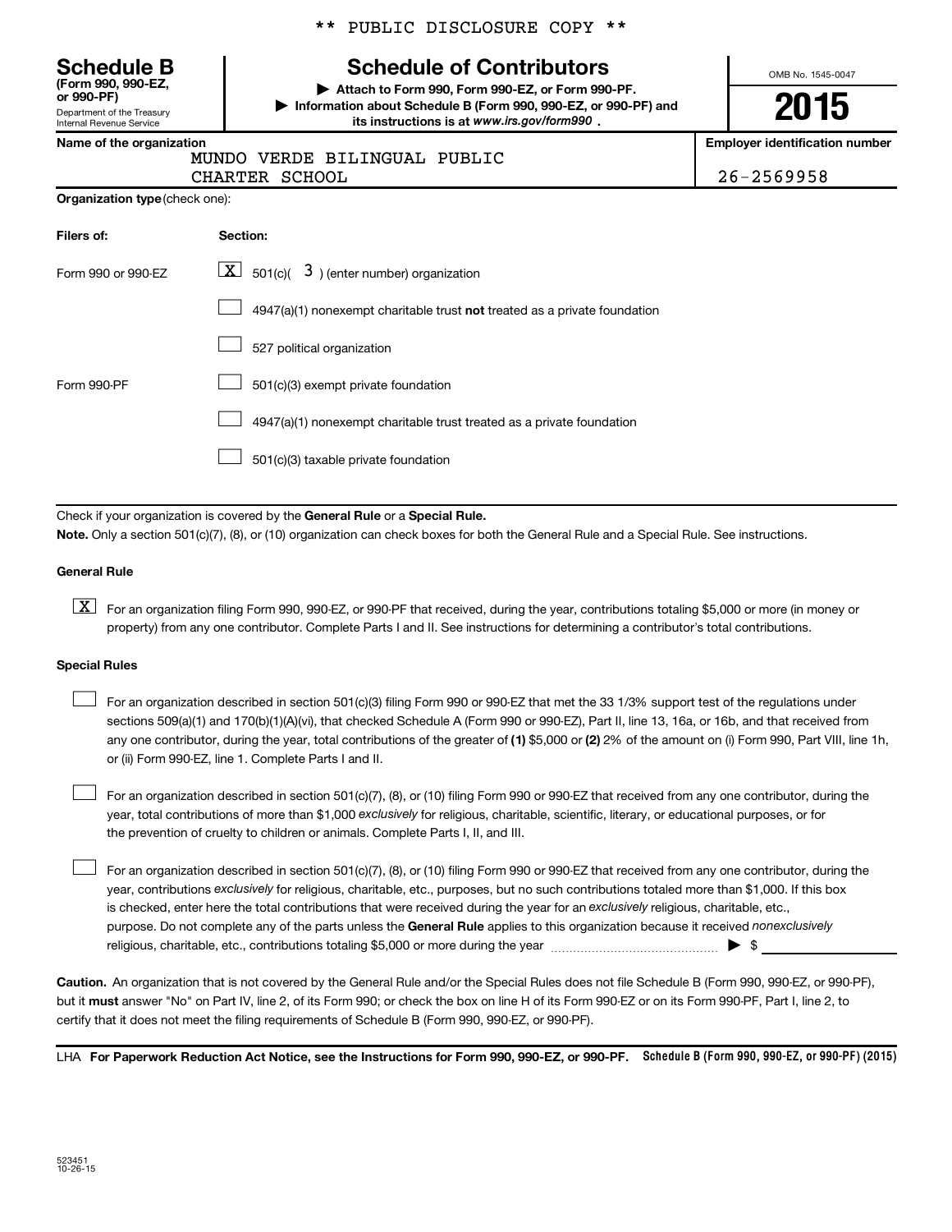** PUBLIC DISCLOSURE COPY **

# Schedule B

**(Form 990, 990-EZ, or 990-PF)**

Department of the Treasury
Internal Revenue Service

## Schedule of Contributors

▶ **Attach to Form 990, Form 990-EZ, or Form 990-PF.**

▶ **Information about Schedule B (Form 990, 990-EZ, or 990-PF) and its instructions is at *www.irs.gov/form990*.**

OMB No. 1545-0047

**2015**

| Name of the organization | Employer identification number |
|---|---|
| MUNDO VERDE BILINGUAL PUBLIC CHARTER SCHOOL | 26-2569958 |

**Organization type** (check one):

| Filers of: | Section: |
|---|---|
| Form 990 or 990-EZ | [X] 501(c)( 3 ) (enter number) organization |
| | [ ] 4947(a)(1) nonexempt charitable trust **not** treated as a private foundation |
| | [ ] 527 political organization |
| Form 990-PF | [ ] 501(c)(3) exempt private foundation |
| | [ ] 4947(a)(1) nonexempt charitable trust treated as a private foundation |
| | [ ] 501(c)(3) taxable private foundation |

Check if your organization is covered by the **General Rule** or a **Special Rule.**

**Note.** Only a section 501(c)(7), (8), or (10) organization can check boxes for both the General Rule and a Special Rule. See instructions.

**General Rule**

[X] For an organization filing Form 990, 990-EZ, or 990-PF that received, during the year, contributions totaling $5,000 or more (in money or property) from any one contributor. Complete Parts I and II. See instructions for determining a contributor's total contributions.

**Special Rules**

[ ] For an organization described in section 501(c)(3) filing Form 990 or 990-EZ that met the 33 1/3% support test of the regulations under sections 509(a)(1) and 170(b)(1)(A)(vi), that checked Schedule A (Form 990 or 990-EZ), Part II, line 13, 16a, or 16b, and that received from any one contributor, during the year, total contributions of the greater of **(1)** $5,000 or **(2)** 2% of the amount on (i) Form 990, Part VIII, line 1h, or (ii) Form 990-EZ, line 1. Complete Parts I and II.

[ ] For an organization described in section 501(c)(7), (8), or (10) filing Form 990 or 990-EZ that received from any one contributor, during the year, total contributions of more than $1,000 *exclusively* for religious, charitable, scientific, literary, or educational purposes, or for the prevention of cruelty to children or animals. Complete Parts I, II, and III.

[ ] For an organization described in section 501(c)(7), (8), or (10) filing Form 990 or 990-EZ that received from any one contributor, during the year, contributions *exclusively* for religious, charitable, etc., purposes, but no such contributions totaled more than $1,000. If this box is checked, enter here the total contributions that were received during the year for an *exclusively* religious, charitable, etc., purpose. Do not complete any of the parts unless the **General Rule** applies to this organization because it received *nonexclusively* religious, charitable, etc., contributions totaling $5,000 or more during the year ▶ $ ________

**Caution.** An organization that is not covered by the General Rule and/or the Special Rules does not file Schedule B (Form 990, 990-EZ, or 990-PF), but it **must** answer "No" on Part IV, line 2, of its Form 990; or check the box on line H of its Form 990-EZ or on its Form 990-PF, Part I, line 2, to certify that it does not meet the filing requirements of Schedule B (Form 990, 990-EZ, or 990-PF).

LHA **For Paperwork Reduction Act Notice, see the Instructions for Form 990, 990-EZ, or 990-PF.** **Schedule B (Form 990, 990-EZ, or 990-PF) (2015)**

523451
10-26-15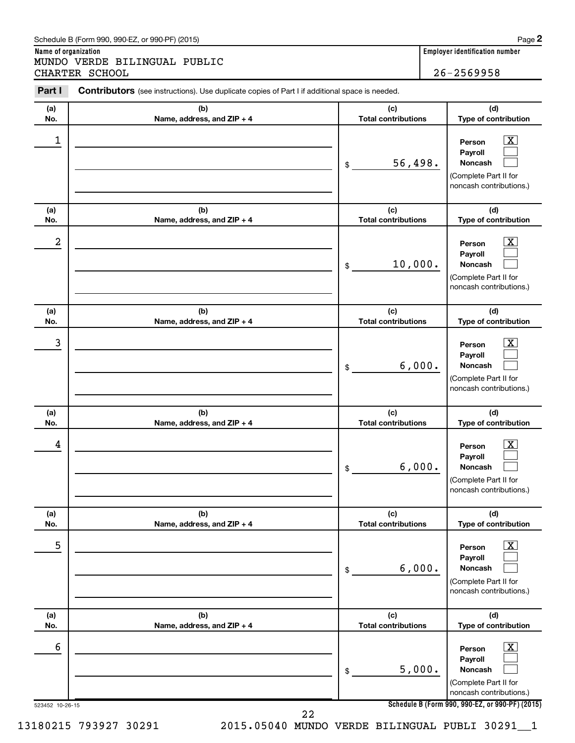Schedule B (Form 990, 990-EZ, or 990-PF) (2015)

**Name of organization**
MUNDO VERDE BILINGUAL PUBLIC CHARTER SCHOOL

**Employer identification number**
26-2569958

**Part I — Contributors** (see instructions). Use duplicate copies of Part I if additional space is needed.

| (a) No. | (b) Name, address, and ZIP + 4 | (c) Total contributions | (d) Type of contribution |
|---|---|---|---|
| 1 | | $ 56,498. | Person [X] Payroll [ ] Noncash [ ] (Complete Part II for noncash contributions.) |
| 2 | | $ 10,000. | Person [X] Payroll [ ] Noncash [ ] (Complete Part II for noncash contributions.) |
| 3 | | $ 6,000. | Person [X] Payroll [ ] Noncash [ ] (Complete Part II for noncash contributions.) |
| 4 | | $ 6,000. | Person [X] Payroll [ ] Noncash [ ] (Complete Part II for noncash contributions.) |
| 5 | | $ 6,000. | Person [X] Payroll [ ] Noncash [ ] (Complete Part II for noncash contributions.) |
| 6 | | $ 5,000. | Person [X] Payroll [ ] Noncash [ ] (Complete Part II for noncash contributions.) |

523452 10-26-15

Schedule B (Form 990, 990-EZ, or 990-PF) (2015)

13180215 793927 30291 2015.05040 MUNDO VERDE BILINGUAL PUBLI 30291__1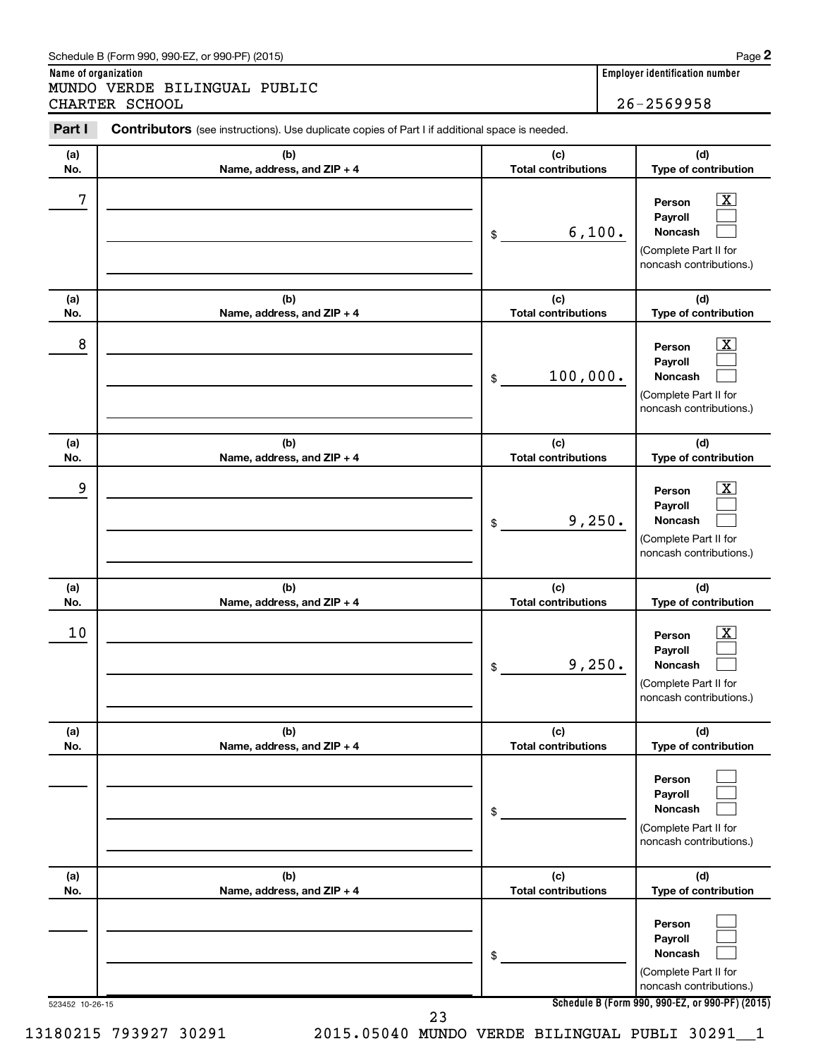Schedule B (Form 990, 990-EZ, or 990-PF) (2015)

**Name of organization**
MUNDO VERDE BILINGUAL PUBLIC CHARTER SCHOOL

**Employer identification number**
26-2569958

**Part I** **Contributors** (see instructions). Use duplicate copies of Part I if additional space is needed.

| (a) No. | (b) Name, address, and ZIP + 4 | (c) Total contributions | (d) Type of contribution |
|---|---|---|---|
| 7 | | $ 6,100. | Person [X] Payroll [ ] Noncash [ ] (Complete Part II for noncash contributions.) |
| 8 | | $ 100,000. | Person [X] Payroll [ ] Noncash [ ] (Complete Part II for noncash contributions.) |
| 9 | | $ 9,250. | Person [X] Payroll [ ] Noncash [ ] (Complete Part II for noncash contributions.) |
| 10 | | $ 9,250. | Person [X] Payroll [ ] Noncash [ ] (Complete Part II for noncash contributions.) |
| | | $ | Person [ ] Payroll [ ] Noncash [ ] (Complete Part II for noncash contributions.) |
| | | $ | Person [ ] Payroll [ ] Noncash [ ] (Complete Part II for noncash contributions.) |

523452 10-26-15

**Schedule B (Form 990, 990-EZ, or 990-PF) (2015)**

13180215 793927 30291 2015.05040 MUNDO VERDE BILINGUAL PUBLI 30291__1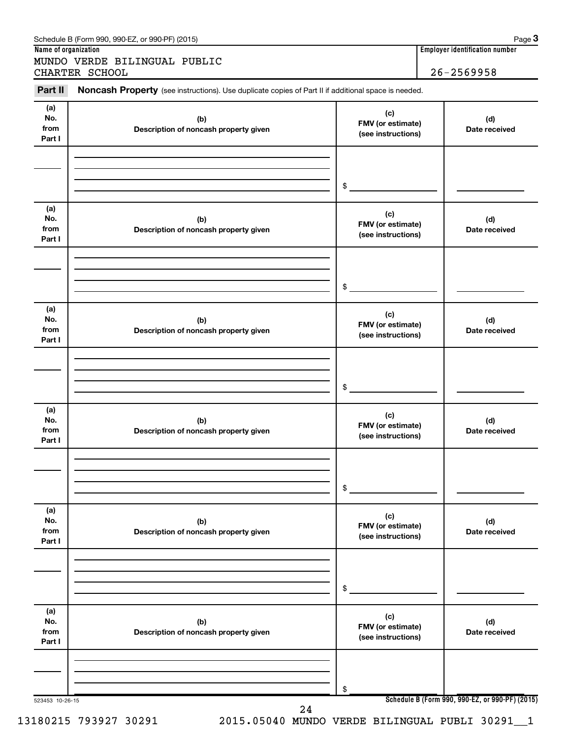Schedule B (Form 990, 990-EZ, or 990-PF) (2015) Page **3**

**Name of organization**

MUNDO VERDE BILINGUAL PUBLIC CHARTER SCHOOL

**Employer identification number**

26-2569958

**Part II** **Noncash Property** (see instructions). Use duplicate copies of Part II if additional space is needed.

| (a) No. from Part I | (b) Description of noncash property given | (c) FMV (or estimate) (see instructions) | (d) Date received |
|---|---|---|---|
| | | $ | |

| (a) No. from Part I | (b) Description of noncash property given | (c) FMV (or estimate) (see instructions) | (d) Date received |
|---|---|---|---|
| | | $ | |

| (a) No. from Part I | (b) Description of noncash property given | (c) FMV (or estimate) (see instructions) | (d) Date received |
|---|---|---|---|
| | | $ | |

| (a) No. from Part I | (b) Description of noncash property given | (c) FMV (or estimate) (see instructions) | (d) Date received |
|---|---|---|---|
| | | $ | |

| (a) No. from Part I | (b) Description of noncash property given | (c) FMV (or estimate) (see instructions) | (d) Date received |
|---|---|---|---|
| | | $ | |

| (a) No. from Part I | (b) Description of noncash property given | (c) FMV (or estimate) (see instructions) | (d) Date received |
|---|---|---|---|
| | | $ | |

523453 10-26-15

**Schedule B (Form 990, 990-EZ, or 990-PF) (2015)**

13180215 793927 30291 2015.05040 MUNDO VERDE BILINGUAL PUBLI 30291__1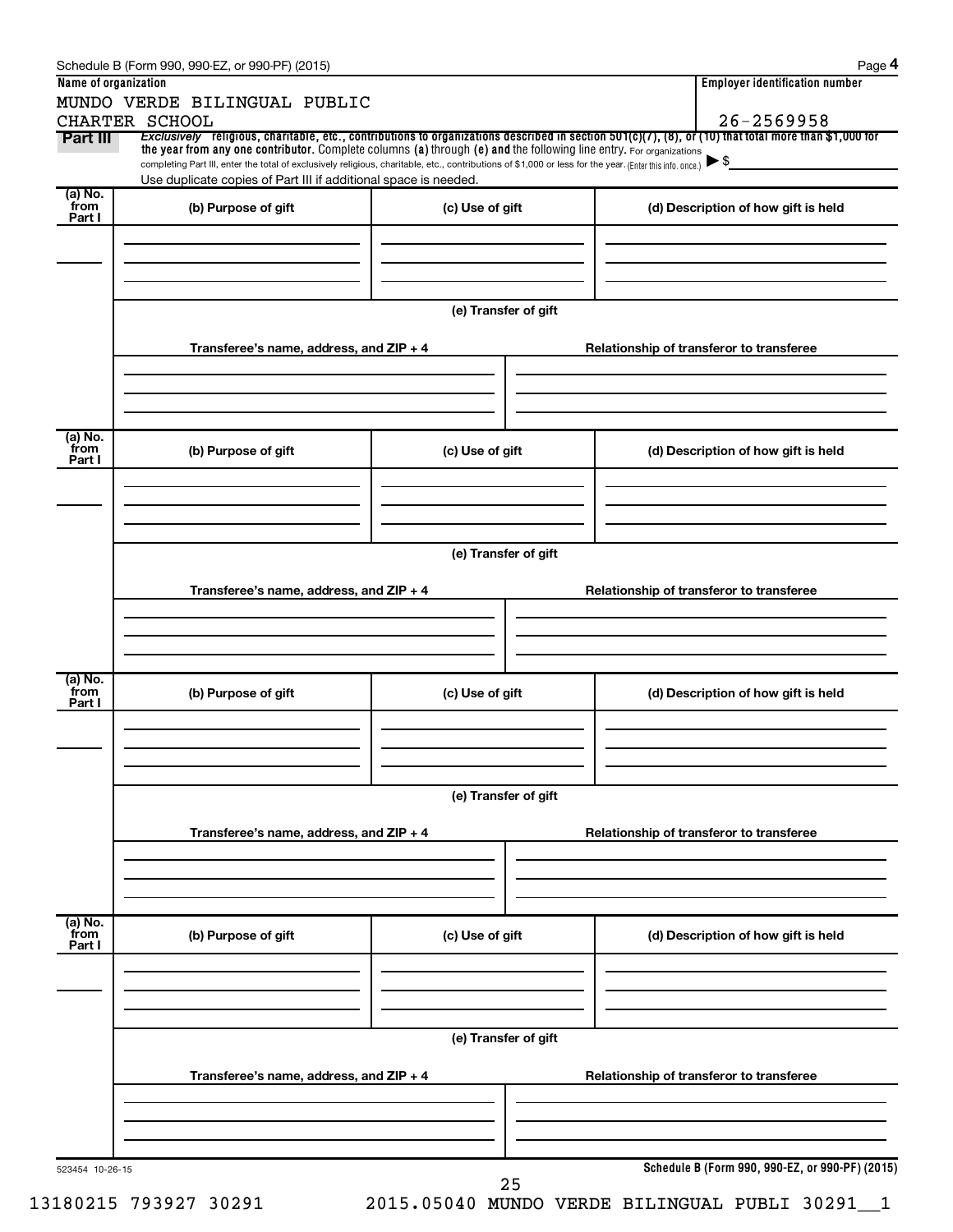Schedule B (Form 990, 990-EZ, or 990-PF) (2015)

**Name of organization**

MUNDO VERDE BILINGUAL PUBLIC CHARTER SCHOOL

**Employer identification number**

26-2569958

**Part III** *Exclusively* religious, charitable, etc., contributions to organizations described in section 501(c)(7), (8), or (10) that total more than $1,000 for the year from any one contributor. Complete columns (a) through (e) and the following line entry. For organizations completing Part III, enter the total of exclusively religious, charitable, etc., contributions of $1,000 or less for the year. (Enter this info. once.) ▶ $

Use duplicate copies of Part III if additional space is needed.

| (a) No. from Part I | (b) Purpose of gift | (c) Use of gift | (d) Description of how gift is held |
|---|---|---|---|
| | | | |

(e) Transfer of gift

| Transferee's name, address, and ZIP + 4 | Relationship of transferor to transferee |
|---|---|
| | |

| (a) No. from Part I | (b) Purpose of gift | (c) Use of gift | (d) Description of how gift is held |
|---|---|---|---|
| | | | |

(e) Transfer of gift

| Transferee's name, address, and ZIP + 4 | Relationship of transferor to transferee |
|---|---|
| | |

| (a) No. from Part I | (b) Purpose of gift | (c) Use of gift | (d) Description of how gift is held |
|---|---|---|---|
| | | | |

(e) Transfer of gift

| Transferee's name, address, and ZIP + 4 | Relationship of transferor to transferee |
|---|---|
| | |

| (a) No. from Part I | (b) Purpose of gift | (c) Use of gift | (d) Description of how gift is held |
|---|---|---|---|
| | | | |

(e) Transfer of gift

| Transferee's name, address, and ZIP + 4 | Relationship of transferor to transferee |
|---|---|
| | |

523454 10-26-15

**Schedule B (Form 990, 990-EZ, or 990-PF) (2015)**

13180215 793927 30291 2015.05040 MUNDO VERDE BILINGUAL PUBLI 30291__1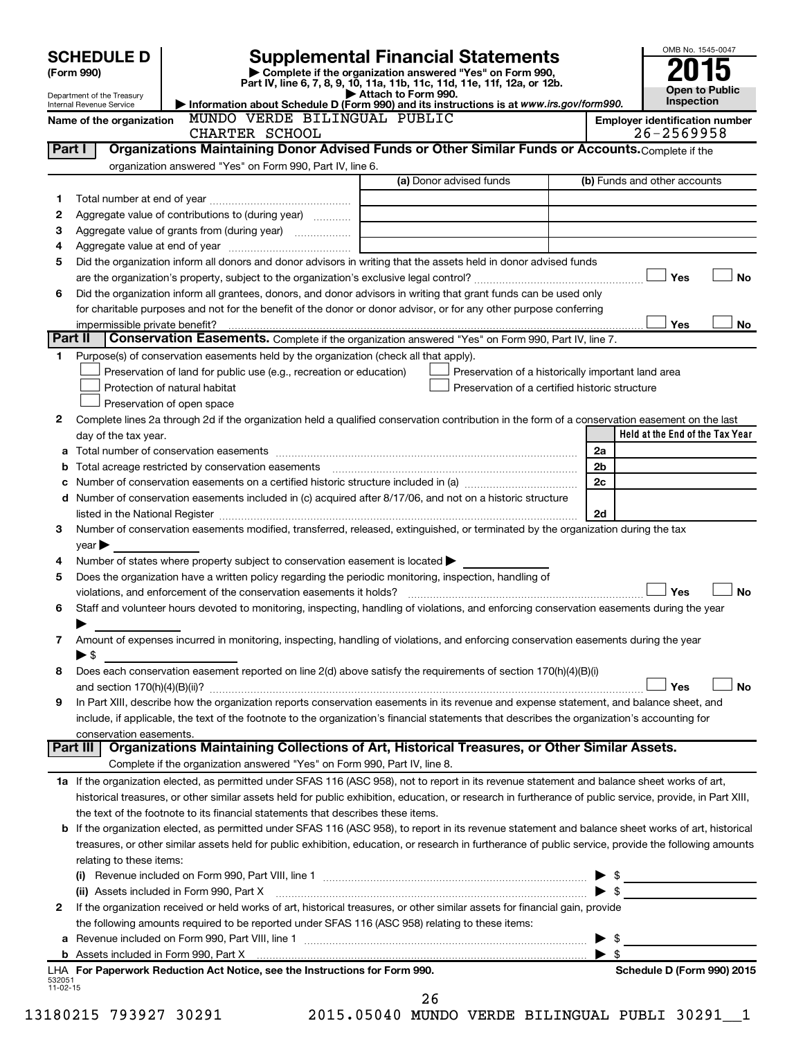# SCHEDULE D (Form 990)

Department of the Treasury
Internal Revenue Service

## Supplemental Financial Statements

▶ Complete if the organization answered "Yes" on Form 990, Part IV, line 6, 7, 8, 9, 10, 11a, 11b, 11c, 11d, 11e, 11f, 12a, or 12b.

▶ Attach to Form 990.

▶ Information about Schedule D (Form 990) and its instructions is at www.irs.gov/form990.

OMB No. 1545-0047

**2015**

**Open to Public Inspection**

**Name of the organization:** MUNDO VERDE BILINGUAL PUBLIC CHARTER SCHOOL

**Employer identification number:** 26-2569958

### Part I — Organizations Maintaining Donor Advised Funds or Other Similar Funds or Accounts.
Complete if the organization answered "Yes" on Form 990, Part IV, line 6.

| | | (a) Donor advised funds | (b) Funds and other accounts |
|---|---|---|---|
| 1 | Total number at end of year | | |
| 2 | Aggregate value of contributions to (during year) | | |
| 3 | Aggregate value of grants from (during year) | | |
| 4 | Aggregate value at end of year | | |

5 Did the organization inform all donors and donor advisors in writing that the assets held in donor advised funds are the organization's property, subject to the organization's exclusive legal control? ☐ Yes ☐ No

6 Did the organization inform all grantees, donors, and donor advisors in writing that grant funds can be used only for charitable purposes and not for the benefit of the donor or donor advisor, or for any other purpose conferring impermissible private benefit? ☐ Yes ☐ No

### Part II — Conservation Easements.
Complete if the organization answered "Yes" on Form 990, Part IV, line 7.

1 Purpose(s) of conservation easements held by the organization (check all that apply).

- ☐ Preservation of land for public use (e.g., recreation or education)
- ☐ Protection of natural habitat
- ☐ Preservation of open space
- ☐ Preservation of a historically important land area
- ☐ Preservation of a certified historic structure

2 Complete lines 2a through 2d if the organization held a qualified conservation contribution in the form of a conservation easement on the last day of the tax year.

| | | | Held at the End of the Tax Year |
|---|---|---|---|
| a | Total number of conservation easements | 2a | |
| b | Total acreage restricted by conservation easements | 2b | |
| c | Number of conservation easements on a certified historic structure included in (a) | 2c | |
| d | Number of conservation easements included in (c) acquired after 8/17/06, and not on a historic structure listed in the National Register | 2d | |

3 Number of conservation easements modified, transferred, released, extinguished, or terminated by the organization during the tax year ▶

4 Number of states where property subject to conservation easement is located ▶

5 Does the organization have a written policy regarding the periodic monitoring, inspection, handling of violations, and enforcement of the conservation easements it holds? ☐ Yes ☐ No

6 Staff and volunteer hours devoted to monitoring, inspecting, handling of violations, and enforcing conservation easements during the year ▶

7 Amount of expenses incurred in monitoring, inspecting, handling of violations, and enforcing conservation easements during the year ▶ $

8 Does each conservation easement reported on line 2(d) above satisfy the requirements of section 170(h)(4)(B)(i) and section 170(h)(4)(B)(ii)? ☐ Yes ☐ No

9 In Part XIII, describe how the organization reports conservation easements in its revenue and expense statement, and balance sheet, and include, if applicable, the text of the footnote to the organization's financial statements that describes the organization's accounting for conservation easements.

### Part III — Organizations Maintaining Collections of Art, Historical Treasures, or Other Similar Assets.
Complete if the organization answered "Yes" on Form 990, Part IV, line 8.

1a If the organization elected, as permitted under SFAS 116 (ASC 958), not to report in its revenue statement and balance sheet works of art, historical treasures, or other similar assets held for public exhibition, education, or research in furtherance of public service, provide, in Part XIII, the text of the footnote to its financial statements that describes these items.

b If the organization elected, as permitted under SFAS 116 (ASC 958), to report in its revenue statement and balance sheet works of art, historical treasures, or other similar assets held for public exhibition, education, or research in furtherance of public service, provide the following amounts relating to these items:

(i) Revenue included on Form 990, Part VIII, line 1 ▶ $

(ii) Assets included in Form 990, Part X ▶ $

2 If the organization received or held works of art, historical treasures, or other similar assets for financial gain, provide the following amounts required to be reported under SFAS 116 (ASC 958) relating to these items:

a Revenue included on Form 990, Part VIII, line 1 ▶ $

b Assets included in Form 990, Part X ▶ $

LHA For Paperwork Reduction Act Notice, see the Instructions for Form 990.

532051 11-02-15

Schedule D (Form 990) 2015

13180215 793927 30291 2015.05040 MUNDO VERDE BILINGUAL PUBLI 30291__1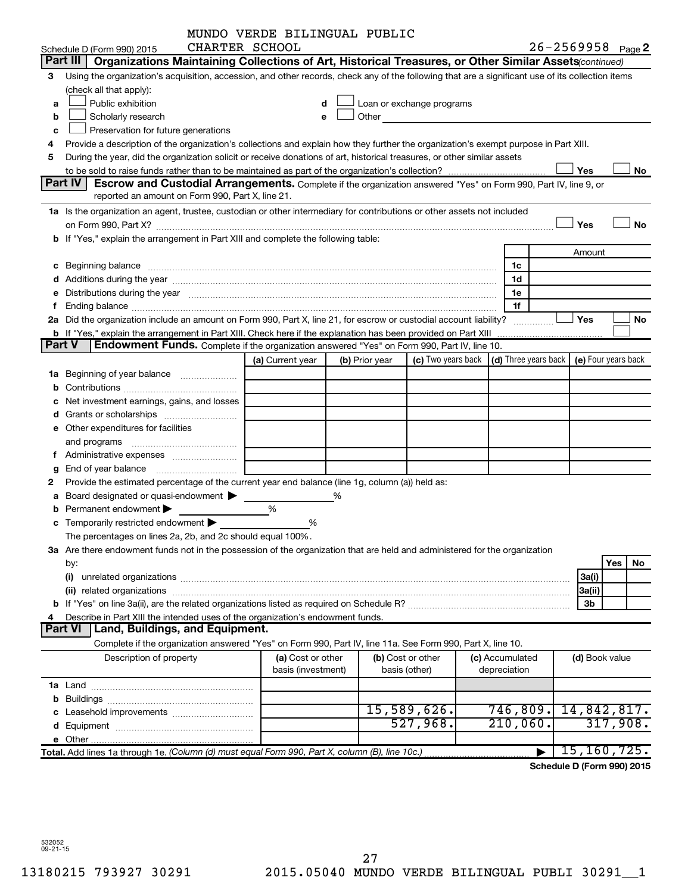MUNDO VERDE BILINGUAL PUBLIC CHARTER SCHOOL

Schedule D (Form 990) 2015 26-2569958 Page 2

## Part III Organizations Maintaining Collections of Art, Historical Treasures, or Other Similar Assets *(continued)*

3 Using the organization's acquisition, accession, and other records, check any of the following that are a significant use of its collection items (check all that apply):

- a ☐ Public exhibition
- b ☐ Scholarly research
- c ☐ Preservation for future generations
- d ☐ Loan or exchange programs
- e ☐ Other

4 Provide a description of the organization's collections and explain how they further the organization's exempt purpose in Part XIII.

5 During the year, did the organization solicit or receive donations of art, historical treasures, or other similar assets to be sold to raise funds rather than to be maintained as part of the organization's collection? ☐ Yes ☐ No

## Part IV Escrow and Custodial Arrangements.

Complete if the organization answered "Yes" on Form 990, Part IV, line 9, or reported an amount on Form 990, Part X, line 21.

1a Is the organization an agent, trustee, custodian or other intermediary for contributions or other assets not included on Form 990, Part X? ☐ Yes ☐ No

b If "Yes," explain the arrangement in Part XIII and complete the following table:

| | | Amount |
|---|---|---|
| c Beginning balance | 1c | |
| d Additions during the year | 1d | |
| e Distributions during the year | 1e | |
| f Ending balance | 1f | |

2a Did the organization include an amount on Form 990, Part X, line 21, for escrow or custodial account liability? ☐ Yes ☐ No

b If "Yes," explain the arrangement in Part XIII. Check here if the explanation has been provided on Part XIII ☐

## Part V Endowment Funds.

Complete if the organization answered "Yes" on Form 990, Part IV, line 10.

| | (a) Current year | (b) Prior year | (c) Two years back | (d) Three years back | (e) Four years back |
|---|---|---|---|---|---|
| 1a Beginning of year balance | | | | | |
| b Contributions | | | | | |
| c Net investment earnings, gains, and losses | | | | | |
| d Grants or scholarships | | | | | |
| e Other expenditures for facilities and programs | | | | | |
| f Administrative expenses | | | | | |
| g End of year balance | | | | | |

2 Provide the estimated percentage of the current year end balance (line 1g, column (a)) held as:

- a Board designated or quasi-endowment ▶ %
- b Permanent endowment ▶ %
- c Temporarily restricted endowment ▶ %

The percentages on lines 2a, 2b, and 2c should equal 100%.

3a Are there endowment funds not in the possession of the organization that are held and administered for the organization by:

| | | Yes | No |
|---|---|---|---|
| (i) unrelated organizations | 3a(i) | | |
| (ii) related organizations | 3a(ii) | | |
| b If "Yes" on line 3a(ii), are the related organizations listed as required on Schedule R? | 3b | | |

4 Describe in Part XIII the intended uses of the organization's endowment funds.

## Part VI Land, Buildings, and Equipment.

Complete if the organization answered "Yes" on Form 990, Part IV, line 11a. See Form 990, Part X, line 10.

| Description of property | (a) Cost or other basis (investment) | (b) Cost or other basis (other) | (c) Accumulated depreciation | (d) Book value |
|---|---|---|---|---|
| 1a Land | | | | |
| b Buildings | | | | |
| c Leasehold improvements | | 15,589,626. | 746,809. | 14,842,817. |
| d Equipment | | 527,968. | 210,060. | 317,908. |
| e Other | | | | |
| **Total.** Add lines 1a through 1e. *(Column (d) must equal Form 990, Part X, column (B), line 10c.)* | | | ▶ | 15,160,725. |

**Schedule D (Form 990) 2015**

532052 09-21-15

13180215 793927 30291 2015.05040 MUNDO VERDE BILINGUAL PUBLI 30291__1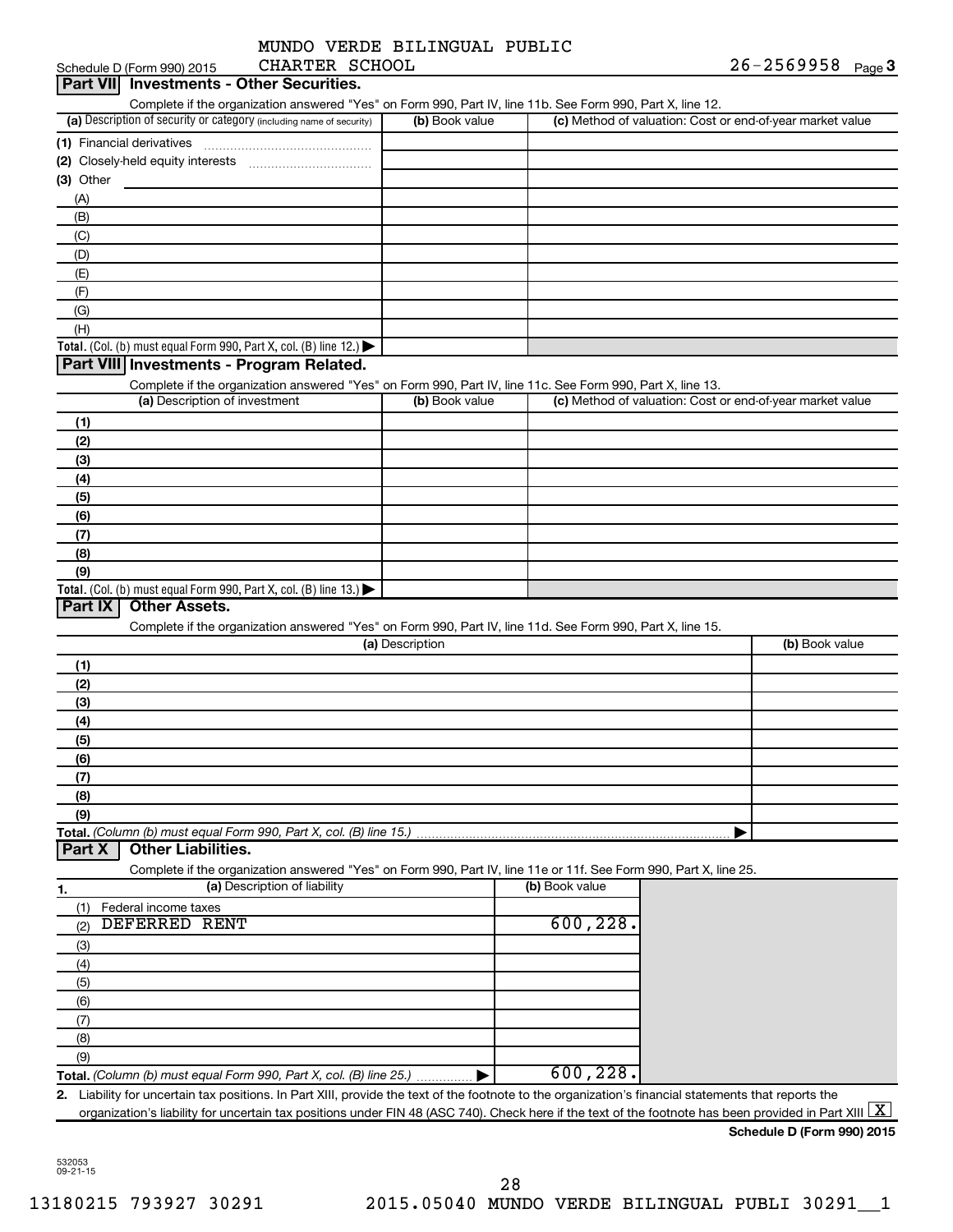MUNDO VERDE BILINGUAL PUBLIC CHARTER SCHOOL

Schedule D (Form 990) 2015 — 26-2569958 Page 3

## Part VII Investments - Other Securities.

Complete if the organization answered "Yes" on Form 990, Part IV, line 11b. See Form 990, Part X, line 12.

| (a) Description of security or category (including name of security) | (b) Book value | (c) Method of valuation: Cost or end-of-year market value |
|---|---|---|
| (1) Financial derivatives | | |
| (2) Closely-held equity interests | | |
| (3) Other | | |
| (A) | | |
| (B) | | |
| (C) | | |
| (D) | | |
| (E) | | |
| (F) | | |
| (G) | | |
| (H) | | |
| **Total.** (Col. (b) must equal Form 990, Part X, col. (B) line 12.) ▶ | | |

## Part VIII Investments - Program Related.

Complete if the organization answered "Yes" on Form 990, Part IV, line 11c. See Form 990, Part X, line 13.

| (a) Description of investment | (b) Book value | (c) Method of valuation: Cost or end-of-year market value |
|---|---|---|
| (1) | | |
| (2) | | |
| (3) | | |
| (4) | | |
| (5) | | |
| (6) | | |
| (7) | | |
| (8) | | |
| (9) | | |
| **Total.** (Col. (b) must equal Form 990, Part X, col. (B) line 13.) ▶ | | |

## Part IX Other Assets.

Complete if the organization answered "Yes" on Form 990, Part IV, line 11d. See Form 990, Part X, line 15.

| (a) Description | (b) Book value |
|---|---|
| (1) | |
| (2) | |
| (3) | |
| (4) | |
| (5) | |
| (6) | |
| (7) | |
| (8) | |
| (9) | |
| **Total.** *(Column (b) must equal Form 990, Part X, col. (B) line 15.)* ▶ | |

## Part X Other Liabilities.

Complete if the organization answered "Yes" on Form 990, Part IV, line 11e or 11f. See Form 990, Part X, line 25.

| 1. (a) Description of liability | (b) Book value |
|---|---|
| (1) Federal income taxes | |
| (2) DEFERRED RENT | 600,228. |
| (3) | |
| (4) | |
| (5) | |
| (6) | |
| (7) | |
| (8) | |
| (9) | |
| **Total.** *(Column (b) must equal Form 990, Part X, col. (B) line 25.)* ▶ | 600,228. |

**2.** Liability for uncertain tax positions. In Part XIII, provide the text of the footnote to the organization's financial statements that reports the organization's liability for uncertain tax positions under FIN 48 (ASC 740). Check here if the text of the footnote has been provided in Part XIII [X]

**Schedule D (Form 990) 2015**

532053 09-21-15

13180215 793927 30291 2015.05040 MUNDO VERDE BILINGUAL PUBLI 30291__1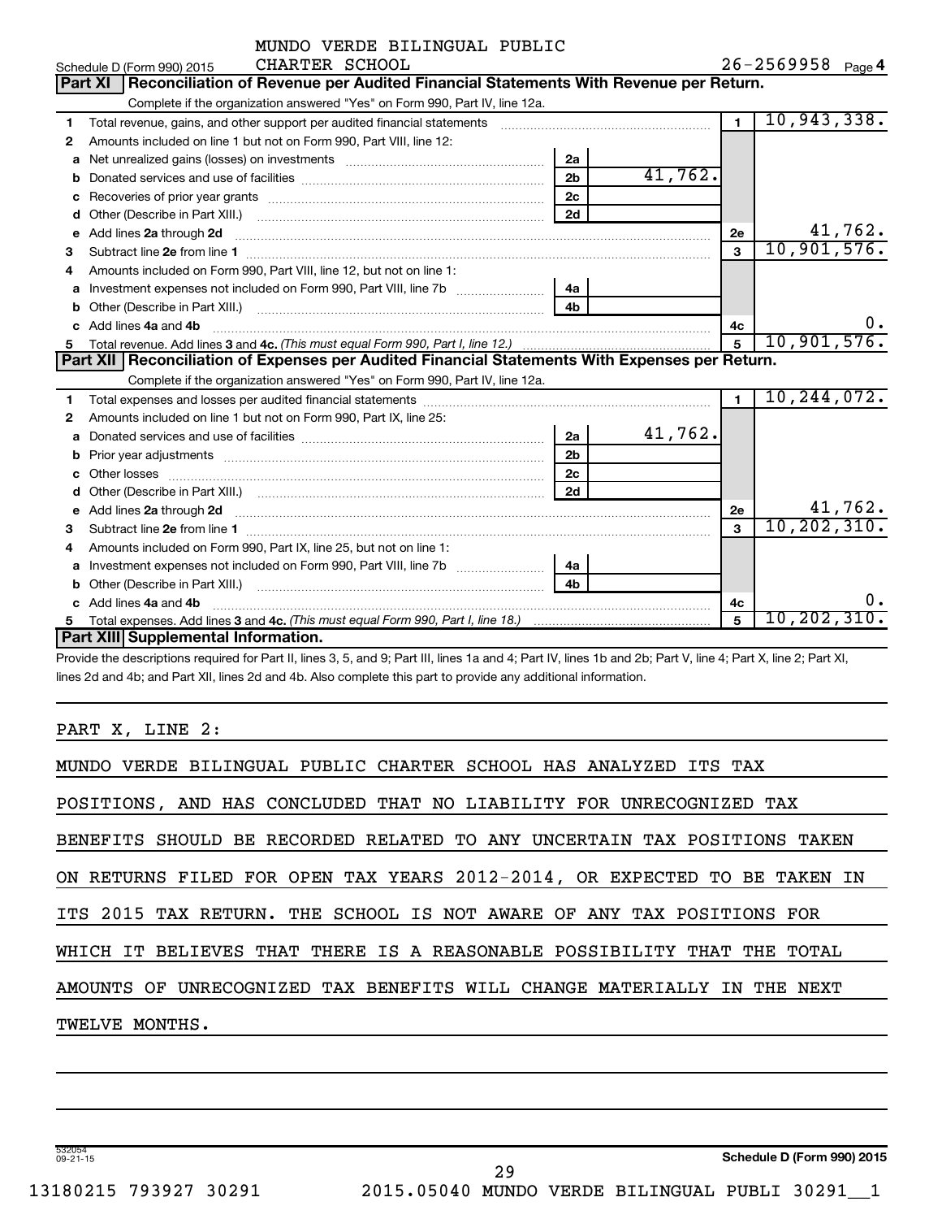MUNDO VERDE BILINGUAL PUBLIC CHARTER SCHOOL

Schedule D (Form 990) 2015 — 26-2569958 Page 4

## Part XI | Reconciliation of Revenue per Audited Financial Statements With Revenue per Return.

Complete if the organization answered "Yes" on Form 990, Part IV, line 12a.

| | | | | | |
|---|---|---|---|---|---|
| 1 | Total revenue, gains, and other support per audited financial statements | | | 1 | 10,943,338. |
| 2 | Amounts included on line 1 but not on Form 990, Part VIII, line 12: | | | | |
| a | Net unrealized gains (losses) on investments | 2a | | | |
| b | Donated services and use of facilities | 2b | 41,762. | | |
| c | Recoveries of prior year grants | 2c | | | |
| d | Other (Describe in Part XIII.) | 2d | | | |
| e | Add lines 2a through 2d | | | 2e | 41,762. |
| 3 | Subtract line 2e from line 1 | | | 3 | 10,901,576. |
| 4 | Amounts included on Form 990, Part VIII, line 12, but not on line 1: | | | | |
| a | Investment expenses not included on Form 990, Part VIII, line 7b | 4a | | | |
| b | Other (Describe in Part XIII.) | 4b | | | |
| c | Add lines 4a and 4b | | | 4c | 0. |
| 5 | Total revenue. Add lines 3 and 4c. *(This must equal Form 990, Part I, line 12.)* | | | 5 | 10,901,576. |

## Part XII | Reconciliation of Expenses per Audited Financial Statements With Expenses per Return.

Complete if the organization answered "Yes" on Form 990, Part IV, line 12a.

| | | | | | |
|---|---|---|---|---|---|
| 1 | Total expenses and losses per audited financial statements | | | 1 | 10,244,072. |
| 2 | Amounts included on line 1 but not on Form 990, Part IX, line 25: | | | | |
| a | Donated services and use of facilities | 2a | 41,762. | | |
| b | Prior year adjustments | 2b | | | |
| c | Other losses | 2c | | | |
| d | Other (Describe in Part XIII.) | 2d | | | |
| e | Add lines 2a through 2d | | | 2e | 41,762. |
| 3 | Subtract line 2e from line 1 | | | 3 | 10,202,310. |
| 4 | Amounts included on Form 990, Part IX, line 25, but not on line 1: | | | | |
| a | Investment expenses not included on Form 990, Part VIII, line 7b | 4a | | | |
| b | Other (Describe in Part XIII.) | 4b | | | |
| c | Add lines 4a and 4b | | | 4c | 0. |
| 5 | Total expenses. Add lines 3 and 4c. *(This must equal Form 990, Part I, line 18.)* | | | 5 | 10,202,310. |

## Part XIII | Supplemental Information.

Provide the descriptions required for Part II, lines 3, 5, and 9; Part III, lines 1a and 4; Part IV, lines 1b and 2b; Part V, line 4; Part X, line 2; Part XI, lines 2d and 4b; and Part XII, lines 2d and 4b. Also complete this part to provide any additional information.

PART X, LINE 2:

MUNDO VERDE BILINGUAL PUBLIC CHARTER SCHOOL HAS ANALYZED ITS TAX POSITIONS, AND HAS CONCLUDED THAT NO LIABILITY FOR UNRECOGNIZED TAX BENEFITS SHOULD BE RECORDED RELATED TO ANY UNCERTAIN TAX POSITIONS TAKEN ON RETURNS FILED FOR OPEN TAX YEARS 2012-2014, OR EXPECTED TO BE TAKEN IN ITS 2015 TAX RETURN. THE SCHOOL IS NOT AWARE OF ANY TAX POSITIONS FOR WHICH IT BELIEVES THAT THERE IS A REASONABLE POSSIBILITY THAT THE TOTAL AMOUNTS OF UNRECOGNIZED TAX BENEFITS WILL CHANGE MATERIALLY IN THE NEXT TWELVE MONTHS.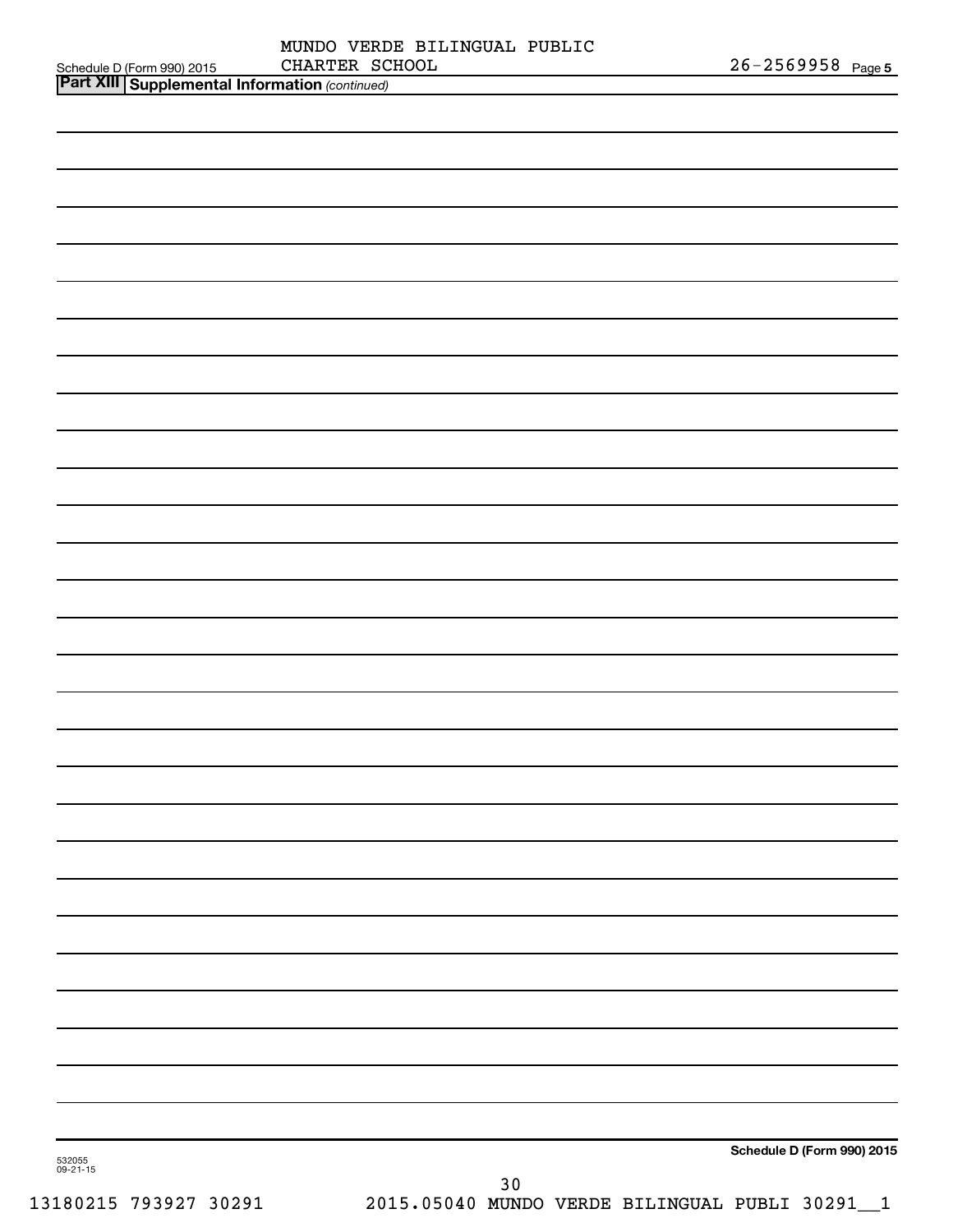Schedule D (Form 990) 2015 MUNDO VERDE BILINGUAL PUBLIC CHARTER SCHOOL 26-2569958 Page 5

**Part XIII Supplemental Information** *(continued)*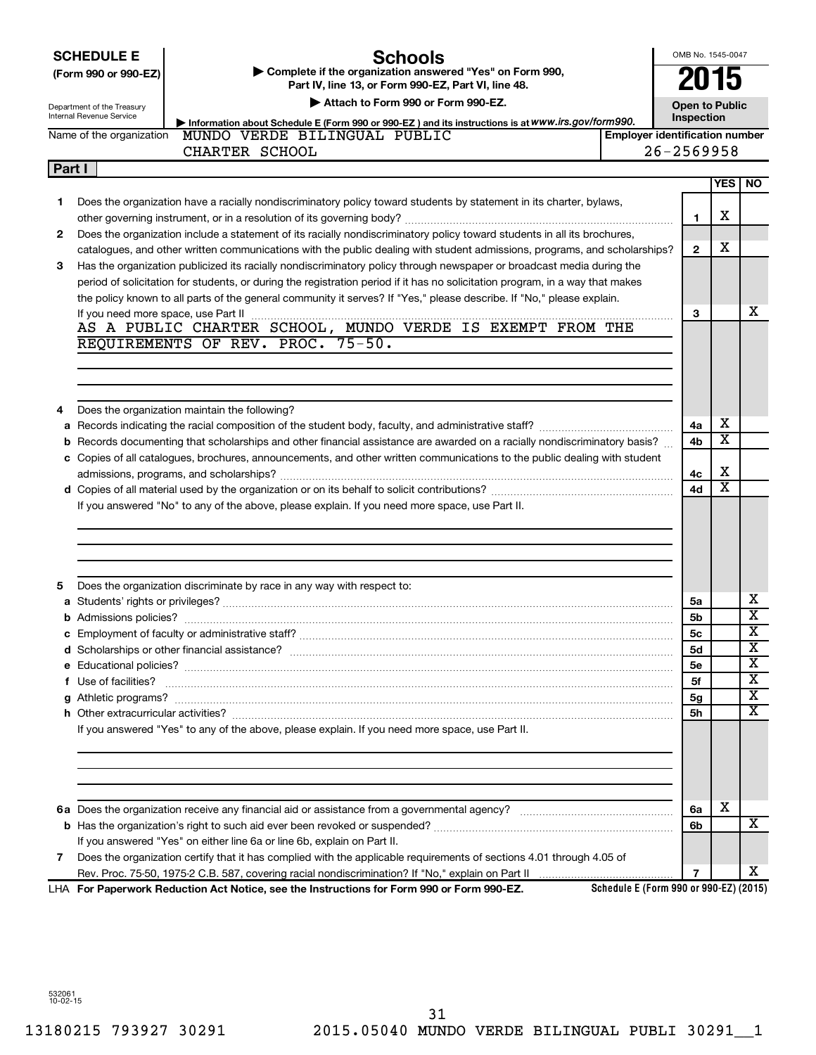**SCHEDULE E (Form 990 or 990-EZ)**

Department of the Treasury
Internal Revenue Service

# Schools

▶ Complete if the organization answered "Yes" on Form 990, Part IV, line 13, or Form 990-EZ, Part VI, line 48.

▶ Attach to Form 990 or Form 990-EZ.

▶ Information about Schedule E (Form 990 or 990-EZ) and its instructions is at www.irs.gov/form990.

OMB No. 1545-0047

**2015**

**Open to Public Inspection**

Name of the organization: MUNDO VERDE BILINGUAL PUBLIC CHARTER SCHOOL

Employer identification number: 26-2569958

## Part I

| | | | YES | NO |
|---|---|---|---|---|
| 1 | Does the organization have a racially nondiscriminatory policy toward students by statement in its charter, bylaws, other governing instrument, or in a resolution of its governing body? | 1 | X | |
| 2 | Does the organization include a statement of its racially nondiscriminatory policy toward students in all its brochures, catalogues, and other written communications with the public dealing with student admissions, programs, and scholarships? | 2 | X | |
| 3 | Has the organization publicized its racially nondiscriminatory policy through newspaper or broadcast media during the period of solicitation for students, or during the registration period if it has no solicitation program, in a way that makes the policy known to all parts of the general community it serves? If "Yes," please describe. If "No," please explain. If you need more space, use Part II | 3 | | X |

AS A PUBLIC CHARTER SCHOOL, MUNDO VERDE IS EXEMPT FROM THE REQUIREMENTS OF REV. PROC. 75-50.

| | | | YES | NO |
|---|---|---|---|---|
| 4 | Does the organization maintain the following? | | | |
| a | Records indicating the racial composition of the student body, faculty, and administrative staff? | 4a | X | |
| b | Records documenting that scholarships and other financial assistance are awarded on a racially nondiscriminatory basis? | 4b | X | |
| c | Copies of all catalogues, brochures, announcements, and other written communications to the public dealing with student admissions, programs, and scholarships? | 4c | X | |
| d | Copies of all material used by the organization or on its behalf to solicit contributions? | 4d | X | |

If you answered "No" to any of the above, please explain. If you need more space, use Part II.

| | | | YES | NO |
|---|---|---|---|---|
| 5 | Does the organization discriminate by race in any way with respect to: | | | |
| a | Students' rights or privileges? | 5a | | X |
| b | Admissions policies? | 5b | | X |
| c | Employment of faculty or administrative staff? | 5c | | X |
| d | Scholarships or other financial assistance? | 5d | | X |
| e | Educational policies? | 5e | | X |
| f | Use of facilities? | 5f | | X |
| g | Athletic programs? | 5g | | X |
| h | Other extracurricular activities? | 5h | | X |

If you answered "Yes" to any of the above, please explain. If you need more space, use Part II.

| | | | YES | NO |
|---|---|---|---|---|
| 6a | Does the organization receive any financial aid or assistance from a governmental agency? | 6a | X | |
| b | Has the organization's right to such aid ever been revoked or suspended? | 6b | | X |
| | If you answered "Yes" on either line 6a or line 6b, explain on Part II. | | | |
| 7 | Does the organization certify that it has complied with the applicable requirements of sections 4.01 through 4.05 of Rev. Proc. 75-50, 1975-2 C.B. 587, covering racial nondiscrimination? If "No," explain on Part II | 7 | | X |

LHA For Paperwork Reduction Act Notice, see the Instructions for Form 990 or Form 990-EZ. Schedule E (Form 990 or 990-EZ) (2015)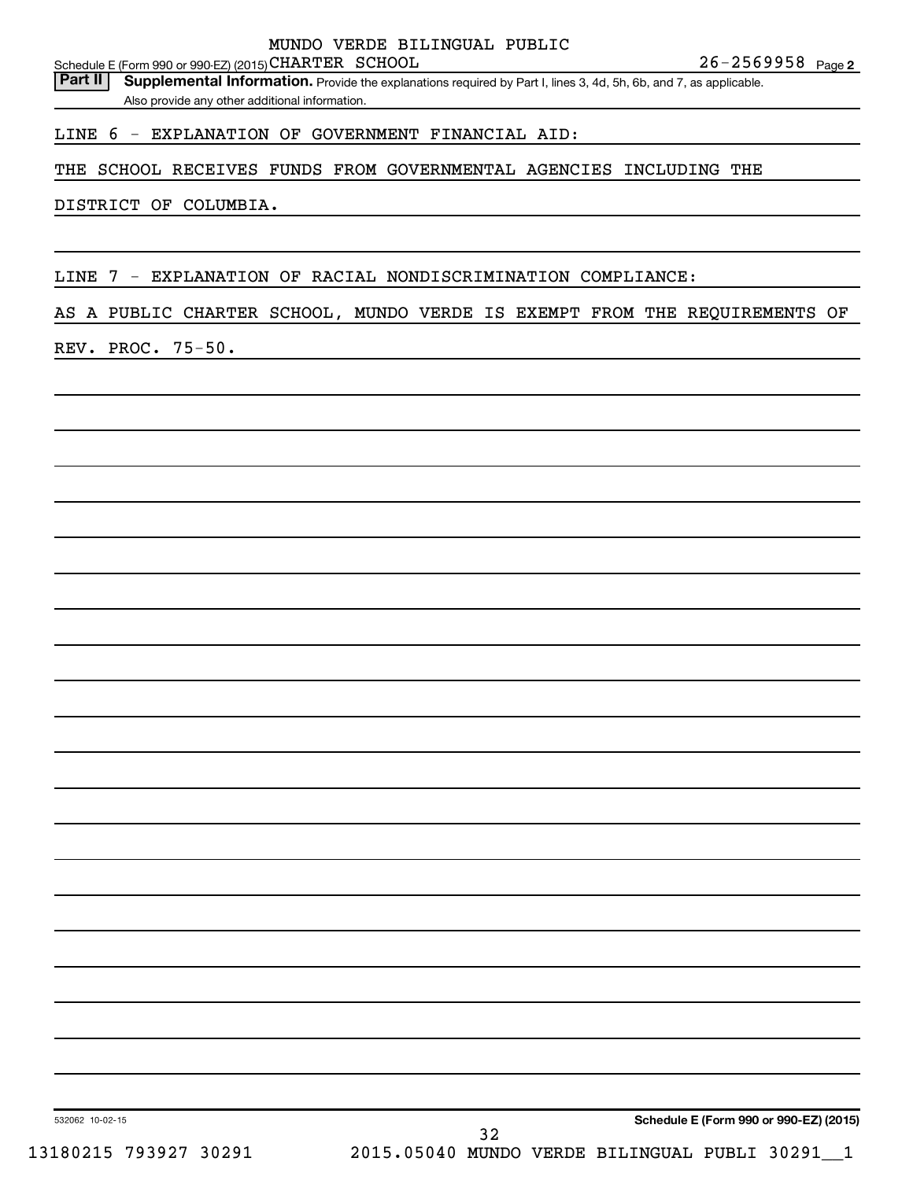Schedule E (Form 990 or 990-EZ) (2015) MUNDO VERDE BILINGUAL PUBLIC CHARTER SCHOOL 26-2569958 Page 2

**Part II** **Supplemental Information.** Provide the explanations required by Part I, lines 3, 4d, 5h, 6b, and 7, as applicable. Also provide any other additional information.

LINE 6 - EXPLANATION OF GOVERNMENT FINANCIAL AID:

THE SCHOOL RECEIVES FUNDS FROM GOVERNMENTAL AGENCIES INCLUDING THE DISTRICT OF COLUMBIA.

LINE 7 - EXPLANATION OF RACIAL NONDISCRIMINATION COMPLIANCE:

AS A PUBLIC CHARTER SCHOOL, MUNDO VERDE IS EXEMPT FROM THE REQUIREMENTS OF REV. PROC. 75-50.

532062 10-02-15 **Schedule E (Form 990 or 990-EZ) (2015)**

13180215 793927 30291 2015.05040 MUNDO VERDE BILINGUAL PUBLI 30291__1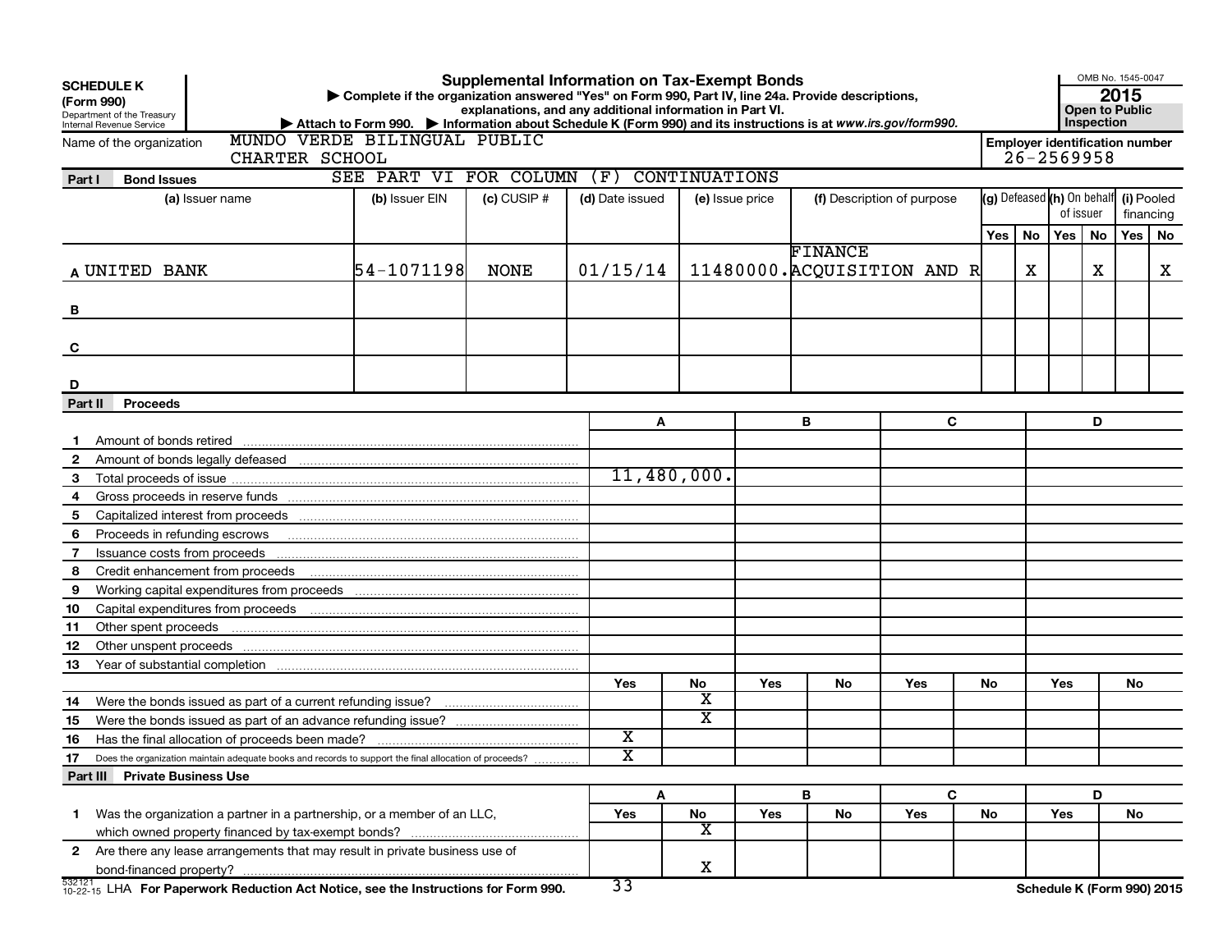**SCHEDULE K (Form 990)**
Department of the Treasury
Internal Revenue Service

# Supplemental Information on Tax-Exempt Bonds

▶ Complete if the organization answered "Yes" on Form 990, Part IV, line 24a. Provide descriptions, explanations, and any additional information in Part VI.
▶ Attach to Form 990. ▶ Information about Schedule K (Form 990) and its instructions is at www.irs.gov/form990.

OMB No. 1545-0047
**2015**
**Open to Public Inspection**

Name of the organization: MUNDO VERDE BILINGUAL PUBLIC CHARTER SCHOOL

Employer identification number: 26-2569958

## Part I Bond Issues

SEE PART VI FOR COLUMN (F) CONTINUATIONS

| | (a) Issuer name | (b) Issuer EIN | (c) CUSIP # | (d) Date issued | (e) Issue price | (f) Description of purpose | (g) Defeased Yes | (g) Defeased No | (h) On behalf of issuer Yes | (h) On behalf of issuer No | (i) Pooled financing Yes | (i) Pooled financing No |
|---|---|---|---|---|---|---|---|---|---|---|---|---|
| A | UNITED BANK | 54-1071198 | NONE | 01/15/14 | 11480000. | FINANCE ACQUISITION AND R | | X | | X | | X |
| B | | | | | | | | | | | | |
| C | | | | | | | | | | | | |
| D | | | | | | | | | | | | |

## Part II Proceeds

| | | A | B | C | D |
|---|---|---|---|---|---|
| 1 | Amount of bonds retired | | | | |
| 2 | Amount of bonds legally defeased | | | | |
| 3 | Total proceeds of issue | 11,480,000. | | | |
| 4 | Gross proceeds in reserve funds | | | | |
| 5 | Capitalized interest from proceeds | | | | |
| 6 | Proceeds in refunding escrows | | | | |
| 7 | Issuance costs from proceeds | | | | |
| 8 | Credit enhancement from proceeds | | | | |
| 9 | Working capital expenditures from proceeds | | | | |
| 10 | Capital expenditures from proceeds | | | | |
| 11 | Other spent proceeds | | | | |
| 12 | Other unspent proceeds | | | | |
| 13 | Year of substantial completion | | | | |

| | | A Yes | A No | B Yes | B No | C Yes | C No | D Yes | D No |
|---|---|---|---|---|---|---|---|---|---|
| 14 | Were the bonds issued as part of a current refunding issue? | | X | | | | | | |
| 15 | Were the bonds issued as part of an advance refunding issue? | | X | | | | | | |
| 16 | Has the final allocation of proceeds been made? | X | | | | | | | |
| 17 | Does the organization maintain adequate books and records to support the final allocation of proceeds? | X | | | | | | | |

## Part III Private Business Use

| | | A Yes | A No | B Yes | B No | C Yes | C No | D Yes | D No |
|---|---|---|---|---|---|---|---|---|---|
| 1 | Was the organization a partner in a partnership, or a member of an LLC, which owned property financed by tax-exempt bonds? | | X | | | | | | |
| 2 | Are there any lease arrangements that may result in private business use of bond-financed property? | | X | | | | | | |

532121 10-22-15 LHA **For Paperwork Reduction Act Notice, see the Instructions for Form 990.** **Schedule K (Form 990) 2015**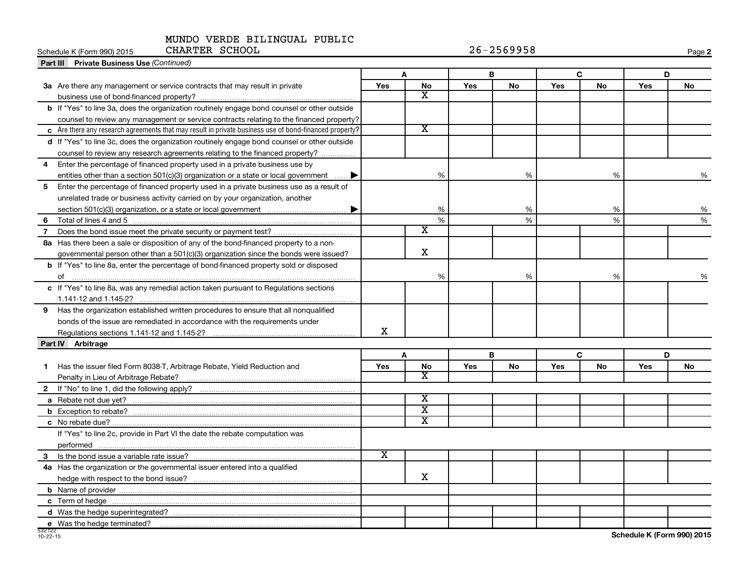MUNDO VERDE BILINGUAL PUBLIC CHARTER SCHOOL 26-2569958

Schedule K (Form 990) 2015

**Part III Private Business Use** *(Continued)*

| | A | | B | | C | | D | |
|---|---|---|---|---|---|---|---|---|
| | Yes | No | Yes | No | Yes | No | Yes | No |
| **3a** Are there any management or service contracts that may result in private business use of bond-financed property? | | X | | | | | | |
| **b** If "Yes" to line 3a, does the organization routinely engage bond counsel or other outside counsel to review any management or service contracts relating to the financed property? | | | | | | | | |
| **c** Are there any research agreements that may result in private business use of bond-financed property? | | X | | | | | | |
| **d** If "Yes" to line 3c, does the organization routinely engage bond counsel or other outside counsel to review any research agreements relating to the financed property? | | | | | | | | |
| **4** Enter the percentage of financed property used in a private business use by entities other than a section 501(c)(3) organization or a state or local government ▶ | | % | | % | | % | | % |
| **5** Enter the percentage of financed property used in a private business use as a result of unrelated trade or business activity carried on by your organization, another section 501(c)(3) organization, or a state or local government ▶ | | % | | % | | % | | % |
| **6** Total of lines 4 and 5 | | % | | % | | % | | % |
| **7** Does the bond issue meet the private security or payment test? | | X | | | | | | |
| **8a** Has there been a sale or disposition of any of the bond-financed property to a nongovernmental person other than a 501(c)(3) organization since the bonds were issued? | | X | | | | | | |
| **b** If "Yes" to line 8a, enter the percentage of bond-financed property sold or disposed of | | % | | % | | % | | % |
| **c** If "Yes" to line 8a, was any remedial action taken pursuant to Regulations sections 1.141-12 and 1.145-2? | | | | | | | | |
| **9** Has the organization established written procedures to ensure that all nonqualified bonds of the issue are remediated in accordance with the requirements under Regulations sections 1.141-12 and 1.145-2? | X | | | | | | | |

**Part IV Arbitrage**

| | A | | B | | C | | D | |
|---|---|---|---|---|---|---|---|---|
| | Yes | No | Yes | No | Yes | No | Yes | No |
| **1** Has the issuer filed Form 8038-T, Arbitrage Rebate, Yield Reduction and Penalty in Lieu of Arbitrage Rebate? | | X | | | | | | |
| **2** If "No" to line 1, did the following apply? | | | | | | | | |
| **a** Rebate not due yet? | | X | | | | | | |
| **b** Exception to rebate? | | X | | | | | | |
| **c** No rebate due? | | X | | | | | | |
| If "Yes" to line 2c, provide in Part VI the date the rebate computation was performed | | | | | | | | |
| **3** Is the bond issue a variable rate issue? | X | | | | | | | |
| **4a** Has the organization or the governmental issuer entered into a qualified hedge with respect to the bond issue? | | X | | | | | | |
| **b** Name of provider | | | | | | | | |
| **c** Term of hedge | | | | | | | | |
| **d** Was the hedge superintegrated? | | | | | | | | |
| **e** Was the hedge terminated? | | | | | | | | |

532122 10-22-15

Schedule K (Form 990) 2015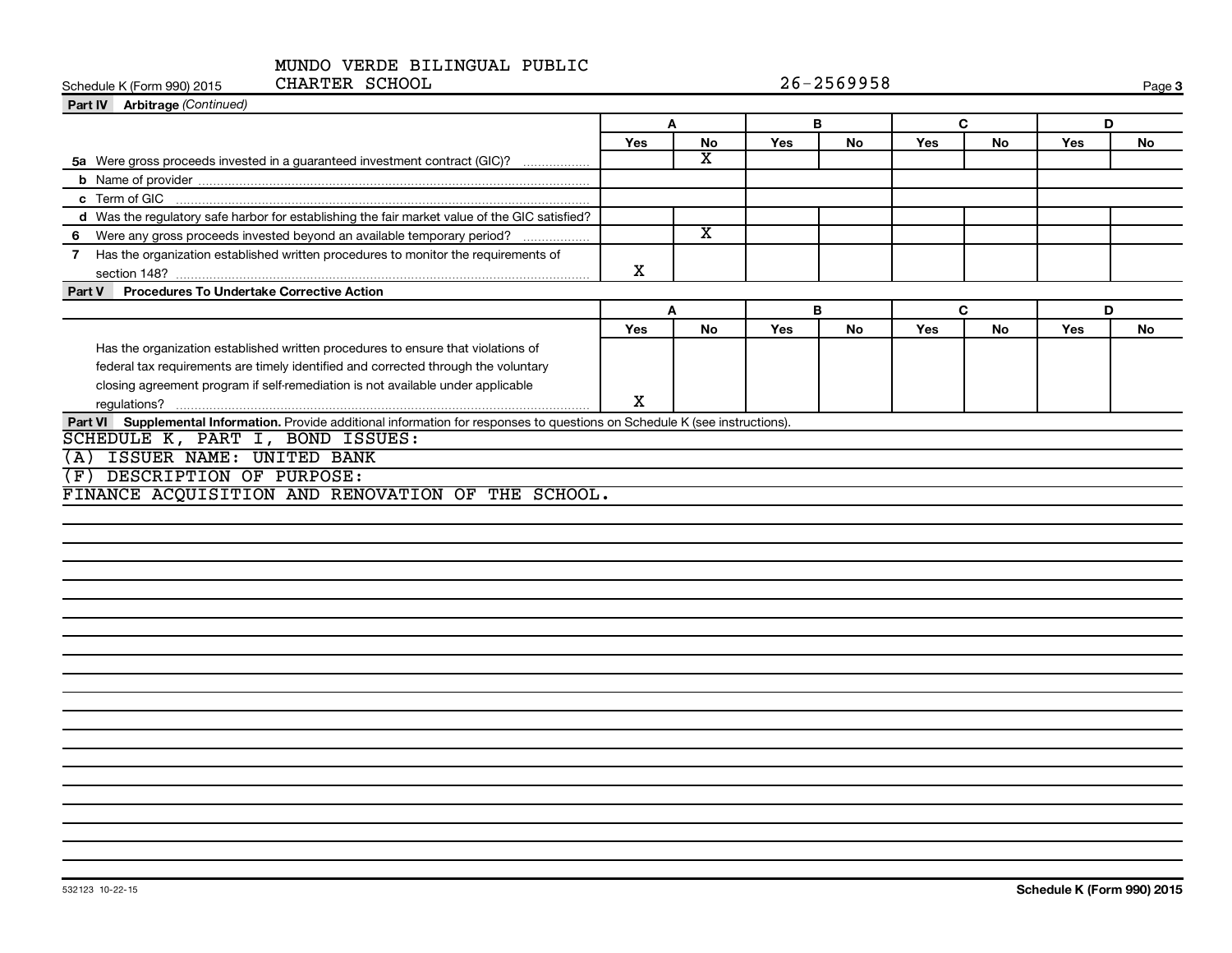MUNDO VERDE BILINGUAL PUBLIC CHARTER SCHOOL — 26-2569958

Schedule K (Form 990) 2015

**Part IV Arbitrage** *(Continued)*

| | A | | B | | C | | D | |
|---|---|---|---|---|---|---|---|---|
| | Yes | No | Yes | No | Yes | No | Yes | No |
| 5a Were gross proceeds invested in a guaranteed investment contract (GIC)? | | X | | | | | | |
| b Name of provider | | | | | | | | |
| c Term of GIC | | | | | | | | |
| d Was the regulatory safe harbor for establishing the fair market value of the GIC satisfied? | | | | | | | | |
| 6 Were any gross proceeds invested beyond an available temporary period? | | X | | | | | | |
| 7 Has the organization established written procedures to monitor the requirements of section 148? | X | | | | | | | |

**Part V Procedures To Undertake Corrective Action**

| | A | | B | | C | | D | |
|---|---|---|---|---|---|---|---|---|
| | Yes | No | Yes | No | Yes | No | Yes | No |
| Has the organization established written procedures to ensure that violations of federal tax requirements are timely identified and corrected through the voluntary closing agreement program if self-remediation is not available under applicable regulations? | X | | | | | | | |

**Part VI Supplemental Information.** Provide additional information for responses to questions on Schedule K (see instructions).

SCHEDULE K, PART I, BOND ISSUES:

(A) ISSUER NAME: UNITED BANK

(F) DESCRIPTION OF PURPOSE:

FINANCE ACQUISITION AND RENOVATION OF THE SCHOOL.

532123 10-22-15

Schedule K (Form 990) 2015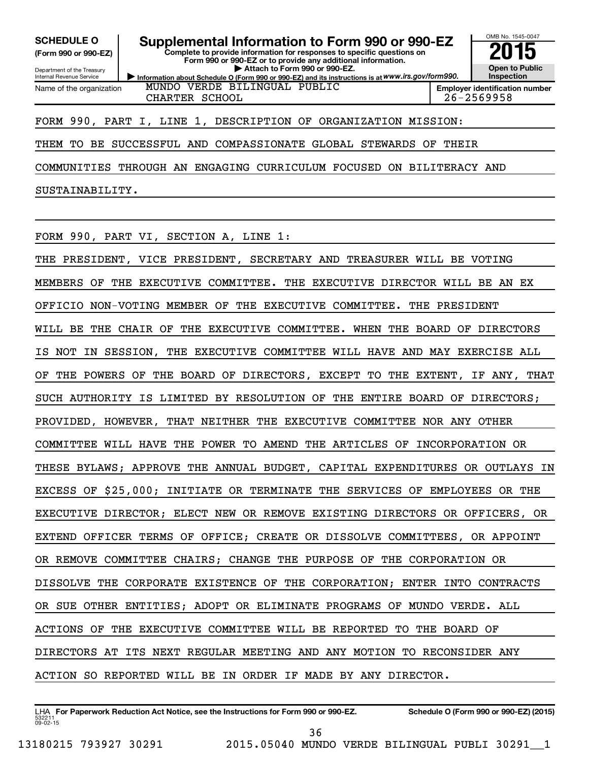**SCHEDULE O (Form 990 or 990-EZ)**

Department of the Treasury
Internal Revenue Service

# Supplemental Information to Form 990 or 990-EZ

**Complete to provide information for responses to specific questions on Form 990 or 990-EZ or to provide any additional information.**

**▶ Attach to Form 990 or 990-EZ.**

**▶ Information about Schedule O (Form 990 or 990-EZ) and its instructions is at *www.irs.gov/form990.***

OMB No. 1545-0047

**2015**

**Open to Public Inspection**

| Name of the organization | Employer identification number |
|---|---|
| MUNDO VERDE BILINGUAL PUBLIC CHARTER SCHOOL | 26-2569958 |

FORM 990, PART I, LINE 1, DESCRIPTION OF ORGANIZATION MISSION:

THEM TO BE SUCCESSFUL AND COMPASSIONATE GLOBAL STEWARDS OF THEIR COMMUNITIES THROUGH AN ENGAGING CURRICULUM FOCUSED ON BILITERACY AND SUSTAINABILITY.

FORM 990, PART VI, SECTION A, LINE 1:

THE PRESIDENT, VICE PRESIDENT, SECRETARY AND TREASURER WILL BE VOTING MEMBERS OF THE EXECUTIVE COMMITTEE. THE EXECUTIVE DIRECTOR WILL BE AN EX OFFICIO NON-VOTING MEMBER OF THE EXECUTIVE COMMITTEE. THE PRESIDENT WILL BE THE CHAIR OF THE EXECUTIVE COMMITTEE. WHEN THE BOARD OF DIRECTORS IS NOT IN SESSION, THE EXECUTIVE COMMITTEE WILL HAVE AND MAY EXERCISE ALL OF THE POWERS OF THE BOARD OF DIRECTORS, EXCEPT TO THE EXTENT, IF ANY, THAT SUCH AUTHORITY IS LIMITED BY RESOLUTION OF THE ENTIRE BOARD OF DIRECTORS; PROVIDED, HOWEVER, THAT NEITHER THE EXECUTIVE COMMITTEE NOR ANY OTHER COMMITTEE WILL HAVE THE POWER TO AMEND THE ARTICLES OF INCORPORATION OR THESE BYLAWS; APPROVE THE ANNUAL BUDGET, CAPITAL EXPENDITURES OR OUTLAYS IN EXCESS OF $25,000; INITIATE OR TERMINATE THE SERVICES OF EMPLOYEES OR THE EXECUTIVE DIRECTOR; ELECT NEW OR REMOVE EXISTING DIRECTORS OR OFFICERS, OR EXTEND OFFICER TERMS OF OFFICE; CREATE OR DISSOLVE COMMITTEES, OR APPOINT OR REMOVE COMMITTEE CHAIRS; CHANGE THE PURPOSE OF THE CORPORATION OR DISSOLVE THE CORPORATE EXISTENCE OF THE CORPORATION; ENTER INTO CONTRACTS OR SUE OTHER ENTITIES; ADOPT OR ELIMINATE PROGRAMS OF MUNDO VERDE. ALL ACTIONS OF THE EXECUTIVE COMMITTEE WILL BE REPORTED TO THE BOARD OF DIRECTORS AT ITS NEXT REGULAR MEETING AND ANY MOTION TO RECONSIDER ANY ACTION SO REPORTED WILL BE IN ORDER IF MADE BY ANY DIRECTOR.

LHA **For Paperwork Reduction Act Notice, see the Instructions for Form 990 or 990-EZ.** **Schedule O (Form 990 or 990-EZ) (2015)**

532211 09-02-15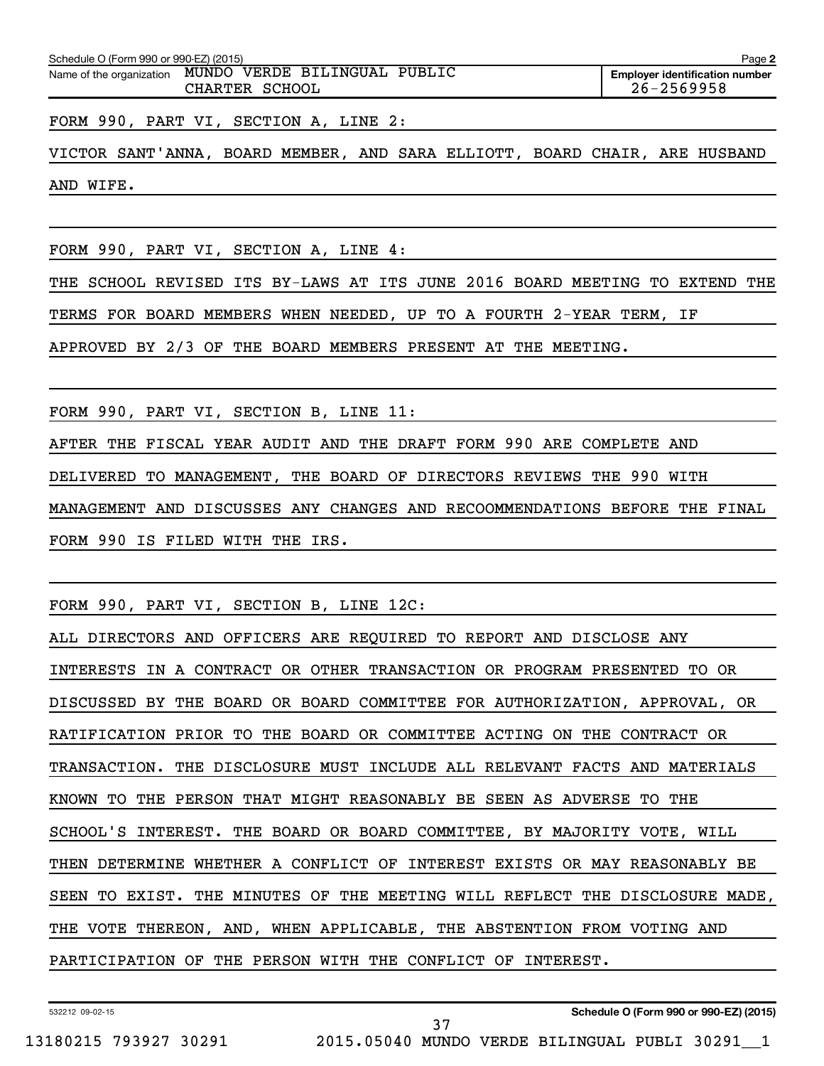Schedule O (Form 990 or 990-EZ) (2015)

Name of the organization: MUNDO VERDE BILINGUAL PUBLIC CHARTER SCHOOL

**Employer identification number** 26-2569958

FORM 990, PART VI, SECTION A, LINE 2:

VICTOR SANT'ANNA, BOARD MEMBER, AND SARA ELLIOTT, BOARD CHAIR, ARE HUSBAND AND WIFE.

FORM 990, PART VI, SECTION A, LINE 4:

THE SCHOOL REVISED ITS BY-LAWS AT ITS JUNE 2016 BOARD MEETING TO EXTEND THE TERMS FOR BOARD MEMBERS WHEN NEEDED, UP TO A FOURTH 2-YEAR TERM, IF APPROVED BY 2/3 OF THE BOARD MEMBERS PRESENT AT THE MEETING.

FORM 990, PART VI, SECTION B, LINE 11:

AFTER THE FISCAL YEAR AUDIT AND THE DRAFT FORM 990 ARE COMPLETE AND DELIVERED TO MANAGEMENT, THE BOARD OF DIRECTORS REVIEWS THE 990 WITH MANAGEMENT AND DISCUSSES ANY CHANGES AND RECOOMMENDATIONS BEFORE THE FINAL FORM 990 IS FILED WITH THE IRS.

FORM 990, PART VI, SECTION B, LINE 12C:

ALL DIRECTORS AND OFFICERS ARE REQUIRED TO REPORT AND DISCLOSE ANY INTERESTS IN A CONTRACT OR OTHER TRANSACTION OR PROGRAM PRESENTED TO OR DISCUSSED BY THE BOARD OR BOARD COMMITTEE FOR AUTHORIZATION, APPROVAL, OR RATIFICATION PRIOR TO THE BOARD OR COMMITTEE ACTING ON THE CONTRACT OR TRANSACTION. THE DISCLOSURE MUST INCLUDE ALL RELEVANT FACTS AND MATERIALS KNOWN TO THE PERSON THAT MIGHT REASONABLY BE SEEN AS ADVERSE TO THE SCHOOL'S INTEREST. THE BOARD OR BOARD COMMITTEE, BY MAJORITY VOTE, WILL THEN DETERMINE WHETHER A CONFLICT OF INTEREST EXISTS OR MAY REASONABLY BE SEEN TO EXIST. THE MINUTES OF THE MEETING WILL REFLECT THE DISCLOSURE MADE, THE VOTE THEREON, AND, WHEN APPLICABLE, THE ABSTENTION FROM VOTING AND PARTICIPATION OF THE PERSON WITH THE CONFLICT OF INTEREST.

532212 09-02-15

**Schedule O (Form 990 or 990-EZ) (2015)**

13180215 793927 30291 2015.05040 MUNDO VERDE BILINGUAL PUBLI 30291__1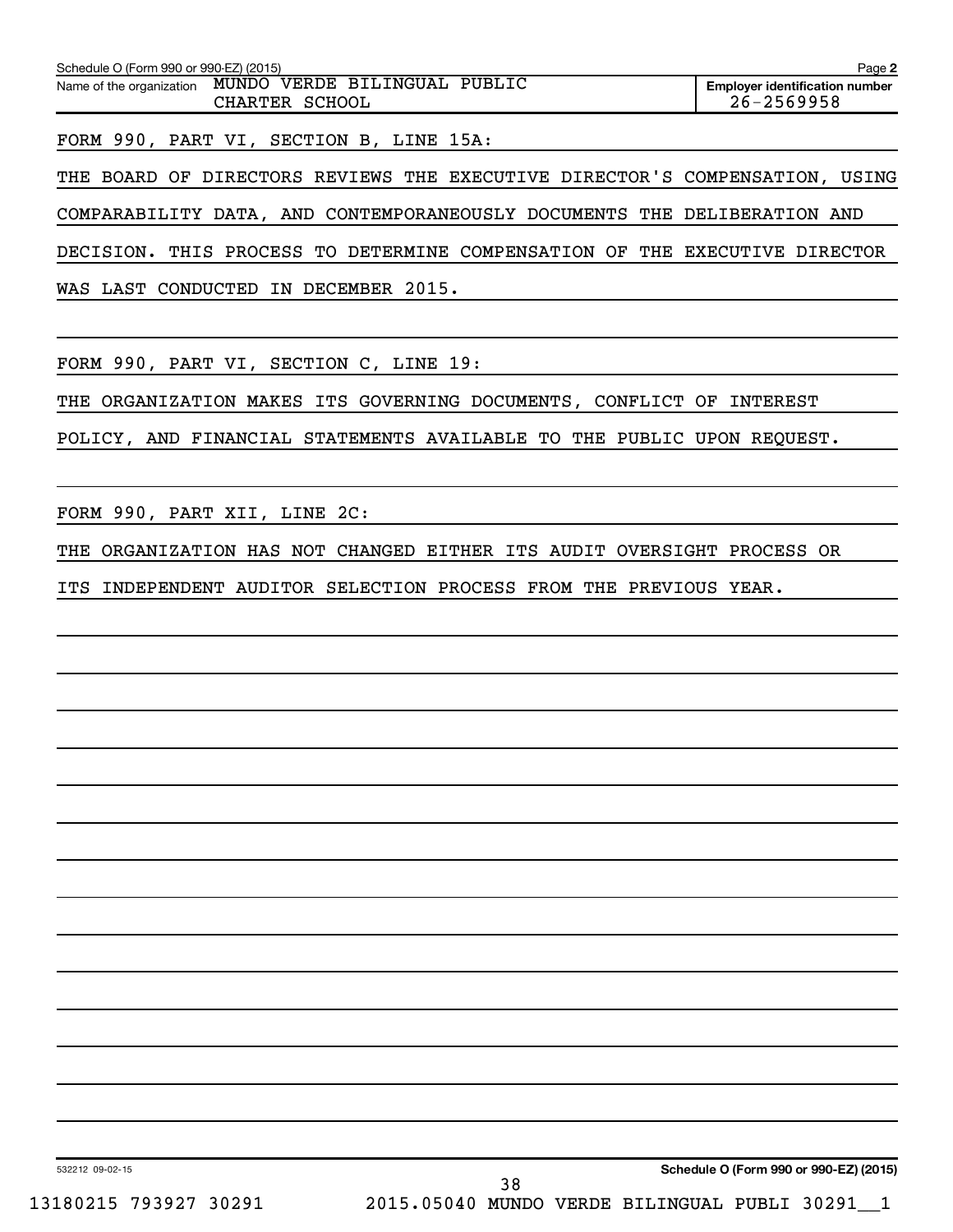Name of the organization MUNDO VERDE BILINGUAL PUBLIC CHARTER SCHOOL

**Employer identification number** 26-2569958

FORM 990, PART VI, SECTION B, LINE 15A:

THE BOARD OF DIRECTORS REVIEWS THE EXECUTIVE DIRECTOR'S COMPENSATION, USING COMPARABILITY DATA, AND CONTEMPORANEOUSLY DOCUMENTS THE DELIBERATION AND DECISION. THIS PROCESS TO DETERMINE COMPENSATION OF THE EXECUTIVE DIRECTOR WAS LAST CONDUCTED IN DECEMBER 2015.

FORM 990, PART VI, SECTION C, LINE 19:

THE ORGANIZATION MAKES ITS GOVERNING DOCUMENTS, CONFLICT OF INTEREST POLICY, AND FINANCIAL STATEMENTS AVAILABLE TO THE PUBLIC UPON REQUEST.

FORM 990, PART XII, LINE 2C:

THE ORGANIZATION HAS NOT CHANGED EITHER ITS AUDIT OVERSIGHT PROCESS OR ITS INDEPENDENT AUDITOR SELECTION PROCESS FROM THE PREVIOUS YEAR.